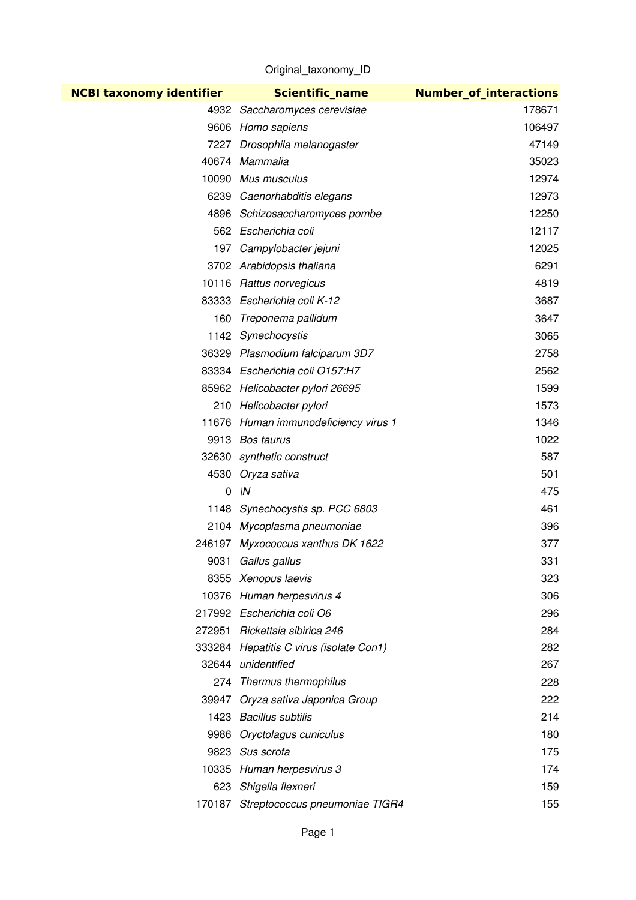Original_taxonomy_ID

| NCBI taxonomy identifier | Scientific_name | Number_of_interactions |
|---|---|---|
| 4932 | *Saccharomyces cerevisiae* | 178671 |
| 9606 | *Homo sapiens* | 106497 |
| 7227 | *Drosophila melanogaster* | 47149 |
| 40674 | *Mammalia* | 35023 |
| 10090 | *Mus musculus* | 12974 |
| 6239 | *Caenorhabditis elegans* | 12973 |
| 4896 | *Schizosaccharomyces pombe* | 12250 |
| 562 | *Escherichia coli* | 12117 |
| 197 | *Campylobacter jejuni* | 12025 |
| 3702 | *Arabidopsis thaliana* | 6291 |
| 10116 | *Rattus norvegicus* | 4819 |
| 83333 | *Escherichia coli K-12* | 3687 |
| 160 | *Treponema pallidum* | 3647 |
| 1142 | *Synechocystis* | 3065 |
| 36329 | *Plasmodium falciparum 3D7* | 2758 |
| 83334 | *Escherichia coli O157:H7* | 2562 |
| 85962 | *Helicobacter pylori 26695* | 1599 |
| 210 | *Helicobacter pylori* | 1573 |
| 11676 | *Human immunodeficiency virus 1* | 1346 |
| 9913 | *Bos taurus* | 1022 |
| 32630 | *synthetic construct* | 587 |
| 4530 | *Oryza sativa* | 501 |
| 0 | *\N* | 475 |
| 1148 | *Synechocystis sp. PCC 6803* | 461 |
| 2104 | *Mycoplasma pneumoniae* | 396 |
| 246197 | *Myxococcus xanthus DK 1622* | 377 |
| 9031 | *Gallus gallus* | 331 |
| 8355 | *Xenopus laevis* | 323 |
| 10376 | *Human herpesvirus 4* | 306 |
| 217992 | *Escherichia coli O6* | 296 |
| 272951 | *Rickettsia sibirica 246* | 284 |
| 333284 | *Hepatitis C virus (isolate Con1)* | 282 |
| 32644 | *unidentified* | 267 |
| 274 | *Thermus thermophilus* | 228 |
| 39947 | *Oryza sativa Japonica Group* | 222 |
| 1423 | *Bacillus subtilis* | 214 |
| 9986 | *Oryctolagus cuniculus* | 180 |
| 9823 | *Sus scrofa* | 175 |
| 10335 | *Human herpesvirus 3* | 174 |
| 623 | *Shigella flexneri* | 159 |
| 170187 | *Streptococcus pneumoniae TIGR4* | 155 |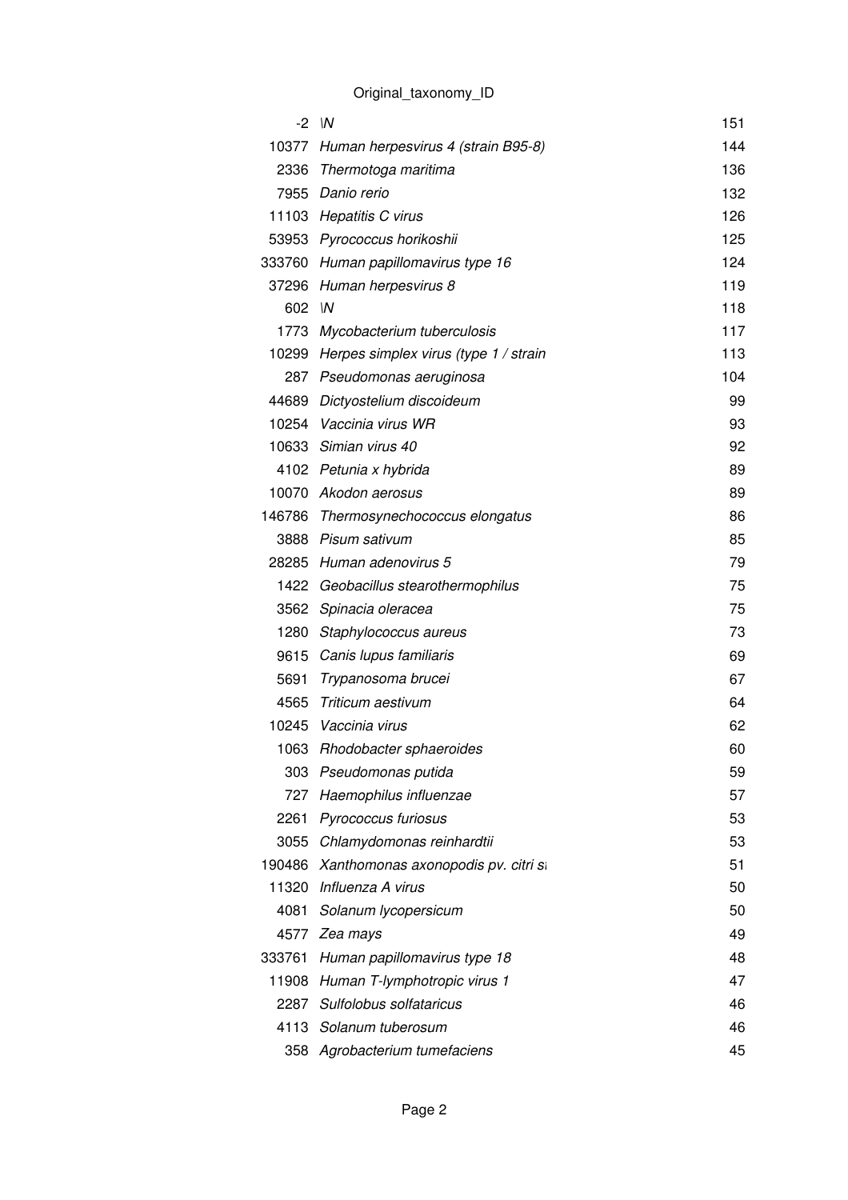Original_taxonomy_ID

| | | |
|---|---|---|
| -2 | \N | 151 |
| 10377 | *Human herpesvirus 4 (strain B95-8)* | 144 |
| 2336 | *Thermotoga maritima* | 136 |
| 7955 | *Danio rerio* | 132 |
| 11103 | *Hepatitis C virus* | 126 |
| 53953 | *Pyrococcus horikoshii* | 125 |
| 333760 | *Human papillomavirus type 16* | 124 |
| 37296 | *Human herpesvirus 8* | 119 |
| 602 | \N | 118 |
| 1773 | *Mycobacterium tuberculosis* | 117 |
| 10299 | *Herpes simplex virus (type 1 / strain* | 113 |
| 287 | *Pseudomonas aeruginosa* | 104 |
| 44689 | *Dictyostelium discoideum* | 99 |
| 10254 | *Vaccinia virus WR* | 93 |
| 10633 | *Simian virus 40* | 92 |
| 4102 | *Petunia x hybrida* | 89 |
| 10070 | *Akodon aerosus* | 89 |
| 146786 | *Thermosynechococcus elongatus* | 86 |
| 3888 | *Pisum sativum* | 85 |
| 28285 | *Human adenovirus 5* | 79 |
| 1422 | *Geobacillus stearothermophilus* | 75 |
| 3562 | *Spinacia oleracea* | 75 |
| 1280 | *Staphylococcus aureus* | 73 |
| 9615 | *Canis lupus familiaris* | 69 |
| 5691 | *Trypanosoma brucei* | 67 |
| 4565 | *Triticum aestivum* | 64 |
| 10245 | *Vaccinia virus* | 62 |
| 1063 | *Rhodobacter sphaeroides* | 60 |
| 303 | *Pseudomonas putida* | 59 |
| 727 | *Haemophilus influenzae* | 57 |
| 2261 | *Pyrococcus furiosus* | 53 |
| 3055 | *Chlamydomonas reinhardtii* | 53 |
| 190486 | *Xanthomonas axonopodis pv. citri s* | 51 |
| 11320 | *Influenza A virus* | 50 |
| 4081 | *Solanum lycopersicum* | 50 |
| 4577 | *Zea mays* | 49 |
| 333761 | *Human papillomavirus type 18* | 48 |
| 11908 | *Human T-lymphotropic virus 1* | 47 |
| 2287 | *Sulfolobus solfataricus* | 46 |
| 4113 | *Solanum tuberosum* | 46 |
| 358 | *Agrobacterium tumefaciens* | 45 |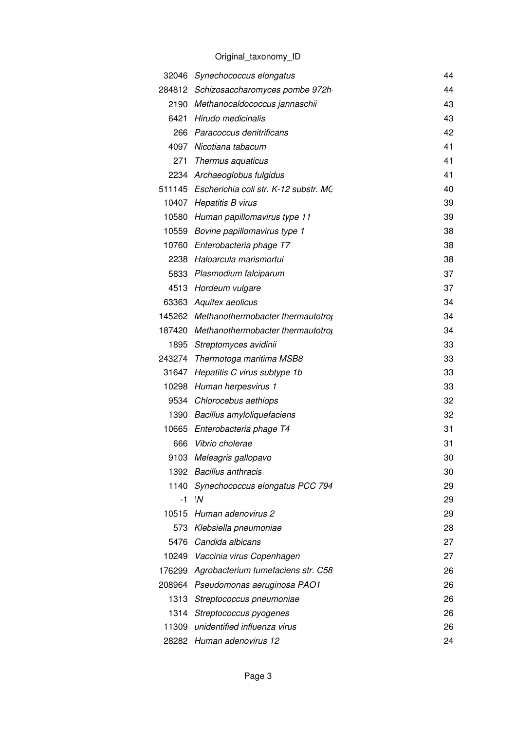Original_taxonomy_ID

| | | |
|---|---|---|
| 32046 | *Synechococcus elongatus* | 44 |
| 284812 | *Schizosaccharomyces pombe 972h-* | 44 |
| 2190 | *Methanocaldococcus jannaschii* | 43 |
| 6421 | *Hirudo medicinalis* | 43 |
| 266 | *Paracoccus denitrificans* | 42 |
| 4097 | *Nicotiana tabacum* | 41 |
| 271 | *Thermus aquaticus* | 41 |
| 2234 | *Archaeoglobus fulgidus* | 41 |
| 511145 | *Escherichia coli str. K-12 substr. MG* | 40 |
| 10407 | *Hepatitis B virus* | 39 |
| 10580 | *Human papillomavirus type 11* | 39 |
| 10559 | *Bovine papillomavirus type 1* | 38 |
| 10760 | *Enterobacteria phage T7* | 38 |
| 2238 | *Haloarcula marismortui* | 38 |
| 5833 | *Plasmodium falciparum* | 37 |
| 4513 | *Hordeum vulgare* | 37 |
| 63363 | *Aquifex aeolicus* | 34 |
| 145262 | *Methanothermobacter thermautotrop* | 34 |
| 187420 | *Methanothermobacter thermautotrop* | 34 |
| 1895 | *Streptomyces avidinii* | 33 |
| 243274 | *Thermotoga maritima MSB8* | 33 |
| 31647 | *Hepatitis C virus subtype 1b* | 33 |
| 10298 | *Human herpesvirus 1* | 33 |
| 9534 | *Chlorocebus aethiops* | 32 |
| 1390 | *Bacillus amyloliquefaciens* | 32 |
| 10665 | *Enterobacteria phage T4* | 31 |
| 666 | *Vibrio cholerae* | 31 |
| 9103 | *Meleagris gallopavo* | 30 |
| 1392 | *Bacillus anthracis* | 30 |
| 1140 | *Synechococcus elongatus PCC 794* | 29 |
| -1 | *\N* | 29 |
| 10515 | *Human adenovirus 2* | 29 |
| 573 | *Klebsiella pneumoniae* | 28 |
| 5476 | *Candida albicans* | 27 |
| 10249 | *Vaccinia virus Copenhagen* | 27 |
| 176299 | *Agrobacterium tumefaciens str. C58* | 26 |
| 208964 | *Pseudomonas aeruginosa PAO1* | 26 |
| 1313 | *Streptococcus pneumoniae* | 26 |
| 1314 | *Streptococcus pyogenes* | 26 |
| 11309 | *unidentified influenza virus* | 26 |
| 28282 | *Human adenovirus 12* | 24 |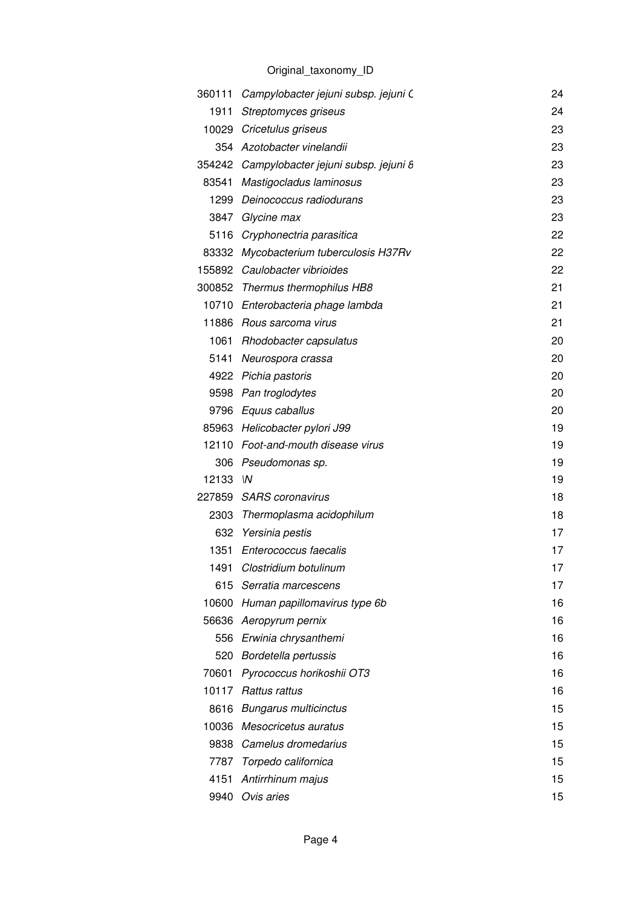Original_taxonomy_ID

| | | |
|---|---|---|
| 360111 | *Campylobacter jejuni subsp. jejuni C* | 24 |
| 1911 | *Streptomyces griseus* | 24 |
| 10029 | *Cricetulus griseus* | 23 |
| 354 | *Azotobacter vinelandii* | 23 |
| 354242 | *Campylobacter jejuni subsp. jejuni 8* | 23 |
| 83541 | *Mastigocladus laminosus* | 23 |
| 1299 | *Deinococcus radiodurans* | 23 |
| 3847 | *Glycine max* | 23 |
| 5116 | *Cryphonectria parasitica* | 22 |
| 83332 | *Mycobacterium tuberculosis H37Rv* | 22 |
| 155892 | *Caulobacter vibrioides* | 22 |
| 300852 | *Thermus thermophilus HB8* | 21 |
| 10710 | *Enterobacteria phage lambda* | 21 |
| 11886 | *Rous sarcoma virus* | 21 |
| 1061 | *Rhodobacter capsulatus* | 20 |
| 5141 | *Neurospora crassa* | 20 |
| 4922 | *Pichia pastoris* | 20 |
| 9598 | *Pan troglodytes* | 20 |
| 9796 | *Equus caballus* | 20 |
| 85963 | *Helicobacter pylori J99* | 19 |
| 12110 | *Foot-and-mouth disease virus* | 19 |
| 306 | *Pseudomonas sp.* | 19 |
| 12133 | *\N* | 19 |
| 227859 | *SARS coronavirus* | 18 |
| 2303 | *Thermoplasma acidophilum* | 18 |
| 632 | *Yersinia pestis* | 17 |
| 1351 | *Enterococcus faecalis* | 17 |
| 1491 | *Clostridium botulinum* | 17 |
| 615 | *Serratia marcescens* | 17 |
| 10600 | *Human papillomavirus type 6b* | 16 |
| 56636 | *Aeropyrum pernix* | 16 |
| 556 | *Erwinia chrysanthemi* | 16 |
| 520 | *Bordetella pertussis* | 16 |
| 70601 | *Pyrococcus horikoshii OT3* | 16 |
| 10117 | *Rattus rattus* | 16 |
| 8616 | *Bungarus multicinctus* | 15 |
| 10036 | *Mesocricetus auratus* | 15 |
| 9838 | *Camelus dromedarius* | 15 |
| 7787 | *Torpedo californica* | 15 |
| 4151 | *Antirrhinum majus* | 15 |
| 9940 | *Ovis aries* | 15 |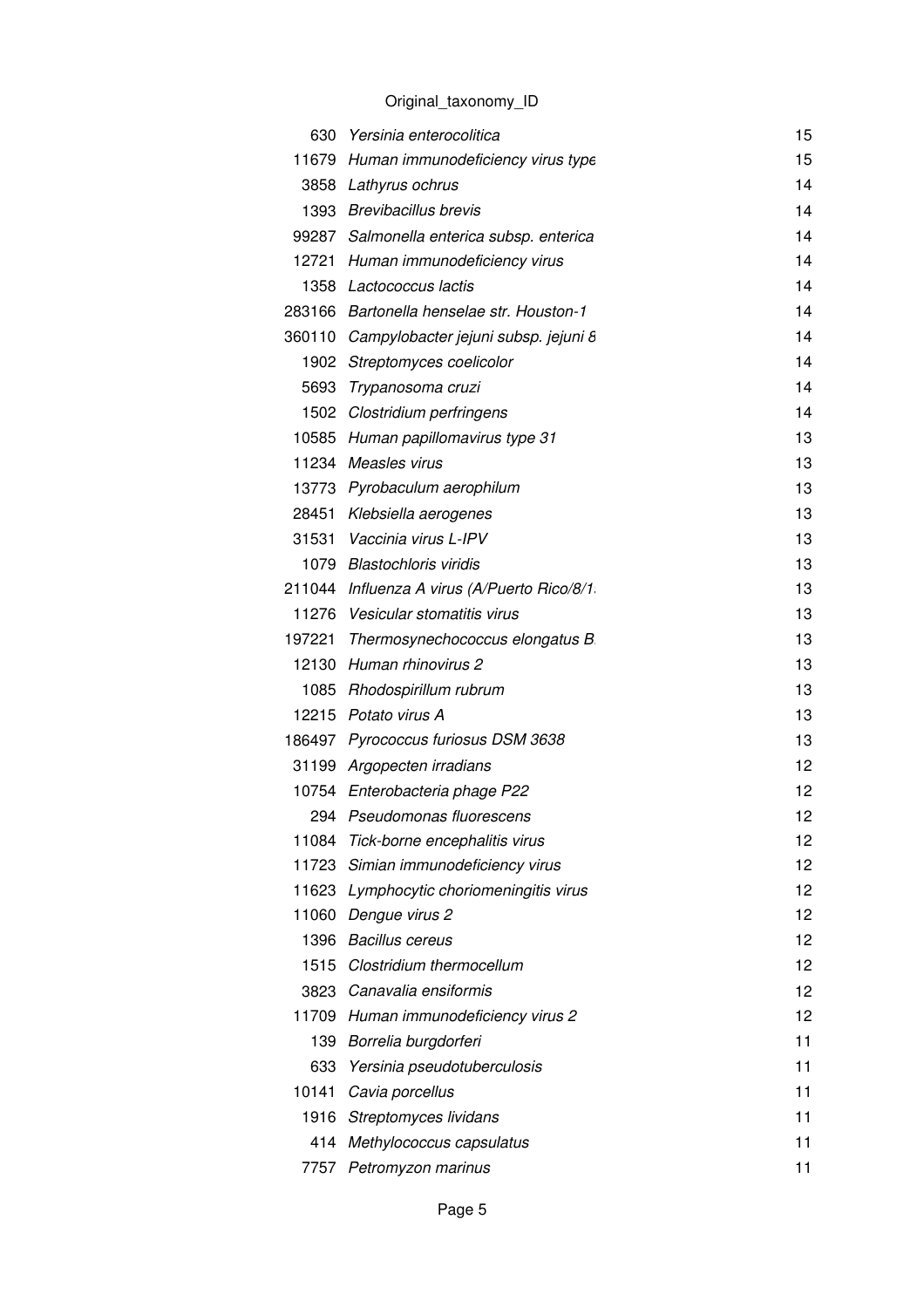Original_taxonomy_ID

| | | |
|---|---|---|
| 630 | *Yersinia enterocolitica* | 15 |
| 11679 | *Human immunodeficiency virus type* | 15 |
| 3858 | *Lathyrus ochrus* | 14 |
| 1393 | *Brevibacillus brevis* | 14 |
| 99287 | *Salmonella enterica subsp. enterica* | 14 |
| 12721 | *Human immunodeficiency virus* | 14 |
| 1358 | *Lactococcus lactis* | 14 |
| 283166 | *Bartonella henselae str. Houston-1* | 14 |
| 360110 | *Campylobacter jejuni subsp. jejuni 8* | 14 |
| 1902 | *Streptomyces coelicolor* | 14 |
| 5693 | *Trypanosoma cruzi* | 14 |
| 1502 | *Clostridium perfringens* | 14 |
| 10585 | *Human papillomavirus type 31* | 13 |
| 11234 | *Measles virus* | 13 |
| 13773 | *Pyrobaculum aerophilum* | 13 |
| 28451 | *Klebsiella aerogenes* | 13 |
| 31531 | *Vaccinia virus L-IPV* | 13 |
| 1079 | *Blastochloris viridis* | 13 |
| 211044 | *Influenza A virus (A/Puerto Rico/8/1* | 13 |
| 11276 | *Vesicular stomatitis virus* | 13 |
| 197221 | *Thermosynechococcus elongatus B* | 13 |
| 12130 | *Human rhinovirus 2* | 13 |
| 1085 | *Rhodospirillum rubrum* | 13 |
| 12215 | *Potato virus A* | 13 |
| 186497 | *Pyrococcus furiosus DSM 3638* | 13 |
| 31199 | *Argopecten irradians* | 12 |
| 10754 | *Enterobacteria phage P22* | 12 |
| 294 | *Pseudomonas fluorescens* | 12 |
| 11084 | *Tick-borne encephalitis virus* | 12 |
| 11723 | *Simian immunodeficiency virus* | 12 |
| 11623 | *Lymphocytic choriomeningitis virus* | 12 |
| 11060 | *Dengue virus 2* | 12 |
| 1396 | *Bacillus cereus* | 12 |
| 1515 | *Clostridium thermocellum* | 12 |
| 3823 | *Canavalia ensiformis* | 12 |
| 11709 | *Human immunodeficiency virus 2* | 12 |
| 139 | *Borrelia burgdorferi* | 11 |
| 633 | *Yersinia pseudotuberculosis* | 11 |
| 10141 | *Cavia porcellus* | 11 |
| 1916 | *Streptomyces lividans* | 11 |
| 414 | *Methylococcus capsulatus* | 11 |
| 7757 | *Petromyzon marinus* | 11 |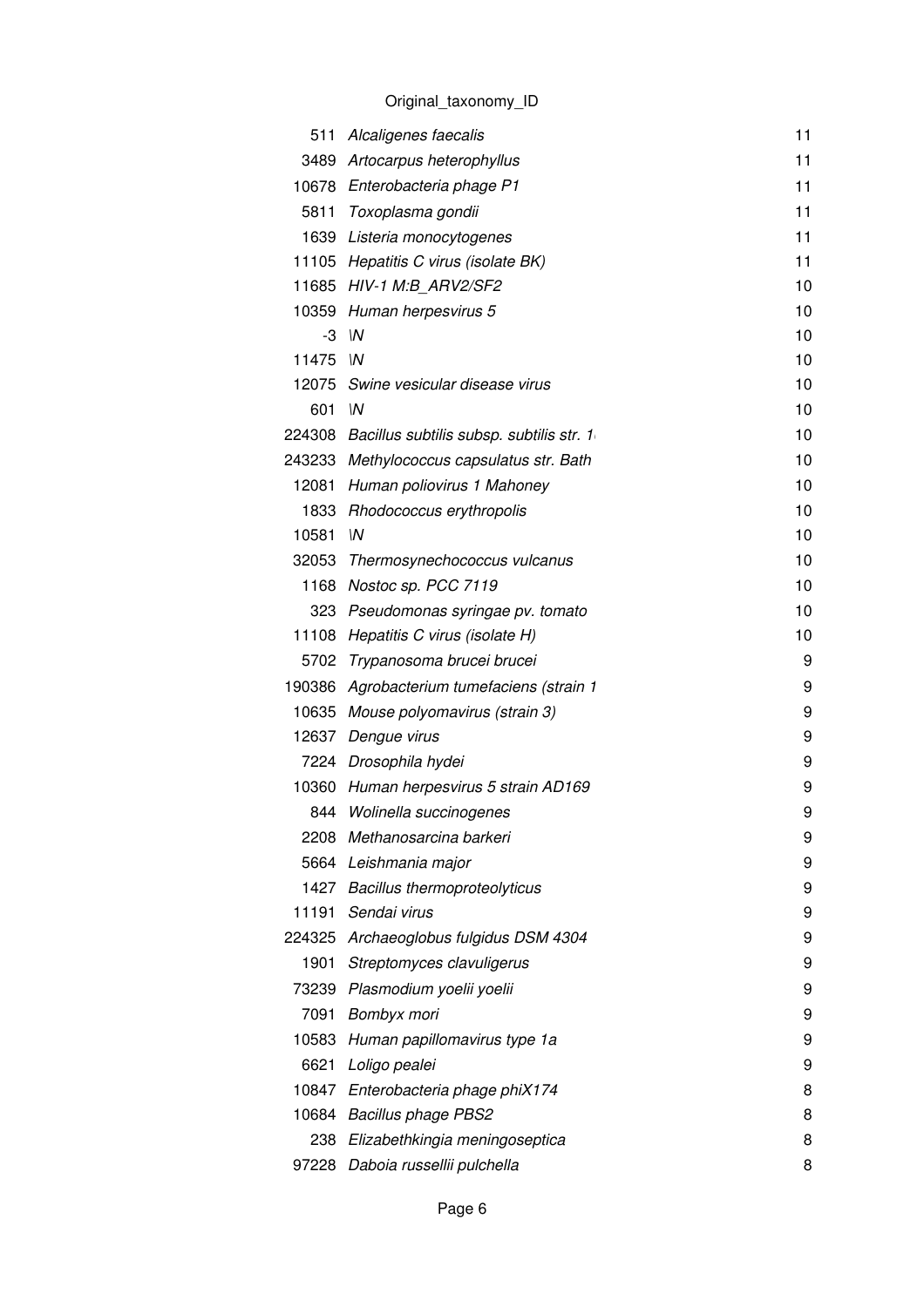Original_taxonomy_ID

| | | |
|---|---|---|
| 511 | *Alcaligenes faecalis* | 11 |
| 3489 | *Artocarpus heterophyllus* | 11 |
| 10678 | *Enterobacteria phage P1* | 11 |
| 5811 | *Toxoplasma gondii* | 11 |
| 1639 | *Listeria monocytogenes* | 11 |
| 11105 | *Hepatitis C virus (isolate BK)* | 11 |
| 11685 | *HIV-1 M:B_ARV2/SF2* | 10 |
| 10359 | *Human herpesvirus 5* | 10 |
| -3 | *\N* | 10 |
| 11475 | *\N* | 10 |
| 12075 | *Swine vesicular disease virus* | 10 |
| 601 | *\N* | 10 |
| 224308 | *Bacillus subtilis subsp. subtilis str. 1* | 10 |
| 243233 | *Methylococcus capsulatus str. Bath* | 10 |
| 12081 | *Human poliovirus 1 Mahoney* | 10 |
| 1833 | *Rhodococcus erythropolis* | 10 |
| 10581 | *\N* | 10 |
| 32053 | *Thermosynechococcus vulcanus* | 10 |
| 1168 | *Nostoc sp. PCC 7119* | 10 |
| 323 | *Pseudomonas syringae pv. tomato* | 10 |
| 11108 | *Hepatitis C virus (isolate H)* | 10 |
| 5702 | *Trypanosoma brucei brucei* | 9 |
| 190386 | *Agrobacterium tumefaciens (strain 1* | 9 |
| 10635 | *Mouse polyomavirus (strain 3)* | 9 |
| 12637 | *Dengue virus* | 9 |
| 7224 | *Drosophila hydei* | 9 |
| 10360 | *Human herpesvirus 5 strain AD169* | 9 |
| 844 | *Wolinella succinogenes* | 9 |
| 2208 | *Methanosarcina barkeri* | 9 |
| 5664 | *Leishmania major* | 9 |
| 1427 | *Bacillus thermoproteolyticus* | 9 |
| 11191 | *Sendai virus* | 9 |
| 224325 | *Archaeoglobus fulgidus DSM 4304* | 9 |
| 1901 | *Streptomyces clavuligerus* | 9 |
| 73239 | *Plasmodium yoelii yoelii* | 9 |
| 7091 | *Bombyx mori* | 9 |
| 10583 | *Human papillomavirus type 1a* | 9 |
| 6621 | *Loligo pealei* | 9 |
| 10847 | *Enterobacteria phage phiX174* | 8 |
| 10684 | *Bacillus phage PBS2* | 8 |
| 238 | *Elizabethkingia meningoseptica* | 8 |
| 97228 | *Daboia russellii pulchella* | 8 |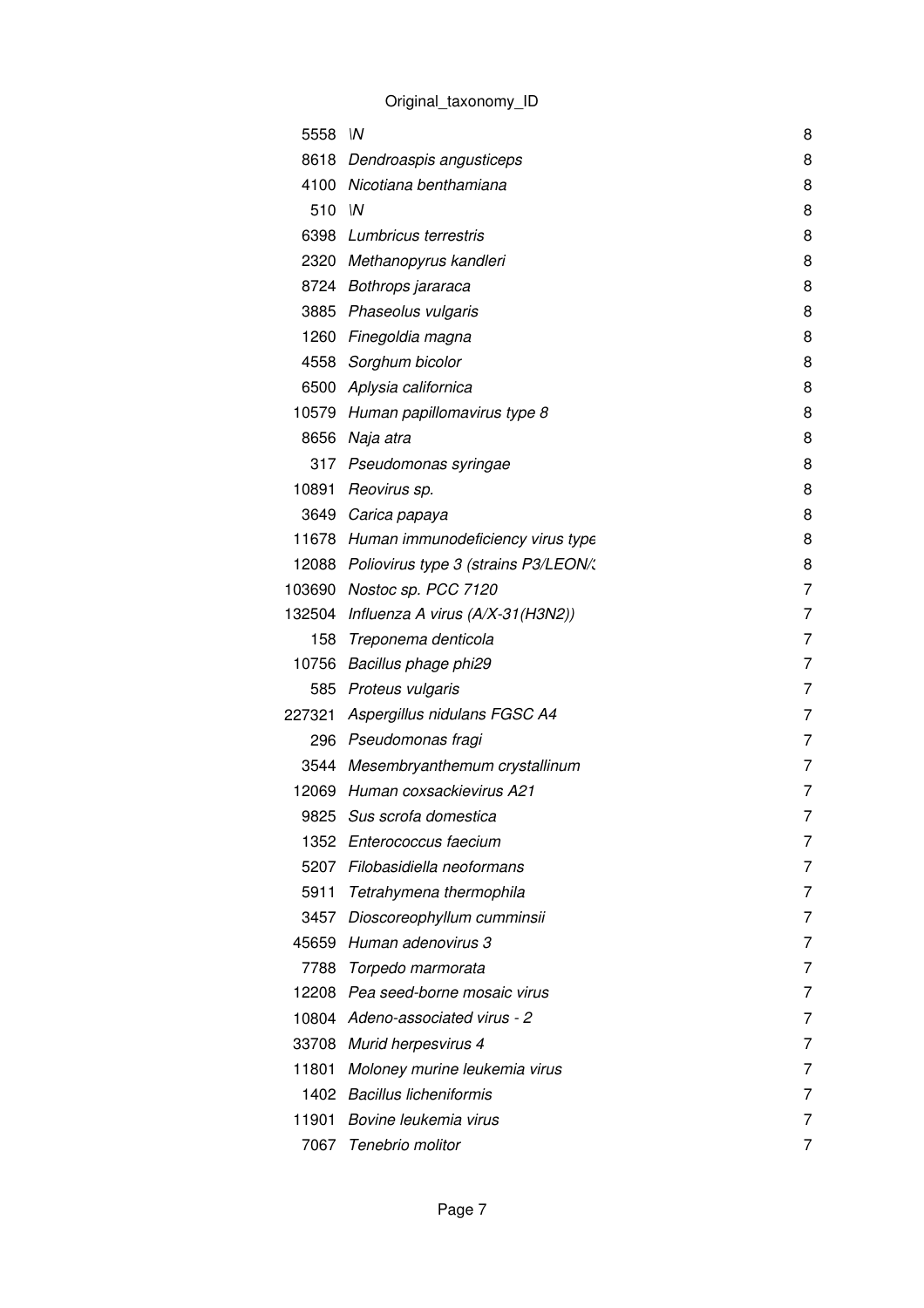| Original_taxonomy_ID | | |
|---|---|---|
| 5558 | \N | 8 |
| 8618 | *Dendroaspis angusticeps* | 8 |
| 4100 | *Nicotiana benthamiana* | 8 |
| 510 | \N | 8 |
| 6398 | *Lumbricus terrestris* | 8 |
| 2320 | *Methanopyrus kandleri* | 8 |
| 8724 | *Bothrops jararaca* | 8 |
| 3885 | *Phaseolus vulgaris* | 8 |
| 1260 | *Finegoldia magna* | 8 |
| 4558 | *Sorghum bicolor* | 8 |
| 6500 | *Aplysia californica* | 8 |
| 10579 | *Human papillomavirus type 8* | 8 |
| 8656 | *Naja atra* | 8 |
| 317 | *Pseudomonas syringae* | 8 |
| 10891 | *Reovirus sp.* | 8 |
| 3649 | *Carica papaya* | 8 |
| 11678 | *Human immunodeficiency virus type* | 8 |
| 12088 | *Poliovirus type 3 (strains P3/LEON/* | 8 |
| 103690 | *Nostoc sp. PCC 7120* | 7 |
| 132504 | *Influenza A virus (A/X-31(H3N2))* | 7 |
| 158 | *Treponema denticola* | 7 |
| 10756 | *Bacillus phage phi29* | 7 |
| 585 | *Proteus vulgaris* | 7 |
| 227321 | *Aspergillus nidulans FGSC A4* | 7 |
| 296 | *Pseudomonas fragi* | 7 |
| 3544 | *Mesembryanthemum crystallinum* | 7 |
| 12069 | *Human coxsackievirus A21* | 7 |
| 9825 | *Sus scrofa domestica* | 7 |
| 1352 | *Enterococcus faecium* | 7 |
| 5207 | *Filobasidiella neoformans* | 7 |
| 5911 | *Tetrahymena thermophila* | 7 |
| 3457 | *Dioscoreophyllum cumminsii* | 7 |
| 45659 | *Human adenovirus 3* | 7 |
| 7788 | *Torpedo marmorata* | 7 |
| 12208 | *Pea seed-borne mosaic virus* | 7 |
| 10804 | *Adeno-associated virus - 2* | 7 |
| 33708 | *Murid herpesvirus 4* | 7 |
| 11801 | *Moloney murine leukemia virus* | 7 |
| 1402 | *Bacillus licheniformis* | 7 |
| 11901 | *Bovine leukemia virus* | 7 |
| 7067 | *Tenebrio molitor* | 7 |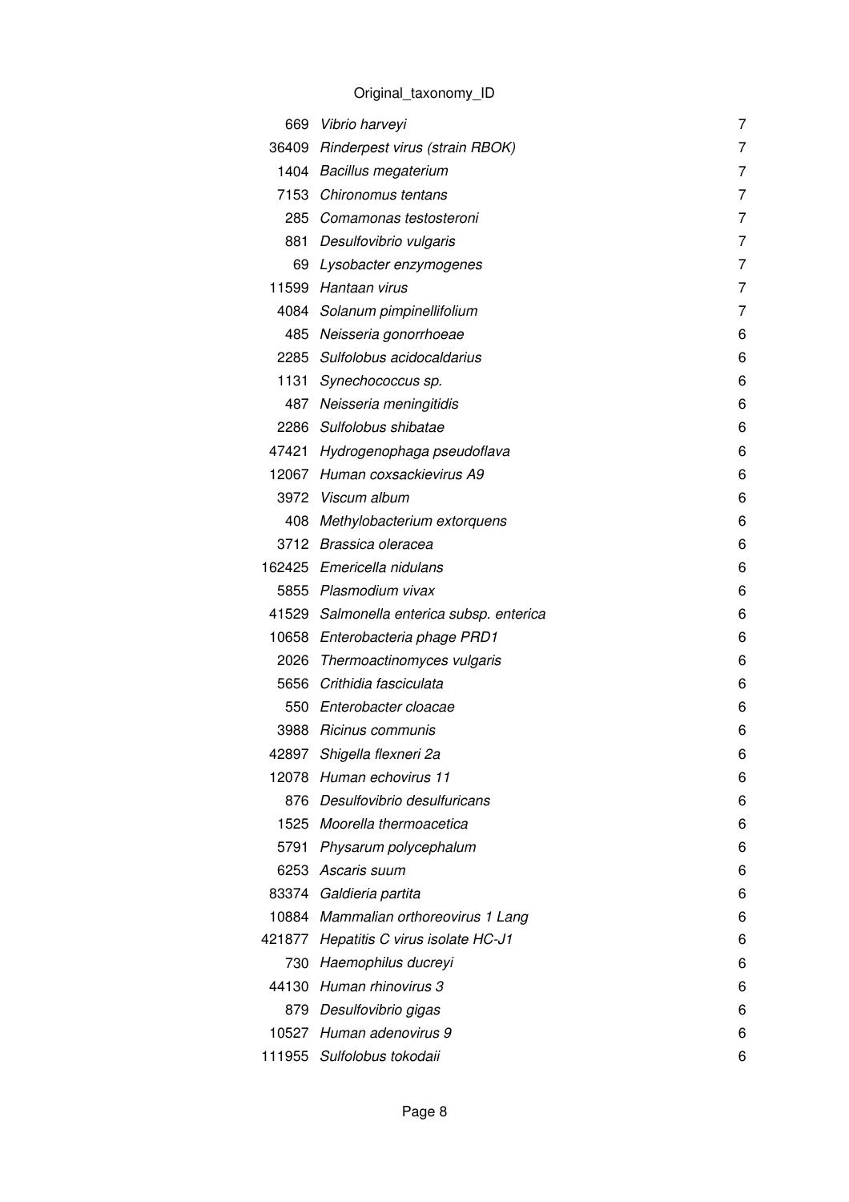Original_taxonomy_ID

| | | |
|---|---|---|
| 669 | *Vibrio harveyi* | 7 |
| 36409 | *Rinderpest virus (strain RBOK)* | 7 |
| 1404 | *Bacillus megaterium* | 7 |
| 7153 | *Chironomus tentans* | 7 |
| 285 | *Comamonas testosteroni* | 7 |
| 881 | *Desulfovibrio vulgaris* | 7 |
| 69 | *Lysobacter enzymogenes* | 7 |
| 11599 | *Hantaan virus* | 7 |
| 4084 | *Solanum pimpinellifolium* | 7 |
| 485 | *Neisseria gonorrhoeae* | 6 |
| 2285 | *Sulfolobus acidocaldarius* | 6 |
| 1131 | *Synechococcus sp.* | 6 |
| 487 | *Neisseria meningitidis* | 6 |
| 2286 | *Sulfolobus shibatae* | 6 |
| 47421 | *Hydrogenophaga pseudoflava* | 6 |
| 12067 | *Human coxsackievirus A9* | 6 |
| 3972 | *Viscum album* | 6 |
| 408 | *Methylobacterium extorquens* | 6 |
| 3712 | *Brassica oleracea* | 6 |
| 162425 | *Emericella nidulans* | 6 |
| 5855 | *Plasmodium vivax* | 6 |
| 41529 | *Salmonella enterica subsp. enterica* | 6 |
| 10658 | *Enterobacteria phage PRD1* | 6 |
| 2026 | *Thermoactinomyces vulgaris* | 6 |
| 5656 | *Crithidia fasciculata* | 6 |
| 550 | *Enterobacter cloacae* | 6 |
| 3988 | *Ricinus communis* | 6 |
| 42897 | *Shigella flexneri 2a* | 6 |
| 12078 | *Human echovirus 11* | 6 |
| 876 | *Desulfovibrio desulfuricans* | 6 |
| 1525 | *Moorella thermoacetica* | 6 |
| 5791 | *Physarum polycephalum* | 6 |
| 6253 | *Ascaris suum* | 6 |
| 83374 | *Galdieria partita* | 6 |
| 10884 | *Mammalian orthoreovirus 1 Lang* | 6 |
| 421877 | *Hepatitis C virus isolate HC-J1* | 6 |
| 730 | *Haemophilus ducreyi* | 6 |
| 44130 | *Human rhinovirus 3* | 6 |
| 879 | *Desulfovibrio gigas* | 6 |
| 10527 | *Human adenovirus 9* | 6 |
| 111955 | *Sulfolobus tokodaii* | 6 |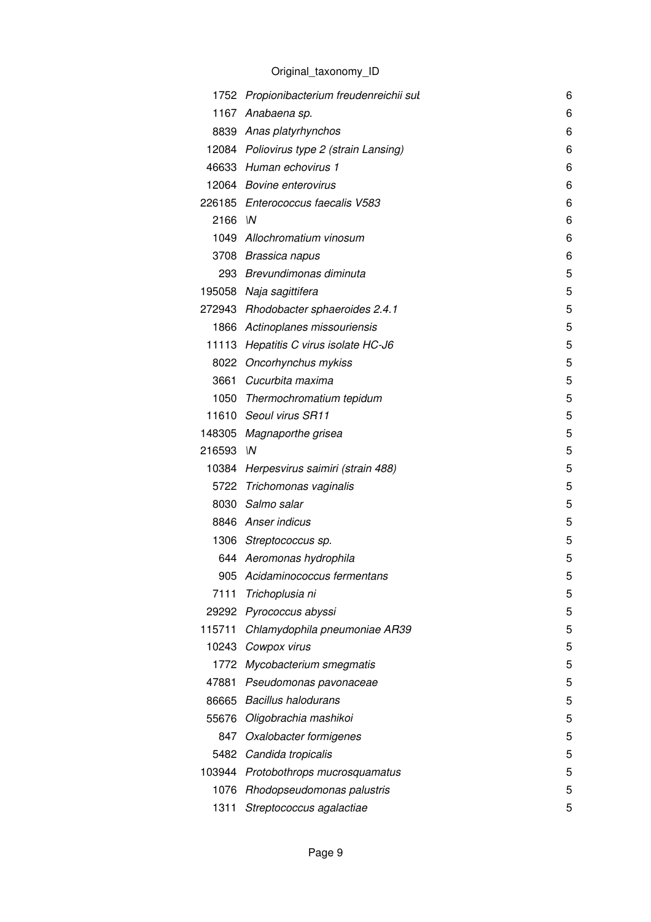Original_taxonomy_ID

| | | |
|---|---|---|
| 1752 | *Propionibacterium freudenreichii sul* | 6 |
| 1167 | *Anabaena sp.* | 6 |
| 8839 | *Anas platyrhynchos* | 6 |
| 12084 | *Poliovirus type 2 (strain Lansing)* | 6 |
| 46633 | *Human echovirus 1* | 6 |
| 12064 | *Bovine enterovirus* | 6 |
| 226185 | *Enterococcus faecalis V583* | 6 |
| 2166 | \N | 6 |
| 1049 | *Allochromatium vinosum* | 6 |
| 3708 | *Brassica napus* | 6 |
| 293 | *Brevundimonas diminuta* | 5 |
| 195058 | *Naja sagittifera* | 5 |
| 272943 | *Rhodobacter sphaeroides 2.4.1* | 5 |
| 1866 | *Actinoplanes missouriensis* | 5 |
| 11113 | *Hepatitis C virus isolate HC-J6* | 5 |
| 8022 | *Oncorhynchus mykiss* | 5 |
| 3661 | *Cucurbita maxima* | 5 |
| 1050 | *Thermochromatium tepidum* | 5 |
| 11610 | *Seoul virus SR11* | 5 |
| 148305 | *Magnaporthe grisea* | 5 |
| 216593 | \N | 5 |
| 10384 | *Herpesvirus saimiri (strain 488)* | 5 |
| 5722 | *Trichomonas vaginalis* | 5 |
| 8030 | *Salmo salar* | 5 |
| 8846 | *Anser indicus* | 5 |
| 1306 | *Streptococcus sp.* | 5 |
| 644 | *Aeromonas hydrophila* | 5 |
| 905 | *Acidaminococcus fermentans* | 5 |
| 7111 | *Trichoplusia ni* | 5 |
| 29292 | *Pyrococcus abyssi* | 5 |
| 115711 | *Chlamydophila pneumoniae AR39* | 5 |
| 10243 | *Cowpox virus* | 5 |
| 1772 | *Mycobacterium smegmatis* | 5 |
| 47881 | *Pseudomonas pavonaceae* | 5 |
| 86665 | *Bacillus halodurans* | 5 |
| 55676 | *Oligobrachia mashikoi* | 5 |
| 847 | *Oxalobacter formigenes* | 5 |
| 5482 | *Candida tropicalis* | 5 |
| 103944 | *Protobothrops mucrosquamatus* | 5 |
| 1076 | *Rhodopseudomonas palustris* | 5 |
| 1311 | *Streptococcus agalactiae* | 5 |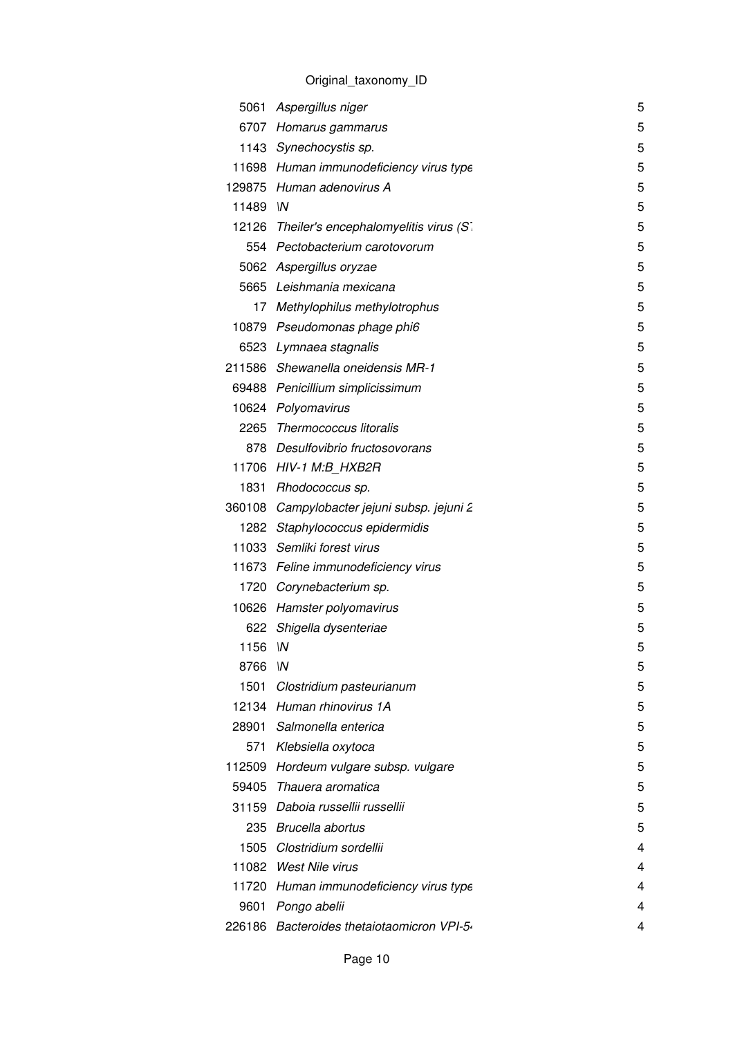Original_taxonomy_ID

| | | |
|---|---|---|
| 5061 | *Aspergillus niger* | 5 |
| 6707 | *Homarus gammarus* | 5 |
| 1143 | *Synechocystis sp.* | 5 |
| 11698 | *Human immunodeficiency virus type* | 5 |
| 129875 | *Human adenovirus A* | 5 |
| 11489 | *\N* | 5 |
| 12126 | *Theiler's encephalomyelitis virus (S* | 5 |
| 554 | *Pectobacterium carotovorum* | 5 |
| 5062 | *Aspergillus oryzae* | 5 |
| 5665 | *Leishmania mexicana* | 5 |
| 17 | *Methylophilus methylotrophus* | 5 |
| 10879 | *Pseudomonas phage phi6* | 5 |
| 6523 | *Lymnaea stagnalis* | 5 |
| 211586 | *Shewanella oneidensis MR-1* | 5 |
| 69488 | *Penicillium simplicissimum* | 5 |
| 10624 | *Polyomavirus* | 5 |
| 2265 | *Thermococcus litoralis* | 5 |
| 878 | *Desulfovibrio fructosovorans* | 5 |
| 11706 | *HIV-1 M:B_HXB2R* | 5 |
| 1831 | *Rhodococcus sp.* | 5 |
| 360108 | *Campylobacter jejuni subsp. jejuni 2* | 5 |
| 1282 | *Staphylococcus epidermidis* | 5 |
| 11033 | *Semliki forest virus* | 5 |
| 11673 | *Feline immunodeficiency virus* | 5 |
| 1720 | *Corynebacterium sp.* | 5 |
| 10626 | *Hamster polyomavirus* | 5 |
| 622 | *Shigella dysenteriae* | 5 |
| 1156 | *\N* | 5 |
| 8766 | *\N* | 5 |
| 1501 | *Clostridium pasteurianum* | 5 |
| 12134 | *Human rhinovirus 1A* | 5 |
| 28901 | *Salmonella enterica* | 5 |
| 571 | *Klebsiella oxytoca* | 5 |
| 112509 | *Hordeum vulgare subsp. vulgare* | 5 |
| 59405 | *Thauera aromatica* | 5 |
| 31159 | *Daboia russellii russellii* | 5 |
| 235 | *Brucella abortus* | 5 |
| 1505 | *Clostridium sordellii* | 4 |
| 11082 | *West Nile virus* | 4 |
| 11720 | *Human immunodeficiency virus type* | 4 |
| 9601 | *Pongo abelii* | 4 |
| 226186 | *Bacteroides thetaiotaomicron VPI-5* | 4 |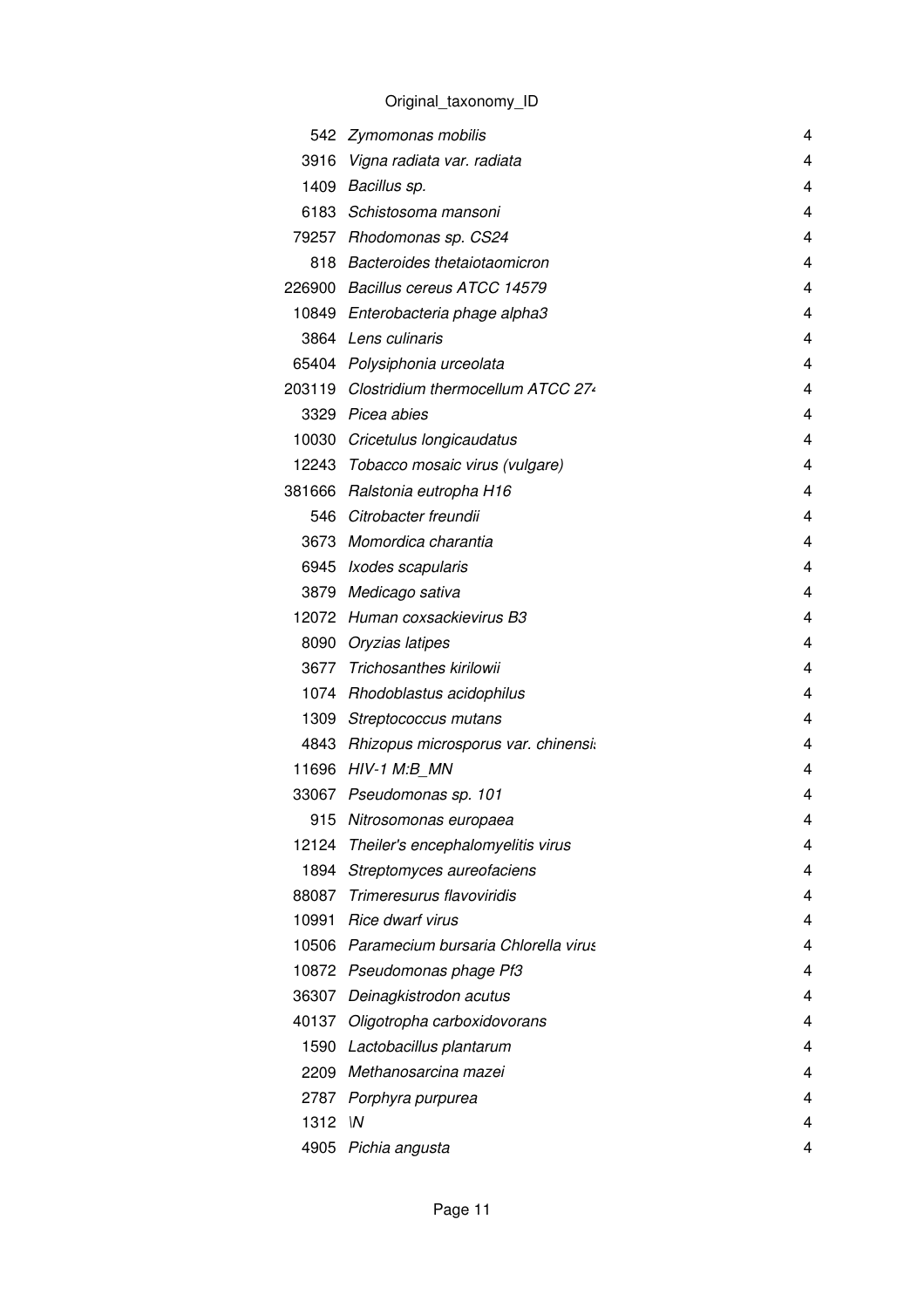Original_taxonomy_ID

| | | |
|---|---|---|
| 542 | *Zymomonas mobilis* | 4 |
| 3916 | *Vigna radiata var. radiata* | 4 |
| 1409 | *Bacillus sp.* | 4 |
| 6183 | *Schistosoma mansoni* | 4 |
| 79257 | *Rhodomonas sp. CS24* | 4 |
| 818 | *Bacteroides thetaiotaomicron* | 4 |
| 226900 | *Bacillus cereus ATCC 14579* | 4 |
| 10849 | *Enterobacteria phage alpha3* | 4 |
| 3864 | *Lens culinaris* | 4 |
| 65404 | *Polysiphonia urceolata* | 4 |
| 203119 | *Clostridium thermocellum ATCC 27* | 4 |
| 3329 | *Picea abies* | 4 |
| 10030 | *Cricetulus longicaudatus* | 4 |
| 12243 | *Tobacco mosaic virus (vulgare)* | 4 |
| 381666 | *Ralstonia eutropha H16* | 4 |
| 546 | *Citrobacter freundii* | 4 |
| 3673 | *Momordica charantia* | 4 |
| 6945 | *Ixodes scapularis* | 4 |
| 3879 | *Medicago sativa* | 4 |
| 12072 | *Human coxsackievirus B3* | 4 |
| 8090 | *Oryzias latipes* | 4 |
| 3677 | *Trichosanthes kirilowii* | 4 |
| 1074 | *Rhodoblastus acidophilus* | 4 |
| 1309 | *Streptococcus mutans* | 4 |
| 4843 | *Rhizopus microsporus var. chinensi* | 4 |
| 11696 | *HIV-1 M:B_MN* | 4 |
| 33067 | *Pseudomonas sp. 101* | 4 |
| 915 | *Nitrosomonas europaea* | 4 |
| 12124 | *Theiler's encephalomyelitis virus* | 4 |
| 1894 | *Streptomyces aureofaciens* | 4 |
| 88087 | *Trimeresurus flavoviridis* | 4 |
| 10991 | *Rice dwarf virus* | 4 |
| 10506 | *Paramecium bursaria Chlorella virus* | 4 |
| 10872 | *Pseudomonas phage Pf3* | 4 |
| 36307 | *Deinagkistrodon acutus* | 4 |
| 40137 | *Oligotropha carboxidovorans* | 4 |
| 1590 | *Lactobacillus plantarum* | 4 |
| 2209 | *Methanosarcina mazei* | 4 |
| 2787 | *Porphyra purpurea* | 4 |
| 1312 | *\N* | 4 |
| 4905 | *Pichia angusta* | 4 |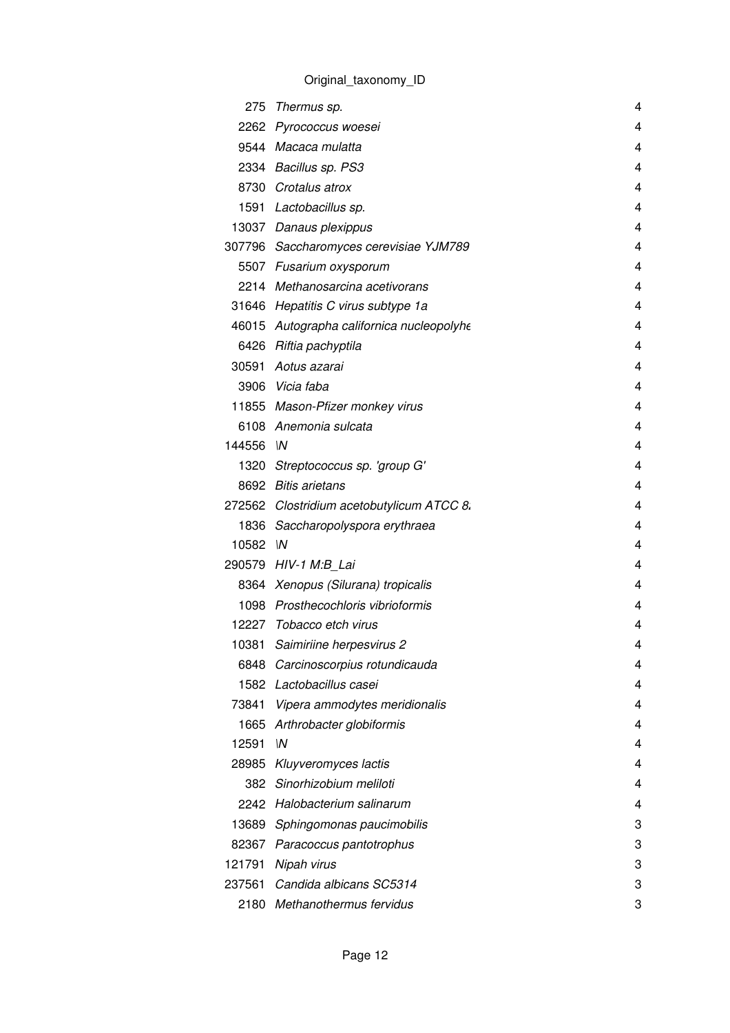Original_taxonomy_ID

| | | |
|---|---|---|
| 275 | *Thermus sp.* | 4 |
| 2262 | *Pyrococcus woesei* | 4 |
| 9544 | *Macaca mulatta* | 4 |
| 2334 | *Bacillus sp. PS3* | 4 |
| 8730 | *Crotalus atrox* | 4 |
| 1591 | *Lactobacillus sp.* | 4 |
| 13037 | *Danaus plexippus* | 4 |
| 307796 | *Saccharomyces cerevisiae YJM789* | 4 |
| 5507 | *Fusarium oxysporum* | 4 |
| 2214 | *Methanosarcina acetivorans* | 4 |
| 31646 | *Hepatitis C virus subtype 1a* | 4 |
| 46015 | *Autographa californica nucleopolyhe* | 4 |
| 6426 | *Riftia pachyptila* | 4 |
| 30591 | *Aotus azarai* | 4 |
| 3906 | *Vicia faba* | 4 |
| 11855 | *Mason-Pfizer monkey virus* | 4 |
| 6108 | *Anemonia sulcata* | 4 |
| 144556 | *\N* | 4 |
| 1320 | *Streptococcus sp. 'group G'* | 4 |
| 8692 | *Bitis arietans* | 4 |
| 272562 | *Clostridium acetobutylicum ATCC 8.* | 4 |
| 1836 | *Saccharopolyspora erythraea* | 4 |
| 10582 | *\N* | 4 |
| 290579 | *HIV-1 M:B_Lai* | 4 |
| 8364 | *Xenopus (Silurana) tropicalis* | 4 |
| 1098 | *Prosthecochloris vibrioformis* | 4 |
| 12227 | *Tobacco etch virus* | 4 |
| 10381 | *Saimiriine herpesvirus 2* | 4 |
| 6848 | *Carcinoscorpius rotundicauda* | 4 |
| 1582 | *Lactobacillus casei* | 4 |
| 73841 | *Vipera ammodytes meridionalis* | 4 |
| 1665 | *Arthrobacter globiformis* | 4 |
| 12591 | *\N* | 4 |
| 28985 | *Kluyveromyces lactis* | 4 |
| 382 | *Sinorhizobium meliloti* | 4 |
| 2242 | *Halobacterium salinarum* | 4 |
| 13689 | *Sphingomonas paucimobilis* | 3 |
| 82367 | *Paracoccus pantotrophus* | 3 |
| 121791 | *Nipah virus* | 3 |
| 237561 | *Candida albicans SC5314* | 3 |
| 2180 | *Methanothermus fervidus* | 3 |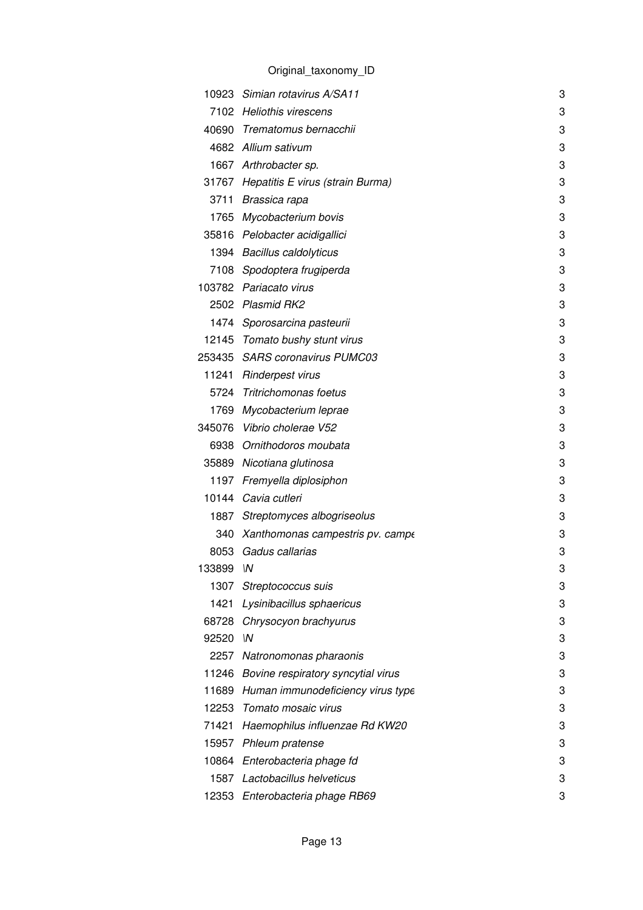Original_taxonomy_ID

| | | |
|---|---|---|
| 10923 | *Simian rotavirus A/SA11* | 3 |
| 7102 | *Heliothis virescens* | 3 |
| 40690 | *Trematomus bernacchii* | 3 |
| 4682 | *Allium sativum* | 3 |
| 1667 | *Arthrobacter sp.* | 3 |
| 31767 | *Hepatitis E virus (strain Burma)* | 3 |
| 3711 | *Brassica rapa* | 3 |
| 1765 | *Mycobacterium bovis* | 3 |
| 35816 | *Pelobacter acidigallici* | 3 |
| 1394 | *Bacillus caldolyticus* | 3 |
| 7108 | *Spodoptera frugiperda* | 3 |
| 103782 | *Pariacato virus* | 3 |
| 2502 | *Plasmid RK2* | 3 |
| 1474 | *Sporosarcina pasteurii* | 3 |
| 12145 | *Tomato bushy stunt virus* | 3 |
| 253435 | *SARS coronavirus PUMC03* | 3 |
| 11241 | *Rinderpest virus* | 3 |
| 5724 | *Tritrichomonas foetus* | 3 |
| 1769 | *Mycobacterium leprae* | 3 |
| 345076 | *Vibrio cholerae V52* | 3 |
| 6938 | *Ornithodoros moubata* | 3 |
| 35889 | *Nicotiana glutinosa* | 3 |
| 1197 | *Fremyella diplosiphon* | 3 |
| 10144 | *Cavia cutleri* | 3 |
| 1887 | *Streptomyces albogriseolus* | 3 |
| 340 | *Xanthomonas campestris pv. campe* | 3 |
| 8053 | *Gadus callarias* | 3 |
| 133899 | *\N* | 3 |
| 1307 | *Streptococcus suis* | 3 |
| 1421 | *Lysinibacillus sphaericus* | 3 |
| 68728 | *Chrysocyon brachyurus* | 3 |
| 92520 | *\N* | 3 |
| 2257 | *Natronomonas pharaonis* | 3 |
| 11246 | *Bovine respiratory syncytial virus* | 3 |
| 11689 | *Human immunodeficiency virus type* | 3 |
| 12253 | *Tomato mosaic virus* | 3 |
| 71421 | *Haemophilus influenzae Rd KW20* | 3 |
| 15957 | *Phleum pratense* | 3 |
| 10864 | *Enterobacteria phage fd* | 3 |
| 1587 | *Lactobacillus helveticus* | 3 |
| 12353 | *Enterobacteria phage RB69* | 3 |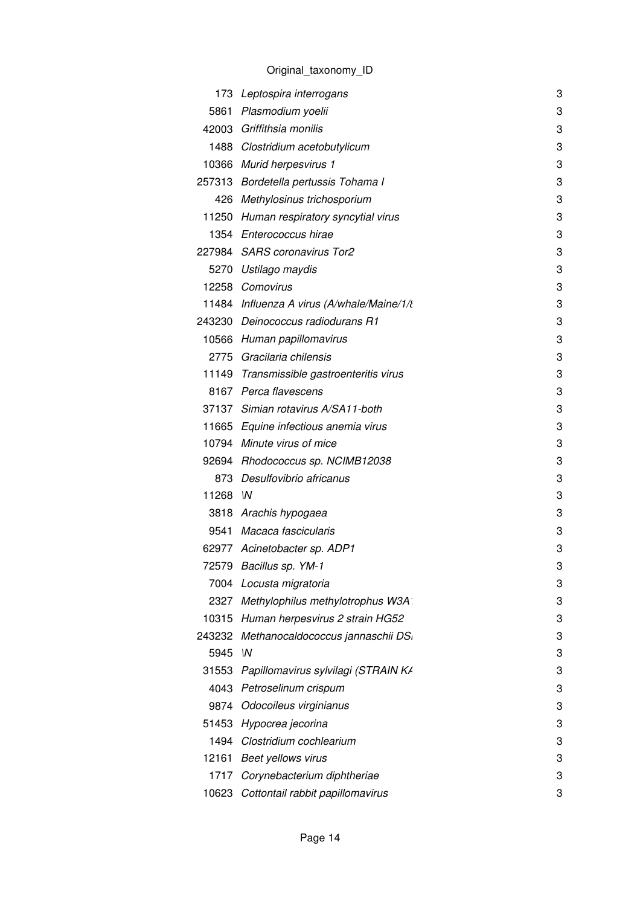Original_taxonomy_ID

| | | |
|---|---|---|
| 173 | *Leptospira interrogans* | 3 |
| 5861 | *Plasmodium yoelii* | 3 |
| 42003 | *Griffithsia monilis* | 3 |
| 1488 | *Clostridium acetobutylicum* | 3 |
| 10366 | *Murid herpesvirus 1* | 3 |
| 257313 | *Bordetella pertussis Tohama I* | 3 |
| 426 | *Methylosinus trichosporium* | 3 |
| 11250 | *Human respiratory syncytial virus* | 3 |
| 1354 | *Enterococcus hirae* | 3 |
| 227984 | *SARS coronavirus Tor2* | 3 |
| 5270 | *Ustilago maydis* | 3 |
| 12258 | *Comovirus* | 3 |
| 11484 | *Influenza A virus (A/whale/Maine/1/8* | 3 |
| 243230 | *Deinococcus radiodurans R1* | 3 |
| 10566 | *Human papillomavirus* | 3 |
| 2775 | *Gracilaria chilensis* | 3 |
| 11149 | *Transmissible gastroenteritis virus* | 3 |
| 8167 | *Perca flavescens* | 3 |
| 37137 | *Simian rotavirus A/SA11-both* | 3 |
| 11665 | *Equine infectious anemia virus* | 3 |
| 10794 | *Minute virus of mice* | 3 |
| 92694 | *Rhodococcus sp. NCIMB12038* | 3 |
| 873 | *Desulfovibrio africanus* | 3 |
| 11268 | *\N* | 3 |
| 3818 | *Arachis hypogaea* | 3 |
| 9541 | *Macaca fascicularis* | 3 |
| 62977 | *Acinetobacter sp. ADP1* | 3 |
| 72579 | *Bacillus sp. YM-1* | 3 |
| 7004 | *Locusta migratoria* | 3 |
| 2327 | *Methylophilus methylotrophus W3A1* | 3 |
| 10315 | *Human herpesvirus 2 strain HG52* | 3 |
| 243232 | *Methanocaldococcus jannaschii DS* | 3 |
| 5945 | *\N* | 3 |
| 31553 | *Papillomavirus sylvilagi (STRAIN KA* | 3 |
| 4043 | *Petroselinum crispum* | 3 |
| 9874 | *Odocoileus virginianus* | 3 |
| 51453 | *Hypocrea jecorina* | 3 |
| 1494 | *Clostridium cochlearium* | 3 |
| 12161 | *Beet yellows virus* | 3 |
| 1717 | *Corynebacterium diphtheriae* | 3 |
| 10623 | *Cottontail rabbit papillomavirus* | 3 |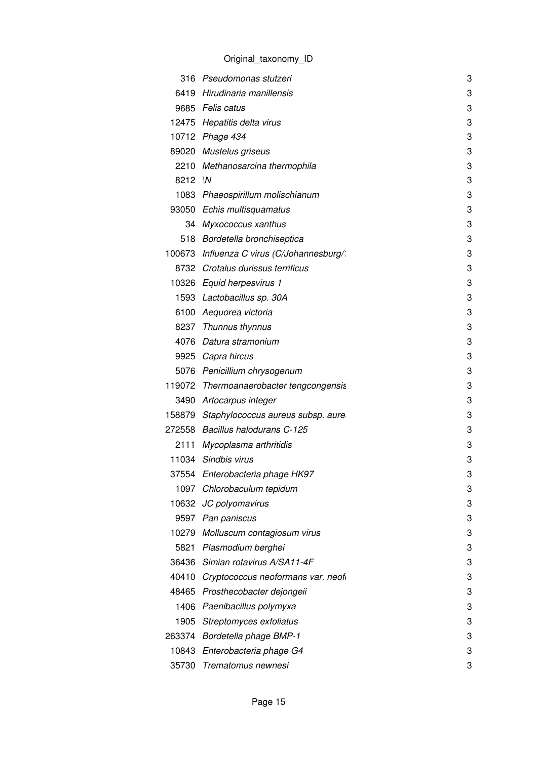Original_taxonomy_ID

| | | |
|---|---|---|
| 316 | *Pseudomonas stutzeri* | 3 |
| 6419 | *Hirudinaria manillensis* | 3 |
| 9685 | *Felis catus* | 3 |
| 12475 | *Hepatitis delta virus* | 3 |
| 10712 | *Phage 434* | 3 |
| 89020 | *Mustelus griseus* | 3 |
| 2210 | *Methanosarcina thermophila* | 3 |
| 8212 | *\N* | 3 |
| 1083 | *Phaeospirillum molischianum* | 3 |
| 93050 | *Echis multisquamatus* | 3 |
| 34 | *Myxococcus xanthus* | 3 |
| 518 | *Bordetella bronchiseptica* | 3 |
| 100673 | *Influenza C virus (C/Johannesburg/* | 3 |
| 8732 | *Crotalus durissus terrificus* | 3 |
| 10326 | *Equid herpesvirus 1* | 3 |
| 1593 | *Lactobacillus sp. 30A* | 3 |
| 6100 | *Aequorea victoria* | 3 |
| 8237 | *Thunnus thynnus* | 3 |
| 4076 | *Datura stramonium* | 3 |
| 9925 | *Capra hircus* | 3 |
| 5076 | *Penicillium chrysogenum* | 3 |
| 119072 | *Thermoanaerobacter tengcongensis* | 3 |
| 3490 | *Artocarpus integer* | 3 |
| 158879 | *Staphylococcus aureus subsp. aure* | 3 |
| 272558 | *Bacillus halodurans C-125* | 3 |
| 2111 | *Mycoplasma arthritidis* | 3 |
| 11034 | *Sindbis virus* | 3 |
| 37554 | *Enterobacteria phage HK97* | 3 |
| 1097 | *Chlorobaculum tepidum* | 3 |
| 10632 | *JC polyomavirus* | 3 |
| 9597 | *Pan paniscus* | 3 |
| 10279 | *Molluscum contagiosum virus* | 3 |
| 5821 | *Plasmodium berghei* | 3 |
| 36436 | *Simian rotavirus A/SA11-4F* | 3 |
| 40410 | *Cryptococcus neoformans var. neof* | 3 |
| 48465 | *Prosthecobacter dejongeii* | 3 |
| 1406 | *Paenibacillus polymyxa* | 3 |
| 1905 | *Streptomyces exfoliatus* | 3 |
| 263374 | *Bordetella phage BMP-1* | 3 |
| 10843 | *Enterobacteria phage G4* | 3 |
| 35730 | *Trematomus newnesi* | 3 |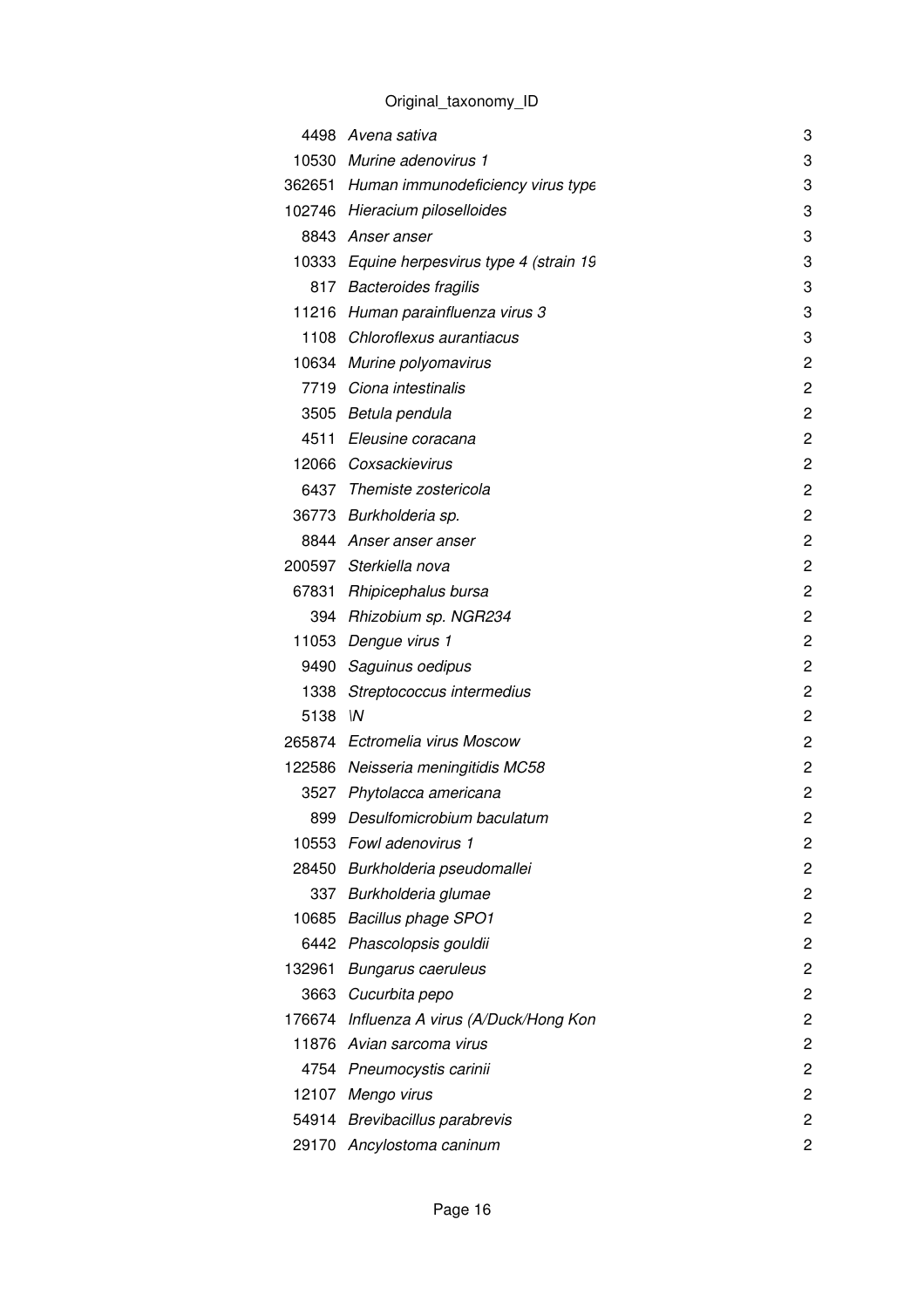Original_taxonomy_ID

| | | |
|---|---|---|
| 4498 | *Avena sativa* | 3 |
| 10530 | *Murine adenovirus 1* | 3 |
| 362651 | *Human immunodeficiency virus type* | 3 |
| 102746 | *Hieracium piloselloides* | 3 |
| 8843 | *Anser anser* | 3 |
| 10333 | *Equine herpesvirus type 4 (strain 19* | 3 |
| 817 | *Bacteroides fragilis* | 3 |
| 11216 | *Human parainfluenza virus 3* | 3 |
| 1108 | *Chloroflexus aurantiacus* | 3 |
| 10634 | *Murine polyomavirus* | 2 |
| 7719 | *Ciona intestinalis* | 2 |
| 3505 | *Betula pendula* | 2 |
| 4511 | *Eleusine coracana* | 2 |
| 12066 | *Coxsackievirus* | 2 |
| 6437 | *Themiste zostericola* | 2 |
| 36773 | *Burkholderia sp.* | 2 |
| 8844 | *Anser anser anser* | 2 |
| 200597 | *Sterkiella nova* | 2 |
| 67831 | *Rhipicephalus bursa* | 2 |
| 394 | *Rhizobium sp. NGR234* | 2 |
| 11053 | *Dengue virus 1* | 2 |
| 9490 | *Saguinus oedipus* | 2 |
| 1338 | *Streptococcus intermedius* | 2 |
| 5138 | *\N* | 2 |
| 265874 | *Ectromelia virus Moscow* | 2 |
| 122586 | *Neisseria meningitidis MC58* | 2 |
| 3527 | *Phytolacca americana* | 2 |
| 899 | *Desulfomicrobium baculatum* | 2 |
| 10553 | *Fowl adenovirus 1* | 2 |
| 28450 | *Burkholderia pseudomallei* | 2 |
| 337 | *Burkholderia glumae* | 2 |
| 10685 | *Bacillus phage SPO1* | 2 |
| 6442 | *Phascolopsis gouldii* | 2 |
| 132961 | *Bungarus caeruleus* | 2 |
| 3663 | *Cucurbita pepo* | 2 |
| 176674 | *Influenza A virus (A/Duck/Hong Kon* | 2 |
| 11876 | *Avian sarcoma virus* | 2 |
| 4754 | *Pneumocystis carinii* | 2 |
| 12107 | *Mengo virus* | 2 |
| 54914 | *Brevibacillus parabrevis* | 2 |
| 29170 | *Ancylostoma caninum* | 2 |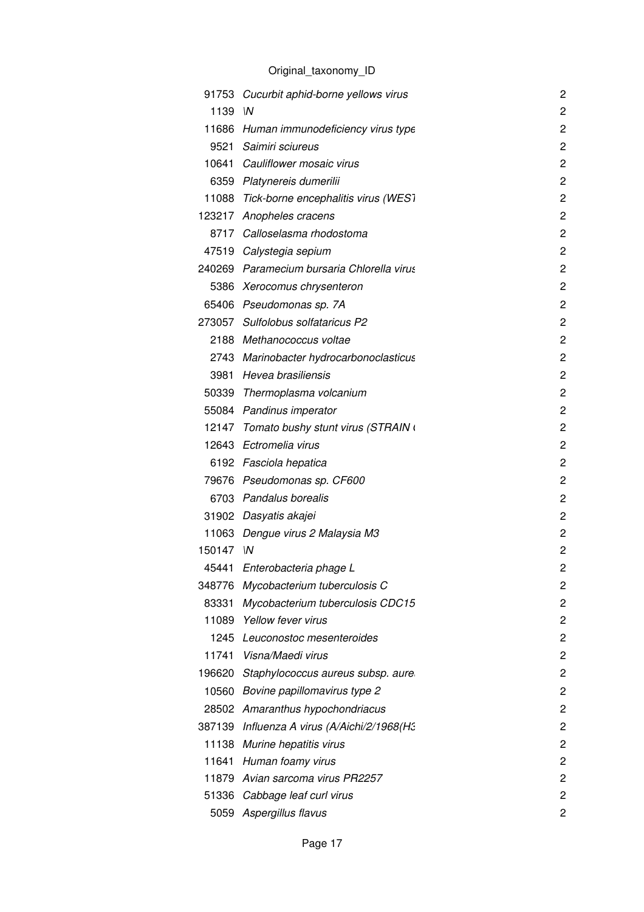Original_taxonomy_ID

| | | |
|---|---|---|
| 91753 | *Cucurbit aphid-borne yellows virus* | 2 |
| 1139 | *\N* | 2 |
| 11686 | *Human immunodeficiency virus type* | 2 |
| 9521 | *Saimiri sciureus* | 2 |
| 10641 | *Cauliflower mosaic virus* | 2 |
| 6359 | *Platynereis dumerilii* | 2 |
| 11088 | *Tick-borne encephalitis virus (WEST* | 2 |
| 123217 | *Anopheles cracens* | 2 |
| 8717 | *Calloselasma rhodostoma* | 2 |
| 47519 | *Calystegia sepium* | 2 |
| 240269 | *Paramecium bursaria Chlorella virus* | 2 |
| 5386 | *Xerocomus chrysenteron* | 2 |
| 65406 | *Pseudomonas sp. 7A* | 2 |
| 273057 | *Sulfolobus solfataricus P2* | 2 |
| 2188 | *Methanococcus voltae* | 2 |
| 2743 | *Marinobacter hydrocarbonoclasticus* | 2 |
| 3981 | *Hevea brasiliensis* | 2 |
| 50339 | *Thermoplasma volcanium* | 2 |
| 55084 | *Pandinus imperator* | 2 |
| 12147 | *Tomato bushy stunt virus (STRAIN (* | 2 |
| 12643 | *Ectromelia virus* | 2 |
| 6192 | *Fasciola hepatica* | 2 |
| 79676 | *Pseudomonas sp. CF600* | 2 |
| 6703 | *Pandalus borealis* | 2 |
| 31902 | *Dasyatis akajei* | 2 |
| 11063 | *Dengue virus 2 Malaysia M3* | 2 |
| 150147 | *\N* | 2 |
| 45441 | *Enterobacteria phage L* | 2 |
| 348776 | *Mycobacterium tuberculosis C* | 2 |
| 83331 | *Mycobacterium tuberculosis CDC15* | 2 |
| 11089 | *Yellow fever virus* | 2 |
| 1245 | *Leuconostoc mesenteroides* | 2 |
| 11741 | *Visna/Maedi virus* | 2 |
| 196620 | *Staphylococcus aureus subsp. aure* | 2 |
| 10560 | *Bovine papillomavirus type 2* | 2 |
| 28502 | *Amaranthus hypochondriacus* | 2 |
| 387139 | *Influenza A virus (A/Aichi/2/1968(H3* | 2 |
| 11138 | *Murine hepatitis virus* | 2 |
| 11641 | *Human foamy virus* | 2 |
| 11879 | *Avian sarcoma virus PR2257* | 2 |
| 51336 | *Cabbage leaf curl virus* | 2 |
| 5059 | *Aspergillus flavus* | 2 |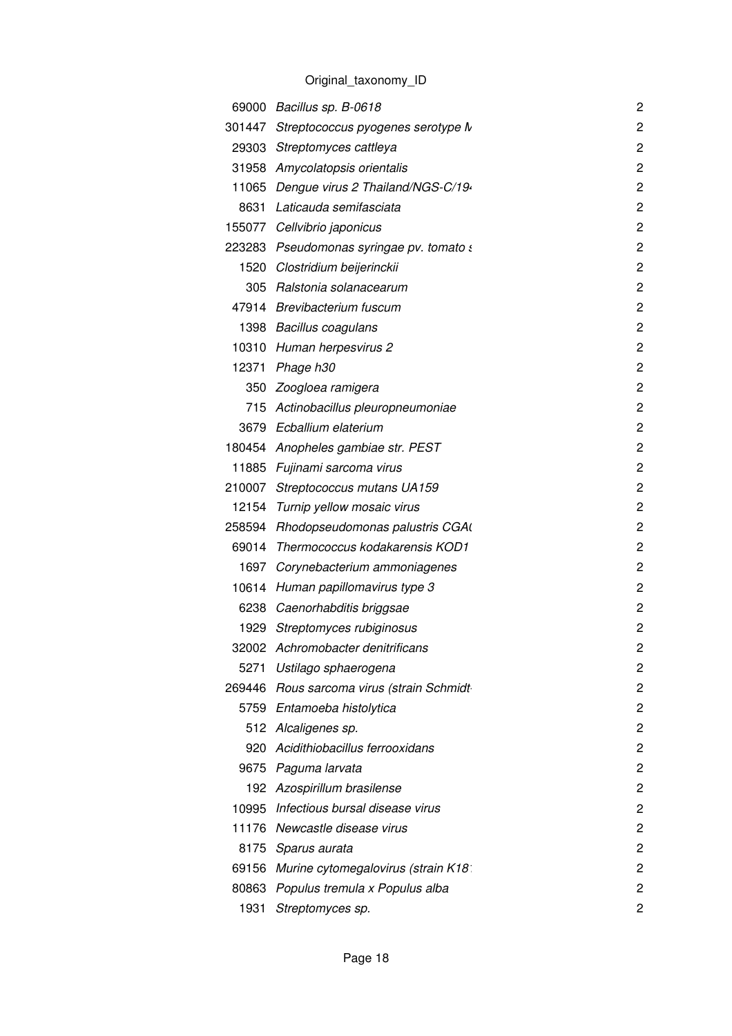Original_taxonomy_ID

| | | |
|---|---|---|
| 69000 | *Bacillus sp. B-0618* | 2 |
| 301447 | *Streptococcus pyogenes serotype M* | 2 |
| 29303 | *Streptomyces cattleya* | 2 |
| 31958 | *Amycolatopsis orientalis* | 2 |
| 11065 | *Dengue virus 2 Thailand/NGS-C/19* | 2 |
| 8631 | *Laticauda semifasciata* | 2 |
| 155077 | *Cellvibrio japonicus* | 2 |
| 223283 | *Pseudomonas syringae pv. tomato s* | 2 |
| 1520 | *Clostridium beijerinckii* | 2 |
| 305 | *Ralstonia solanacearum* | 2 |
| 47914 | *Brevibacterium fuscum* | 2 |
| 1398 | *Bacillus coagulans* | 2 |
| 10310 | *Human herpesvirus 2* | 2 |
| 12371 | *Phage h30* | 2 |
| 350 | *Zoogloea ramigera* | 2 |
| 715 | *Actinobacillus pleuropneumoniae* | 2 |
| 3679 | *Ecballium elaterium* | 2 |
| 180454 | *Anopheles gambiae str. PEST* | 2 |
| 11885 | *Fujinami sarcoma virus* | 2 |
| 210007 | *Streptococcus mutans UA159* | 2 |
| 12154 | *Turnip yellow mosaic virus* | 2 |
| 258594 | *Rhodopseudomonas palustris CGA(* | 2 |
| 69014 | *Thermococcus kodakarensis KOD1* | 2 |
| 1697 | *Corynebacterium ammoniagenes* | 2 |
| 10614 | *Human papillomavirus type 3* | 2 |
| 6238 | *Caenorhabditis briggsae* | 2 |
| 1929 | *Streptomyces rubiginosus* | 2 |
| 32002 | *Achromobacter denitrificans* | 2 |
| 5271 | *Ustilago sphaerogena* | 2 |
| 269446 | *Rous sarcoma virus (strain Schmidt-* | 2 |
| 5759 | *Entamoeba histolytica* | 2 |
| 512 | *Alcaligenes sp.* | 2 |
| 920 | *Acidithiobacillus ferrooxidans* | 2 |
| 9675 | *Paguma larvata* | 2 |
| 192 | *Azospirillum brasilense* | 2 |
| 10995 | *Infectious bursal disease virus* | 2 |
| 11176 | *Newcastle disease virus* | 2 |
| 8175 | *Sparus aurata* | 2 |
| 69156 | *Murine cytomegalovirus (strain K18* | 2 |
| 80863 | *Populus tremula x Populus alba* | 2 |
| 1931 | *Streptomyces sp.* | 2 |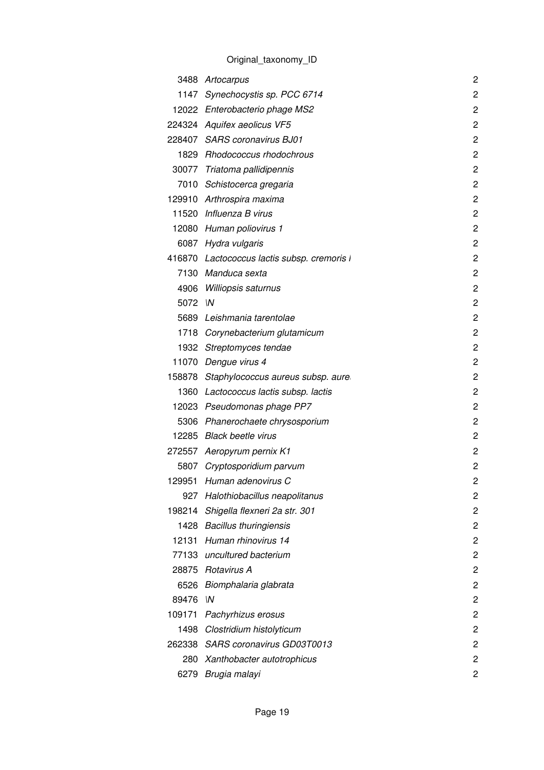Original_taxonomy_ID

| | | |
|---|---|---|
| 3488 | *Artocarpus* | 2 |
| 1147 | *Synechocystis sp. PCC 6714* | 2 |
| 12022 | *Enterobacterio phage MS2* | 2 |
| 224324 | *Aquifex aeolicus VF5* | 2 |
| 228407 | *SARS coronavirus BJ01* | 2 |
| 1829 | *Rhodococcus rhodochrous* | 2 |
| 30077 | *Triatoma pallidipennis* | 2 |
| 7010 | *Schistocerca gregaria* | 2 |
| 129910 | *Arthrospira maxima* | 2 |
| 11520 | *Influenza B virus* | 2 |
| 12080 | *Human poliovirus 1* | 2 |
| 6087 | *Hydra vulgaris* | 2 |
| 416870 | *Lactococcus lactis subsp. cremoris l* | 2 |
| 7130 | *Manduca sexta* | 2 |
| 4906 | *Williopsis saturnus* | 2 |
| 5072 | \N | 2 |
| 5689 | *Leishmania tarentolae* | 2 |
| 1718 | *Corynebacterium glutamicum* | 2 |
| 1932 | *Streptomyces tendae* | 2 |
| 11070 | *Dengue virus 4* | 2 |
| 158878 | *Staphylococcus aureus subsp. aure* | 2 |
| 1360 | *Lactococcus lactis subsp. lactis* | 2 |
| 12023 | *Pseudomonas phage PP7* | 2 |
| 5306 | *Phanerochaete chrysosporium* | 2 |
| 12285 | *Black beetle virus* | 2 |
| 272557 | *Aeropyrum pernix K1* | 2 |
| 5807 | *Cryptosporidium parvum* | 2 |
| 129951 | *Human adenovirus C* | 2 |
| 927 | *Halothiobacillus neapolitanus* | 2 |
| 198214 | *Shigella flexneri 2a str. 301* | 2 |
| 1428 | *Bacillus thuringiensis* | 2 |
| 12131 | *Human rhinovirus 14* | 2 |
| 77133 | *uncultured bacterium* | 2 |
| 28875 | *Rotavirus A* | 2 |
| 6526 | *Biomphalaria glabrata* | 2 |
| 89476 | \N | 2 |
| 109171 | *Pachyrhizus erosus* | 2 |
| 1498 | *Clostridium histolyticum* | 2 |
| 262338 | *SARS coronavirus GD03T0013* | 2 |
| 280 | *Xanthobacter autotrophicus* | 2 |
| 6279 | *Brugia malayi* | 2 |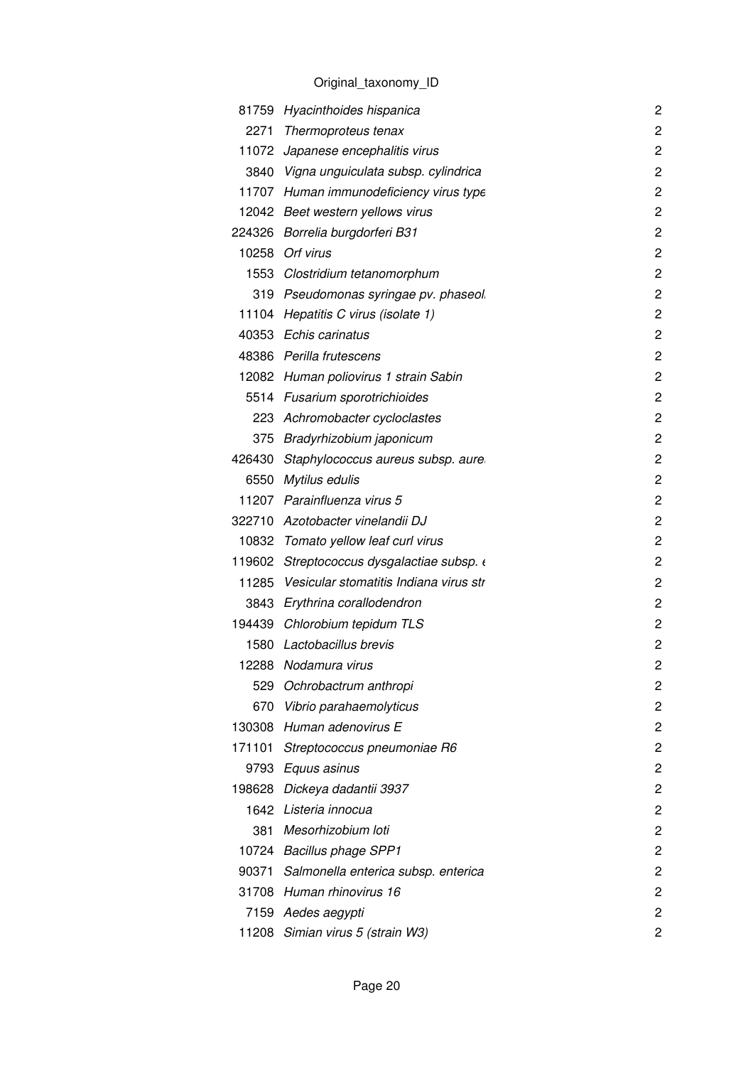Original_taxonomy_ID

| | | |
|---|---|---|
| 81759 | *Hyacinthoides hispanica* | 2 |
| 2271 | *Thermoproteus tenax* | 2 |
| 11072 | *Japanese encephalitis virus* | 2 |
| 3840 | *Vigna unguiculata subsp. cylindrica* | 2 |
| 11707 | *Human immunodeficiency virus type* | 2 |
| 12042 | *Beet western yellows virus* | 2 |
| 224326 | *Borrelia burgdorferi B31* | 2 |
| 10258 | *Orf virus* | 2 |
| 1553 | *Clostridium tetanomorphum* | 2 |
| 319 | *Pseudomonas syringae pv. phaseol* | 2 |
| 11104 | *Hepatitis C virus (isolate 1)* | 2 |
| 40353 | *Echis carinatus* | 2 |
| 48386 | *Perilla frutescens* | 2 |
| 12082 | *Human poliovirus 1 strain Sabin* | 2 |
| 5514 | *Fusarium sporotrichioides* | 2 |
| 223 | *Achromobacter cycloclastes* | 2 |
| 375 | *Bradyrhizobium japonicum* | 2 |
| 426430 | *Staphylococcus aureus subsp. aure* | 2 |
| 6550 | *Mytilus edulis* | 2 |
| 11207 | *Parainfluenza virus 5* | 2 |
| 322710 | *Azotobacter vinelandii DJ* | 2 |
| 10832 | *Tomato yellow leaf curl virus* | 2 |
| 119602 | *Streptococcus dysgalactiae subsp. e* | 2 |
| 11285 | *Vesicular stomatitis Indiana virus str* | 2 |
| 3843 | *Erythrina corallodendron* | 2 |
| 194439 | *Chlorobium tepidum TLS* | 2 |
| 1580 | *Lactobacillus brevis* | 2 |
| 12288 | *Nodamura virus* | 2 |
| 529 | *Ochrobactrum anthropi* | 2 |
| 670 | *Vibrio parahaemolyticus* | 2 |
| 130308 | *Human adenovirus E* | 2 |
| 171101 | *Streptococcus pneumoniae R6* | 2 |
| 9793 | *Equus asinus* | 2 |
| 198628 | *Dickeya dadantii 3937* | 2 |
| 1642 | *Listeria innocua* | 2 |
| 381 | *Mesorhizobium loti* | 2 |
| 10724 | *Bacillus phage SPP1* | 2 |
| 90371 | *Salmonella enterica subsp. enterica* | 2 |
| 31708 | *Human rhinovirus 16* | 2 |
| 7159 | *Aedes aegypti* | 2 |
| 11208 | *Simian virus 5 (strain W3)* | 2 |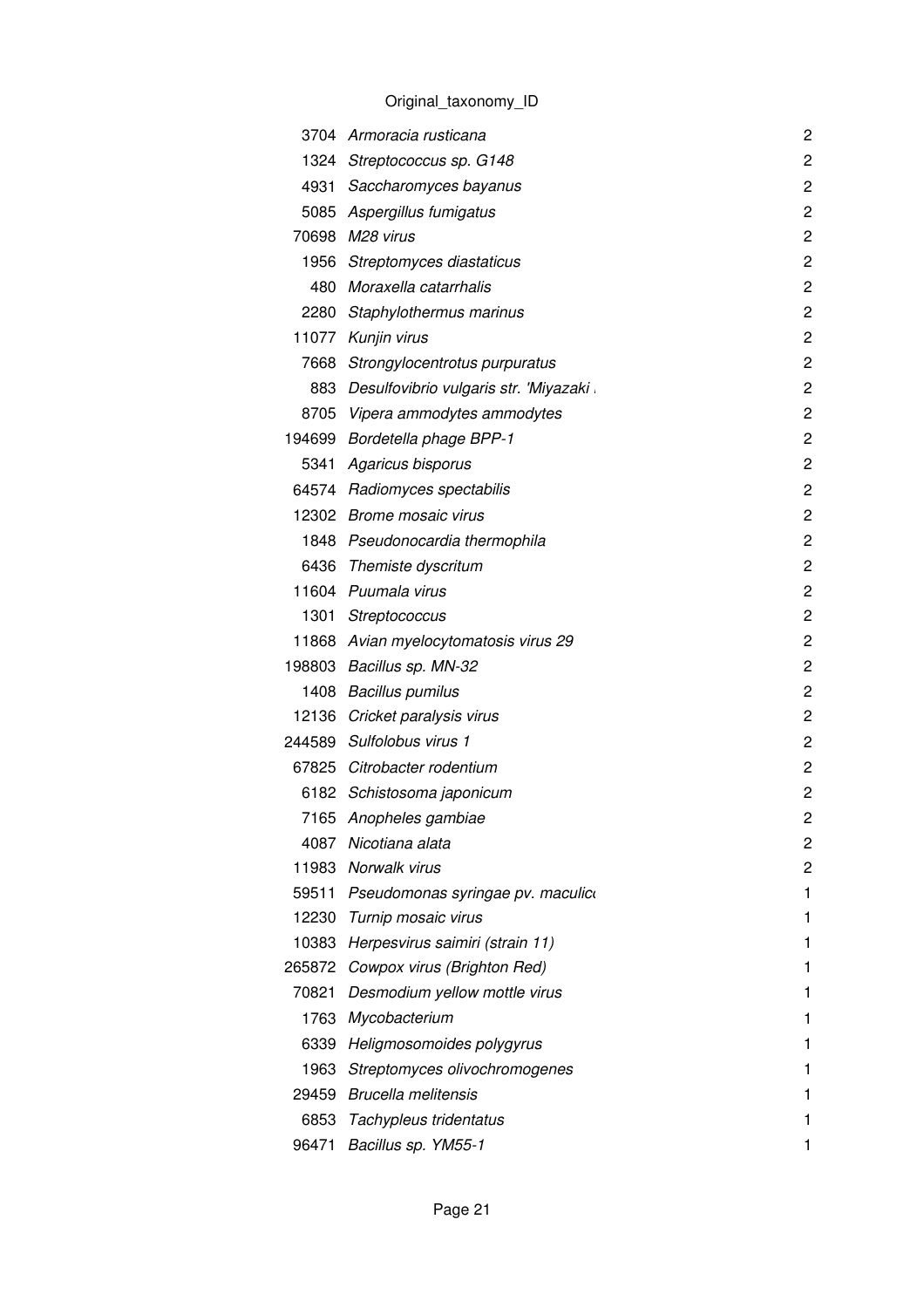Original_taxonomy_ID

| | | |
|---|---|---|
| 3704 | *Armoracia rusticana* | 2 |
| 1324 | *Streptococcus sp. G148* | 2 |
| 4931 | *Saccharomyces bayanus* | 2 |
| 5085 | *Aspergillus fumigatus* | 2 |
| 70698 | *M28 virus* | 2 |
| 1956 | *Streptomyces diastaticus* | 2 |
| 480 | *Moraxella catarrhalis* | 2 |
| 2280 | *Staphylothermus marinus* | 2 |
| 11077 | *Kunjin virus* | 2 |
| 7668 | *Strongylocentrotus purpuratus* | 2 |
| 883 | *Desulfovibrio vulgaris str. 'Miyazaki* | 2 |
| 8705 | *Vipera ammodytes ammodytes* | 2 |
| 194699 | *Bordetella phage BPP-1* | 2 |
| 5341 | *Agaricus bisporus* | 2 |
| 64574 | *Radiomyces spectabilis* | 2 |
| 12302 | *Brome mosaic virus* | 2 |
| 1848 | *Pseudonocardia thermophila* | 2 |
| 6436 | *Themiste dyscritum* | 2 |
| 11604 | *Puumala virus* | 2 |
| 1301 | *Streptococcus* | 2 |
| 11868 | *Avian myelocytomatosis virus 29* | 2 |
| 198803 | *Bacillus sp. MN-32* | 2 |
| 1408 | *Bacillus pumilus* | 2 |
| 12136 | *Cricket paralysis virus* | 2 |
| 244589 | *Sulfolobus virus 1* | 2 |
| 67825 | *Citrobacter rodentium* | 2 |
| 6182 | *Schistosoma japonicum* | 2 |
| 7165 | *Anopheles gambiae* | 2 |
| 4087 | *Nicotiana alata* | 2 |
| 11983 | *Norwalk virus* | 2 |
| 59511 | *Pseudomonas syringae pv. maculic* | 1 |
| 12230 | *Turnip mosaic virus* | 1 |
| 10383 | *Herpesvirus saimiri (strain 11)* | 1 |
| 265872 | *Cowpox virus (Brighton Red)* | 1 |
| 70821 | *Desmodium yellow mottle virus* | 1 |
| 1763 | *Mycobacterium* | 1 |
| 6339 | *Heligmosomoides polygyrus* | 1 |
| 1963 | *Streptomyces olivochromogenes* | 1 |
| 29459 | *Brucella melitensis* | 1 |
| 6853 | *Tachypleus tridentatus* | 1 |
| 96471 | *Bacillus sp. YM55-1* | 1 |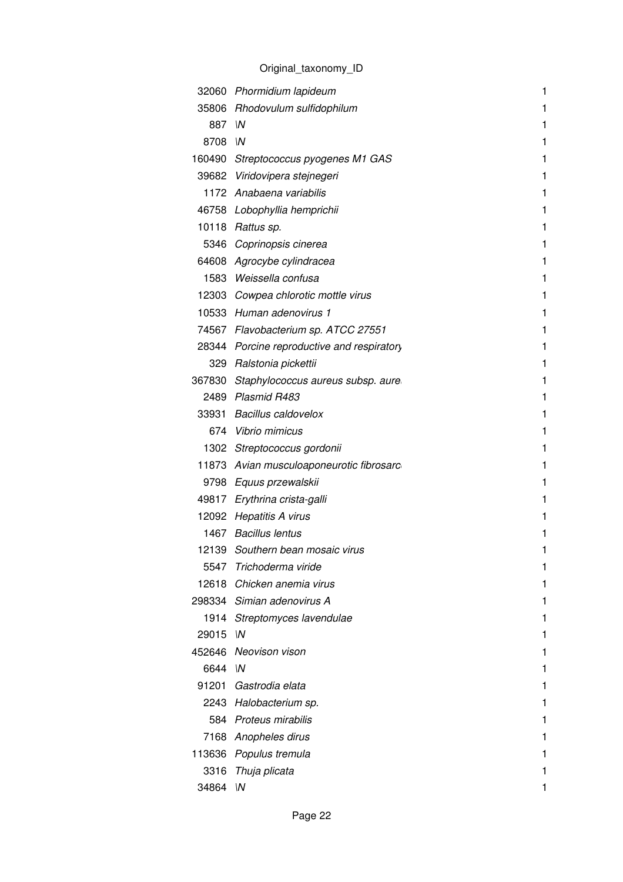Original_taxonomy_ID

| | | |
|---|---|---|
| 32060 | *Phormidium lapideum* | 1 |
| 35806 | *Rhodovulum sulfidophilum* | 1 |
| 887 | *\N* | 1 |
| 8708 | *\N* | 1 |
| 160490 | *Streptococcus pyogenes M1 GAS* | 1 |
| 39682 | *Viridovipera stejnegeri* | 1 |
| 1172 | *Anabaena variabilis* | 1 |
| 46758 | *Lobophyllia hemprichii* | 1 |
| 10118 | *Rattus sp.* | 1 |
| 5346 | *Coprinopsis cinerea* | 1 |
| 64608 | *Agrocybe cylindracea* | 1 |
| 1583 | *Weissella confusa* | 1 |
| 12303 | *Cowpea chlorotic mottle virus* | 1 |
| 10533 | *Human adenovirus 1* | 1 |
| 74567 | *Flavobacterium sp. ATCC 27551* | 1 |
| 28344 | *Porcine reproductive and respiratory* | 1 |
| 329 | *Ralstonia pickettii* | 1 |
| 367830 | *Staphylococcus aureus subsp. aure* | 1 |
| 2489 | *Plasmid R483* | 1 |
| 33931 | *Bacillus caldovelox* | 1 |
| 674 | *Vibrio mimicus* | 1 |
| 1302 | *Streptococcus gordonii* | 1 |
| 11873 | *Avian musculoaponeurotic fibrosarc* | 1 |
| 9798 | *Equus przewalskii* | 1 |
| 49817 | *Erythrina crista-galli* | 1 |
| 12092 | *Hepatitis A virus* | 1 |
| 1467 | *Bacillus lentus* | 1 |
| 12139 | *Southern bean mosaic virus* | 1 |
| 5547 | *Trichoderma viride* | 1 |
| 12618 | *Chicken anemia virus* | 1 |
| 298334 | *Simian adenovirus A* | 1 |
| 1914 | *Streptomyces lavendulae* | 1 |
| 29015 | *\N* | 1 |
| 452646 | *Neovison vison* | 1 |
| 6644 | *\N* | 1 |
| 91201 | *Gastrodia elata* | 1 |
| 2243 | *Halobacterium sp.* | 1 |
| 584 | *Proteus mirabilis* | 1 |
| 7168 | *Anopheles dirus* | 1 |
| 113636 | *Populus tremula* | 1 |
| 3316 | *Thuja plicata* | 1 |
| 34864 | *\N* | 1 |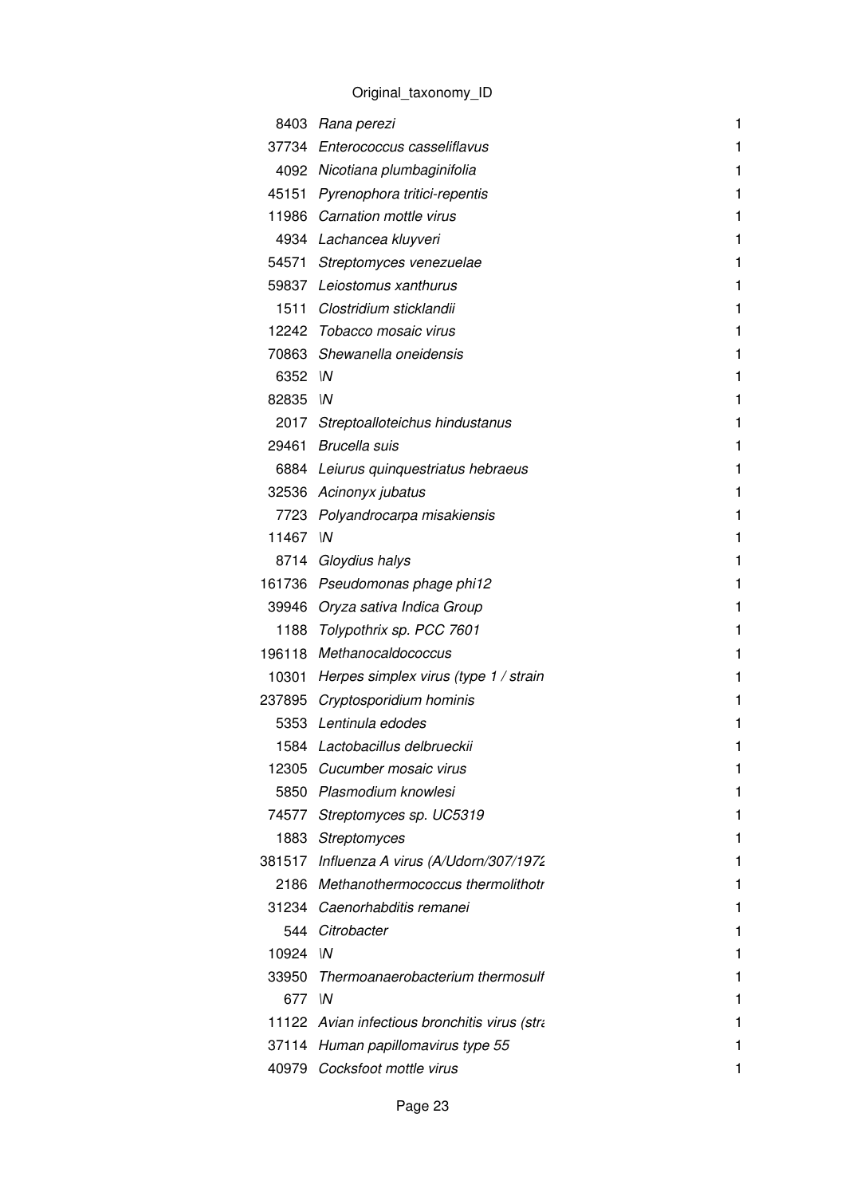Original_taxonomy_ID

| | | |
|---|---|---|
| 8403 | *Rana perezi* | 1 |
| 37734 | *Enterococcus casseliflavus* | 1 |
| 4092 | *Nicotiana plumbaginifolia* | 1 |
| 45151 | *Pyrenophora tritici-repentis* | 1 |
| 11986 | *Carnation mottle virus* | 1 |
| 4934 | *Lachancea kluyveri* | 1 |
| 54571 | *Streptomyces venezuelae* | 1 |
| 59837 | *Leiostomus xanthurus* | 1 |
| 1511 | *Clostridium sticklandii* | 1 |
| 12242 | *Tobacco mosaic virus* | 1 |
| 70863 | *Shewanella oneidensis* | 1 |
| 6352 | *\N* | 1 |
| 82835 | *\N* | 1 |
| 2017 | *Streptoalloteichus hindustanus* | 1 |
| 29461 | *Brucella suis* | 1 |
| 6884 | *Leiurus quinquestriatus hebraeus* | 1 |
| 32536 | *Acinonyx jubatus* | 1 |
| 7723 | *Polyandrocarpa misakiensis* | 1 |
| 11467 | *\N* | 1 |
| 8714 | *Gloydius halys* | 1 |
| 161736 | *Pseudomonas phage phi12* | 1 |
| 39946 | *Oryza sativa Indica Group* | 1 |
| 1188 | *Tolypothrix sp. PCC 7601* | 1 |
| 196118 | *Methanocaldococcus* | 1 |
| 10301 | *Herpes simplex virus (type 1 / strain* | 1 |
| 237895 | *Cryptosporidium hominis* | 1 |
| 5353 | *Lentinula edodes* | 1 |
| 1584 | *Lactobacillus delbrueckii* | 1 |
| 12305 | *Cucumber mosaic virus* | 1 |
| 5850 | *Plasmodium knowlesi* | 1 |
| 74577 | *Streptomyces sp. UC5319* | 1 |
| 1883 | *Streptomyces* | 1 |
| 381517 | *Influenza A virus (A/Udorn/307/1972* | 1 |
| 2186 | *Methanothermococcus thermolithotr* | 1 |
| 31234 | *Caenorhabditis remanei* | 1 |
| 544 | *Citrobacter* | 1 |
| 10924 | *\N* | 1 |
| 33950 | *Thermoanaerobacterium thermosulf* | 1 |
| 677 | *\N* | 1 |
| 11122 | *Avian infectious bronchitis virus (stra* | 1 |
| 37114 | *Human papillomavirus type 55* | 1 |
| 40979 | *Cocksfoot mottle virus* | 1 |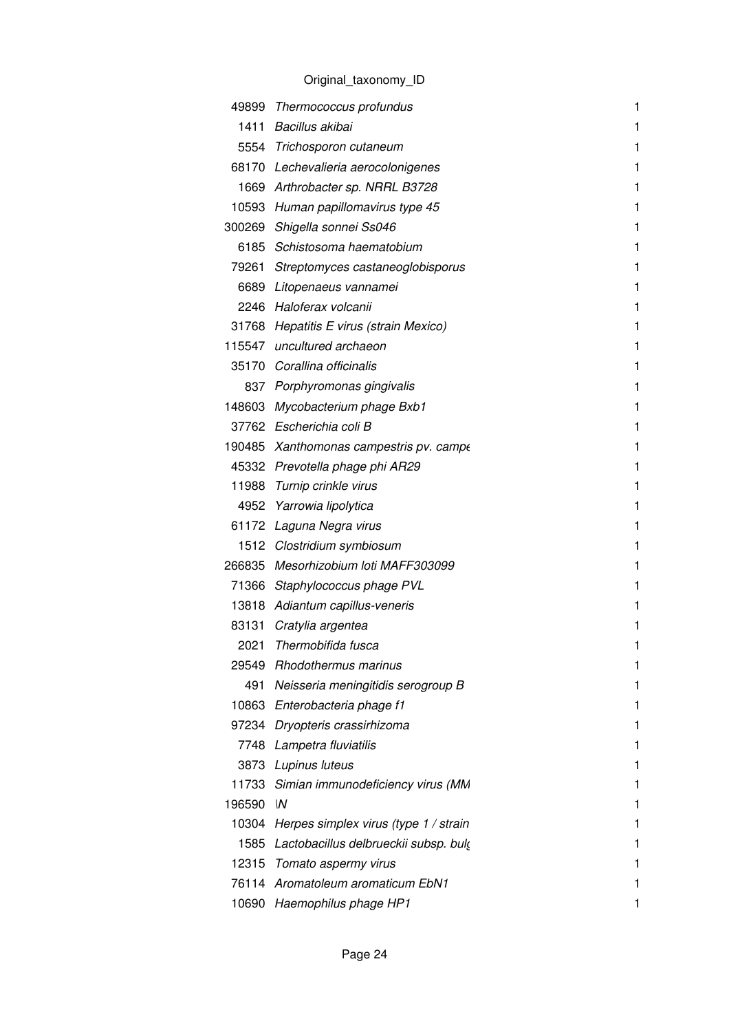Original_taxonomy_ID

| | | |
|---|---|---|
| 49899 | *Thermococcus profundus* | 1 |
| 1411 | *Bacillus akibai* | 1 |
| 5554 | *Trichosporon cutaneum* | 1 |
| 68170 | *Lechevalieria aerocolonigenes* | 1 |
| 1669 | *Arthrobacter sp. NRRL B3728* | 1 |
| 10593 | *Human papillomavirus type 45* | 1 |
| 300269 | *Shigella sonnei Ss046* | 1 |
| 6185 | *Schistosoma haematobium* | 1 |
| 79261 | *Streptomyces castaneoglobisporus* | 1 |
| 6689 | *Litopenaeus vannamei* | 1 |
| 2246 | *Haloferax volcanii* | 1 |
| 31768 | *Hepatitis E virus (strain Mexico)* | 1 |
| 115547 | *uncultured archaeon* | 1 |
| 35170 | *Corallina officinalis* | 1 |
| 837 | *Porphyromonas gingivalis* | 1 |
| 148603 | *Mycobacterium phage Bxb1* | 1 |
| 37762 | *Escherichia coli B* | 1 |
| 190485 | *Xanthomonas campestris pv. campe* | 1 |
| 45332 | *Prevotella phage phi AR29* | 1 |
| 11988 | *Turnip crinkle virus* | 1 |
| 4952 | *Yarrowia lipolytica* | 1 |
| 61172 | *Laguna Negra virus* | 1 |
| 1512 | *Clostridium symbiosum* | 1 |
| 266835 | *Mesorhizobium loti MAFF303099* | 1 |
| 71366 | *Staphylococcus phage PVL* | 1 |
| 13818 | *Adiantum capillus-veneris* | 1 |
| 83131 | *Cratylia argentea* | 1 |
| 2021 | *Thermobifida fusca* | 1 |
| 29549 | *Rhodothermus marinus* | 1 |
| 491 | *Neisseria meningitidis serogroup B* | 1 |
| 10863 | *Enterobacteria phage f1* | 1 |
| 97234 | *Dryopteris crassirhizoma* | 1 |
| 7748 | *Lampetra fluviatilis* | 1 |
| 3873 | *Lupinus luteus* | 1 |
| 11733 | *Simian immunodeficiency virus (MM* | 1 |
| 196590 | *\N* | 1 |
| 10304 | *Herpes simplex virus (type 1 / strain* | 1 |
| 1585 | *Lactobacillus delbrueckii subsp. bulg* | 1 |
| 12315 | *Tomato aspermy virus* | 1 |
| 76114 | *Aromatoleum aromaticum EbN1* | 1 |
| 10690 | *Haemophilus phage HP1* | 1 |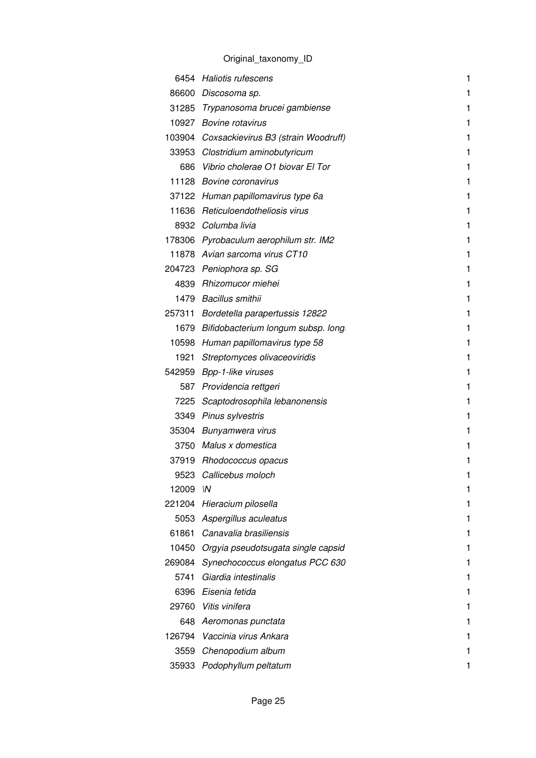Original_taxonomy_ID

| | | |
|---|---|---|
| 6454 | *Haliotis rufescens* | 1 |
| 86600 | *Discosoma sp.* | 1 |
| 31285 | *Trypanosoma brucei gambiense* | 1 |
| 10927 | *Bovine rotavirus* | 1 |
| 103904 | *Coxsackievirus B3 (strain Woodruff)* | 1 |
| 33953 | *Clostridium aminobutyricum* | 1 |
| 686 | *Vibrio cholerae O1 biovar El Tor* | 1 |
| 11128 | *Bovine coronavirus* | 1 |
| 37122 | *Human papillomavirus type 6a* | 1 |
| 11636 | *Reticuloendotheliosis virus* | 1 |
| 8932 | *Columba livia* | 1 |
| 178306 | *Pyrobaculum aerophilum str. IM2* | 1 |
| 11878 | *Avian sarcoma virus CT10* | 1 |
| 204723 | *Peniophora sp. SG* | 1 |
| 4839 | *Rhizomucor miehei* | 1 |
| 1479 | *Bacillus smithii* | 1 |
| 257311 | *Bordetella parapertussis 12822* | 1 |
| 1679 | *Bifidobacterium longum subsp. long* | 1 |
| 10598 | *Human papillomavirus type 58* | 1 |
| 1921 | *Streptomyces olivaceoviridis* | 1 |
| 542959 | *Bpp-1-like viruses* | 1 |
| 587 | *Providencia rettgeri* | 1 |
| 7225 | *Scaptodrosophila lebanonensis* | 1 |
| 3349 | *Pinus sylvestris* | 1 |
| 35304 | *Bunyamwera virus* | 1 |
| 3750 | *Malus x domestica* | 1 |
| 37919 | *Rhodococcus opacus* | 1 |
| 9523 | *Callicebus moloch* | 1 |
| 12009 | *\N* | 1 |
| 221204 | *Hieracium pilosella* | 1 |
| 5053 | *Aspergillus aculeatus* | 1 |
| 61861 | *Canavalia brasiliensis* | 1 |
| 10450 | *Orgyia pseudotsugata single capsid* | 1 |
| 269084 | *Synechococcus elongatus PCC 630* | 1 |
| 5741 | *Giardia intestinalis* | 1 |
| 6396 | *Eisenia fetida* | 1 |
| 29760 | *Vitis vinifera* | 1 |
| 648 | *Aeromonas punctata* | 1 |
| 126794 | *Vaccinia virus Ankara* | 1 |
| 3559 | *Chenopodium album* | 1 |
| 35933 | *Podophyllum peltatum* | 1 |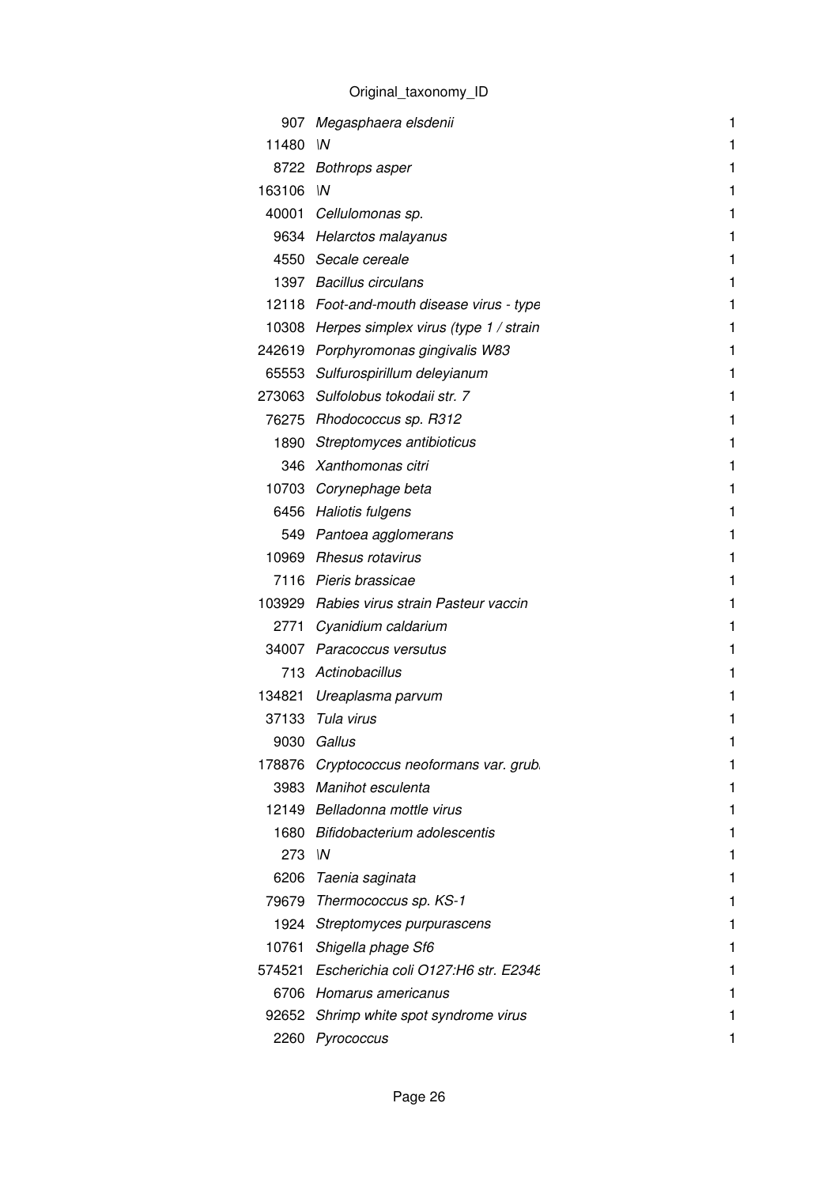Original_taxonomy_ID

| | | |
|---|---|---|
| 907 | *Megasphaera elsdenii* | 1 |
| 11480 | \N | 1 |
| 8722 | *Bothrops asper* | 1 |
| 163106 | \N | 1 |
| 40001 | *Cellulomonas sp.* | 1 |
| 9634 | *Helarctos malayanus* | 1 |
| 4550 | *Secale cereale* | 1 |
| 1397 | *Bacillus circulans* | 1 |
| 12118 | *Foot-and-mouth disease virus - type* | 1 |
| 10308 | *Herpes simplex virus (type 1 / strain* | 1 |
| 242619 | *Porphyromonas gingivalis W83* | 1 |
| 65553 | *Sulfurospirillum deleyianum* | 1 |
| 273063 | *Sulfolobus tokodaii str. 7* | 1 |
| 76275 | *Rhodococcus sp. R312* | 1 |
| 1890 | *Streptomyces antibioticus* | 1 |
| 346 | *Xanthomonas citri* | 1 |
| 10703 | *Corynephage beta* | 1 |
| 6456 | *Haliotis fulgens* | 1 |
| 549 | *Pantoea agglomerans* | 1 |
| 10969 | *Rhesus rotavirus* | 1 |
| 7116 | *Pieris brassicae* | 1 |
| 103929 | *Rabies virus strain Pasteur vaccin* | 1 |
| 2771 | *Cyanidium caldarium* | 1 |
| 34007 | *Paracoccus versutus* | 1 |
| 713 | *Actinobacillus* | 1 |
| 134821 | *Ureaplasma parvum* | 1 |
| 37133 | *Tula virus* | 1 |
| 9030 | *Gallus* | 1 |
| 178876 | *Cryptococcus neoformans var. grub* | 1 |
| 3983 | *Manihot esculenta* | 1 |
| 12149 | *Belladonna mottle virus* | 1 |
| 1680 | *Bifidobacterium adolescentis* | 1 |
| 273 | \N | 1 |
| 6206 | *Taenia saginata* | 1 |
| 79679 | *Thermococcus sp. KS-1* | 1 |
| 1924 | *Streptomyces purpurascens* | 1 |
| 10761 | *Shigella phage Sf6* | 1 |
| 574521 | *Escherichia coli O127:H6 str. E234* | 1 |
| 6706 | *Homarus americanus* | 1 |
| 92652 | *Shrimp white spot syndrome virus* | 1 |
| 2260 | *Pyrococcus* | 1 |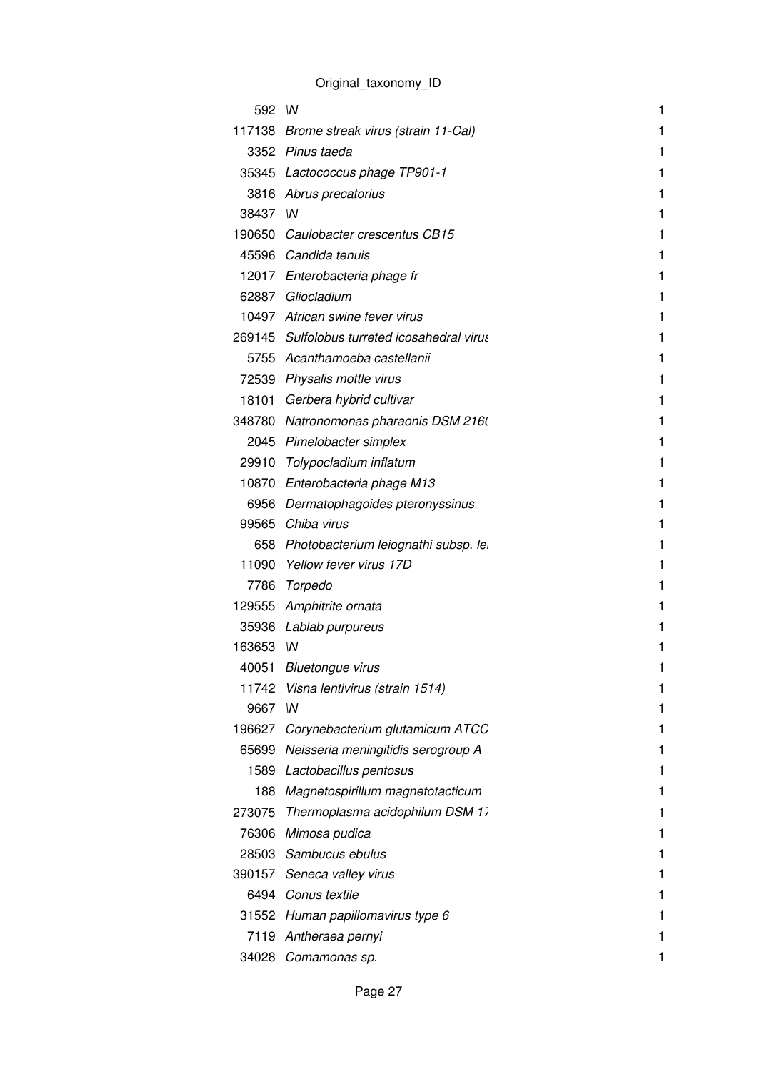Original_taxonomy_ID

| | | |
|---|---|---|
| 592 | \N | 1 |
| 117138 | *Brome streak virus (strain 11-Cal)* | 1 |
| 3352 | *Pinus taeda* | 1 |
| 35345 | *Lactococcus phage TP901-1* | 1 |
| 3816 | *Abrus precatorius* | 1 |
| 38437 | \N | 1 |
| 190650 | *Caulobacter crescentus CB15* | 1 |
| 45596 | *Candida tenuis* | 1 |
| 12017 | *Enterobacteria phage fr* | 1 |
| 62887 | *Gliocladium* | 1 |
| 10497 | *African swine fever virus* | 1 |
| 269145 | *Sulfolobus turreted icosahedral virus* | 1 |
| 5755 | *Acanthamoeba castellanii* | 1 |
| 72539 | *Physalis mottle virus* | 1 |
| 18101 | *Gerbera hybrid cultivar* | 1 |
| 348780 | *Natronomonas pharaonis DSM 216(* | 1 |
| 2045 | *Pimelobacter simplex* | 1 |
| 29910 | *Tolypocladium inflatum* | 1 |
| 10870 | *Enterobacteria phage M13* | 1 |
| 6956 | *Dermatophagoides pteronyssinus* | 1 |
| 99565 | *Chiba virus* | 1 |
| 658 | *Photobacterium leiognathi subsp. le* | 1 |
| 11090 | *Yellow fever virus 17D* | 1 |
| 7786 | *Torpedo* | 1 |
| 129555 | *Amphitrite ornata* | 1 |
| 35936 | *Lablab purpureus* | 1 |
| 163653 | \N | 1 |
| 40051 | *Bluetongue virus* | 1 |
| 11742 | *Visna lentivirus (strain 1514)* | 1 |
| 9667 | \N | 1 |
| 196627 | *Corynebacterium glutamicum ATCC* | 1 |
| 65699 | *Neisseria meningitidis serogroup A* | 1 |
| 1589 | *Lactobacillus pentosus* | 1 |
| 188 | *Magnetospirillum magnetotacticum* | 1 |
| 273075 | *Thermoplasma acidophilum DSM 17* | 1 |
| 76306 | *Mimosa pudica* | 1 |
| 28503 | *Sambucus ebulus* | 1 |
| 390157 | *Seneca valley virus* | 1 |
| 6494 | *Conus textile* | 1 |
| 31552 | *Human papillomavirus type 6* | 1 |
| 7119 | *Antheraea pernyi* | 1 |
| 34028 | *Comamonas sp.* | 1 |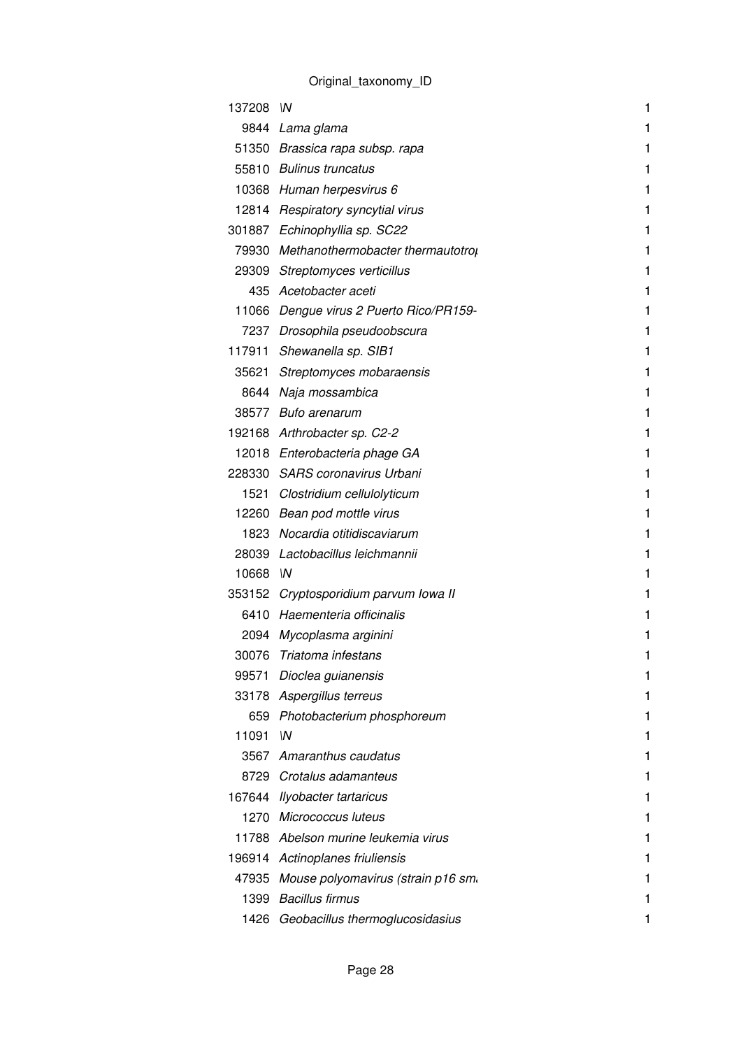Original_taxonomy_ID

| | | |
|---|---|---|
| 137208 | \N | 1 |
| 9844 | *Lama glama* | 1 |
| 51350 | *Brassica rapa subsp. rapa* | 1 |
| 55810 | *Bulinus truncatus* | 1 |
| 10368 | *Human herpesvirus 6* | 1 |
| 12814 | *Respiratory syncytial virus* | 1 |
| 301887 | *Echinophyllia sp. SC22* | 1 |
| 79930 | *Methanothermobacter thermautotro* | 1 |
| 29309 | *Streptomyces verticillus* | 1 |
| 435 | *Acetobacter aceti* | 1 |
| 11066 | *Dengue virus 2 Puerto Rico/PR159-* | 1 |
| 7237 | *Drosophila pseudoobscura* | 1 |
| 117911 | *Shewanella sp. SIB1* | 1 |
| 35621 | *Streptomyces mobaraensis* | 1 |
| 8644 | *Naja mossambica* | 1 |
| 38577 | *Bufo arenarum* | 1 |
| 192168 | *Arthrobacter sp. C2-2* | 1 |
| 12018 | *Enterobacteria phage GA* | 1 |
| 228330 | *SARS coronavirus Urbani* | 1 |
| 1521 | *Clostridium cellulolyticum* | 1 |
| 12260 | *Bean pod mottle virus* | 1 |
| 1823 | *Nocardia otitidiscaviarum* | 1 |
| 28039 | *Lactobacillus leichmannii* | 1 |
| 10668 | \N | 1 |
| 353152 | *Cryptosporidium parvum Iowa II* | 1 |
| 6410 | *Haementeria officinalis* | 1 |
| 2094 | *Mycoplasma arginini* | 1 |
| 30076 | *Triatoma infestans* | 1 |
| 99571 | *Dioclea guianensis* | 1 |
| 33178 | *Aspergillus terreus* | 1 |
| 659 | *Photobacterium phosphoreum* | 1 |
| 11091 | \N | 1 |
| 3567 | *Amaranthus caudatus* | 1 |
| 8729 | *Crotalus adamanteus* | 1 |
| 167644 | *Ilyobacter tartaricus* | 1 |
| 1270 | *Micrococcus luteus* | 1 |
| 11788 | *Abelson murine leukemia virus* | 1 |
| 196914 | *Actinoplanes friuliensis* | 1 |
| 47935 | *Mouse polyomavirus (strain p16 sm* | 1 |
| 1399 | *Bacillus firmus* | 1 |
| 1426 | *Geobacillus thermoglucosidasius* | 1 |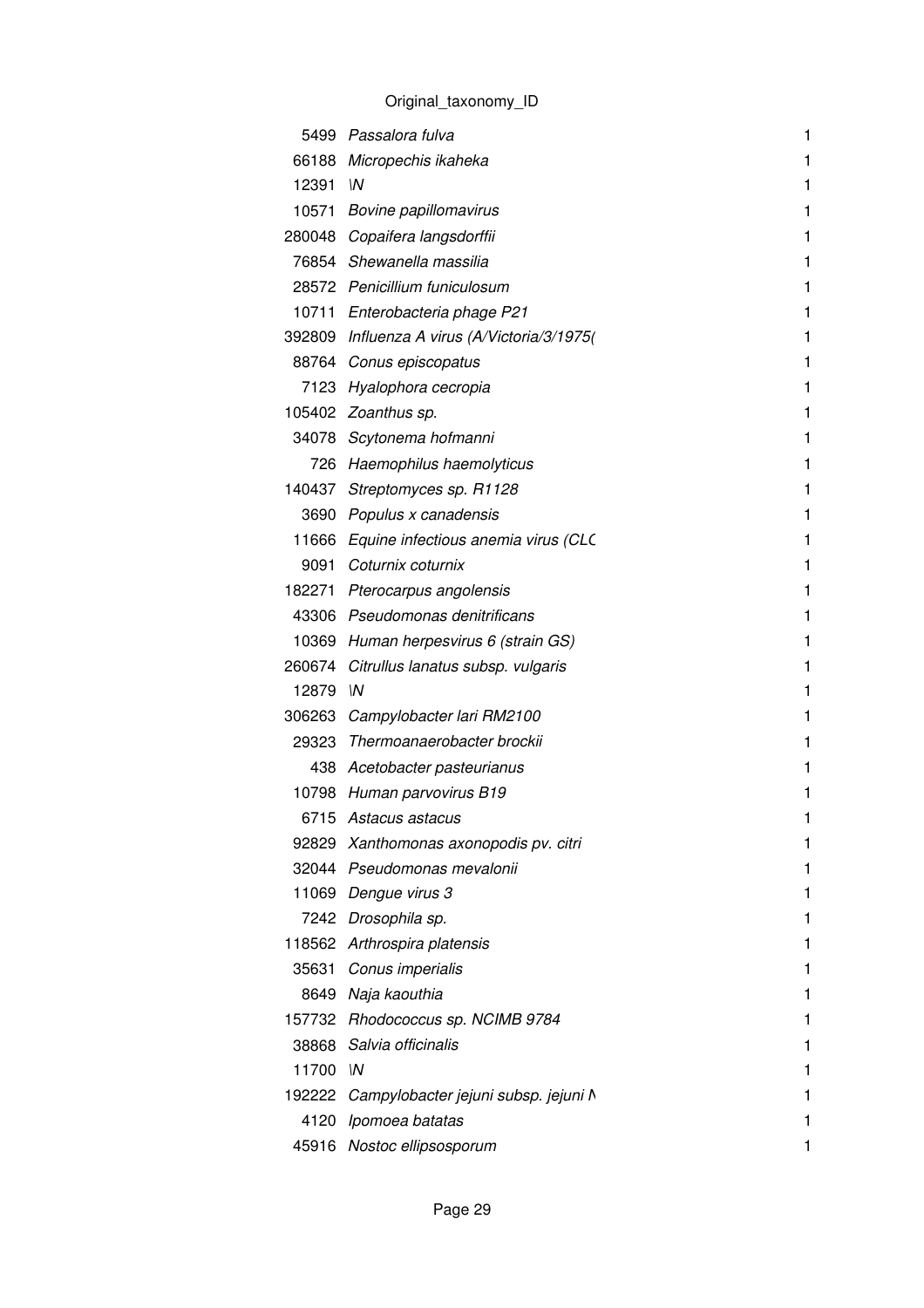Original_taxonomy_ID

| | | |
|---|---|---|
| 5499 | *Passalora fulva* | 1 |
| 66188 | *Micropechis ikaheka* | 1 |
| 12391 | *\N* | 1 |
| 10571 | *Bovine papillomavirus* | 1 |
| 280048 | *Copaifera langsdorffii* | 1 |
| 76854 | *Shewanella massilia* | 1 |
| 28572 | *Penicillium funiculosum* | 1 |
| 10711 | *Enterobacteria phage P21* | 1 |
| 392809 | *Influenza A virus (A/Victoria/3/1975(* | 1 |
| 88764 | *Conus episcopatus* | 1 |
| 7123 | *Hyalophora cecropia* | 1 |
| 105402 | *Zoanthus sp.* | 1 |
| 34078 | *Scytonema hofmanni* | 1 |
| 726 | *Haemophilus haemolyticus* | 1 |
| 140437 | *Streptomyces sp. R1128* | 1 |
| 3690 | *Populus x canadensis* | 1 |
| 11666 | *Equine infectious anemia virus (CLC* | 1 |
| 9091 | *Coturnix coturnix* | 1 |
| 182271 | *Pterocarpus angolensis* | 1 |
| 43306 | *Pseudomonas denitrificans* | 1 |
| 10369 | *Human herpesvirus 6 (strain GS)* | 1 |
| 260674 | *Citrullus lanatus subsp. vulgaris* | 1 |
| 12879 | *\N* | 1 |
| 306263 | *Campylobacter lari RM2100* | 1 |
| 29323 | *Thermoanaerobacter brockii* | 1 |
| 438 | *Acetobacter pasteurianus* | 1 |
| 10798 | *Human parvovirus B19* | 1 |
| 6715 | *Astacus astacus* | 1 |
| 92829 | *Xanthomonas axonopodis pv. citri* | 1 |
| 32044 | *Pseudomonas mevalonii* | 1 |
| 11069 | *Dengue virus 3* | 1 |
| 7242 | *Drosophila sp.* | 1 |
| 118562 | *Arthrospira platensis* | 1 |
| 35631 | *Conus imperialis* | 1 |
| 8649 | *Naja kaouthia* | 1 |
| 157732 | *Rhodococcus sp. NCIMB 9784* | 1 |
| 38868 | *Salvia officinalis* | 1 |
| 11700 | *\N* | 1 |
| 192222 | *Campylobacter jejuni subsp. jejuni N* | 1 |
| 4120 | *Ipomoea batatas* | 1 |
| 45916 | *Nostoc ellipsosporum* | 1 |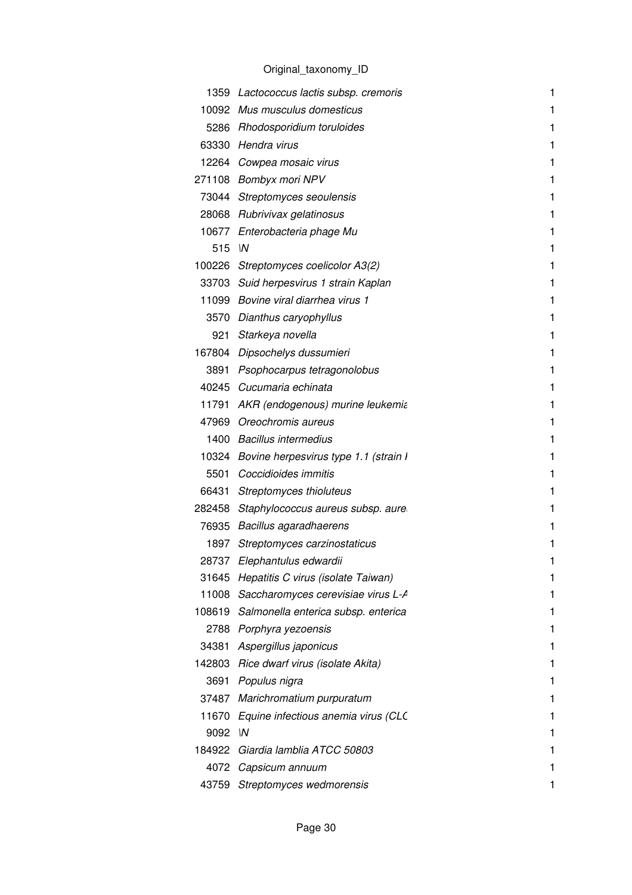Original_taxonomy_ID

| | | |
|---|---|---|
| 1359 | *Lactococcus lactis subsp. cremoris* | 1 |
| 10092 | *Mus musculus domesticus* | 1 |
| 5286 | *Rhodosporidium toruloides* | 1 |
| 63330 | *Hendra virus* | 1 |
| 12264 | *Cowpea mosaic virus* | 1 |
| 271108 | *Bombyx mori NPV* | 1 |
| 73044 | *Streptomyces seoulensis* | 1 |
| 28068 | *Rubrivivax gelatinosus* | 1 |
| 10677 | *Enterobacteria phage Mu* | 1 |
| 515 | *\N* | 1 |
| 100226 | *Streptomyces coelicolor A3(2)* | 1 |
| 33703 | *Suid herpesvirus 1 strain Kaplan* | 1 |
| 11099 | *Bovine viral diarrhea virus 1* | 1 |
| 3570 | *Dianthus caryophyllus* | 1 |
| 921 | *Starkeya novella* | 1 |
| 167804 | *Dipsochelys dussumieri* | 1 |
| 3891 | *Psophocarpus tetragonolobus* | 1 |
| 40245 | *Cucumaria echinata* | 1 |
| 11791 | *AKR (endogenous) murine leukemia* | 1 |
| 47969 | *Oreochromis aureus* | 1 |
| 1400 | *Bacillus intermedius* | 1 |
| 10324 | *Bovine herpesvirus type 1.1 (strain I* | 1 |
| 5501 | *Coccidioides immitis* | 1 |
| 66431 | *Streptomyces thioluteus* | 1 |
| 282458 | *Staphylococcus aureus subsp. aure* | 1 |
| 76935 | *Bacillus agaradhaerens* | 1 |
| 1897 | *Streptomyces carzinostaticus* | 1 |
| 28737 | *Elephantulus edwardii* | 1 |
| 31645 | *Hepatitis C virus (isolate Taiwan)* | 1 |
| 11008 | *Saccharomyces cerevisiae virus L-A* | 1 |
| 108619 | *Salmonella enterica subsp. enterica* | 1 |
| 2788 | *Porphyra yezoensis* | 1 |
| 34381 | *Aspergillus japonicus* | 1 |
| 142803 | *Rice dwarf virus (isolate Akita)* | 1 |
| 3691 | *Populus nigra* | 1 |
| 37487 | *Marichromatium purpuratum* | 1 |
| 11670 | *Equine infectious anemia virus (CLC* | 1 |
| 9092 | *\N* | 1 |
| 184922 | *Giardia lamblia ATCC 50803* | 1 |
| 4072 | *Capsicum annuum* | 1 |
| 43759 | *Streptomyces wedmorensis* | 1 |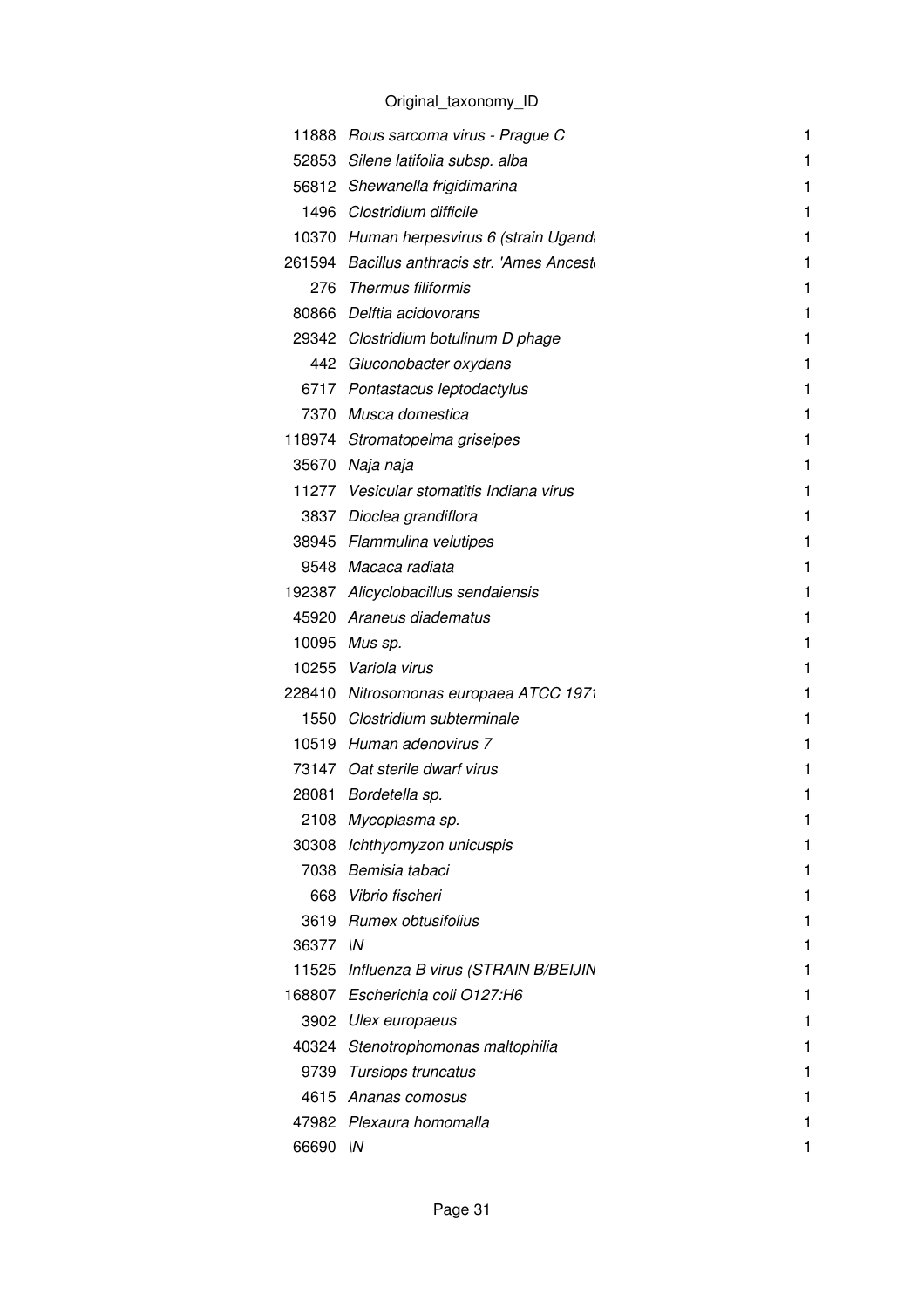| Original_taxonomy_ID | | |
|---|---|---|
| 11888 | *Rous sarcoma virus - Prague C* | 1 |
| 52853 | *Silene latifolia subsp. alba* | 1 |
| 56812 | *Shewanella frigidimarina* | 1 |
| 1496 | *Clostridium difficile* | 1 |
| 10370 | *Human herpesvirus 6 (strain Ugand* | 1 |
| 261594 | *Bacillus anthracis str. 'Ames Ancest* | 1 |
| 276 | *Thermus filiformis* | 1 |
| 80866 | *Delftia acidovorans* | 1 |
| 29342 | *Clostridium botulinum D phage* | 1 |
| 442 | *Gluconobacter oxydans* | 1 |
| 6717 | *Pontastacus leptodactylus* | 1 |
| 7370 | *Musca domestica* | 1 |
| 118974 | *Stromatopelma griseipes* | 1 |
| 35670 | *Naja naja* | 1 |
| 11277 | *Vesicular stomatitis Indiana virus* | 1 |
| 3837 | *Dioclea grandiflora* | 1 |
| 38945 | *Flammulina velutipes* | 1 |
| 9548 | *Macaca radiata* | 1 |
| 192387 | *Alicyclobacillus sendaiensis* | 1 |
| 45920 | *Araneus diadematus* | 1 |
| 10095 | *Mus sp.* | 1 |
| 10255 | *Variola virus* | 1 |
| 228410 | *Nitrosomonas europaea ATCC 197* | 1 |
| 1550 | *Clostridium subterminale* | 1 |
| 10519 | *Human adenovirus 7* | 1 |
| 73147 | *Oat sterile dwarf virus* | 1 |
| 28081 | *Bordetella sp.* | 1 |
| 2108 | *Mycoplasma sp.* | 1 |
| 30308 | *Ichthyomyzon unicuspis* | 1 |
| 7038 | *Bemisia tabaci* | 1 |
| 668 | *Vibrio fischeri* | 1 |
| 3619 | *Rumex obtusifolius* | 1 |
| 36377 | *\N* | 1 |
| 11525 | *Influenza B virus (STRAIN B/BEIJIN* | 1 |
| 168807 | *Escherichia coli O127:H6* | 1 |
| 3902 | *Ulex europaeus* | 1 |
| 40324 | *Stenotrophomonas maltophilia* | 1 |
| 9739 | *Tursiops truncatus* | 1 |
| 4615 | *Ananas comosus* | 1 |
| 47982 | *Plexaura homomalla* | 1 |
| 66690 | *\N* | 1 |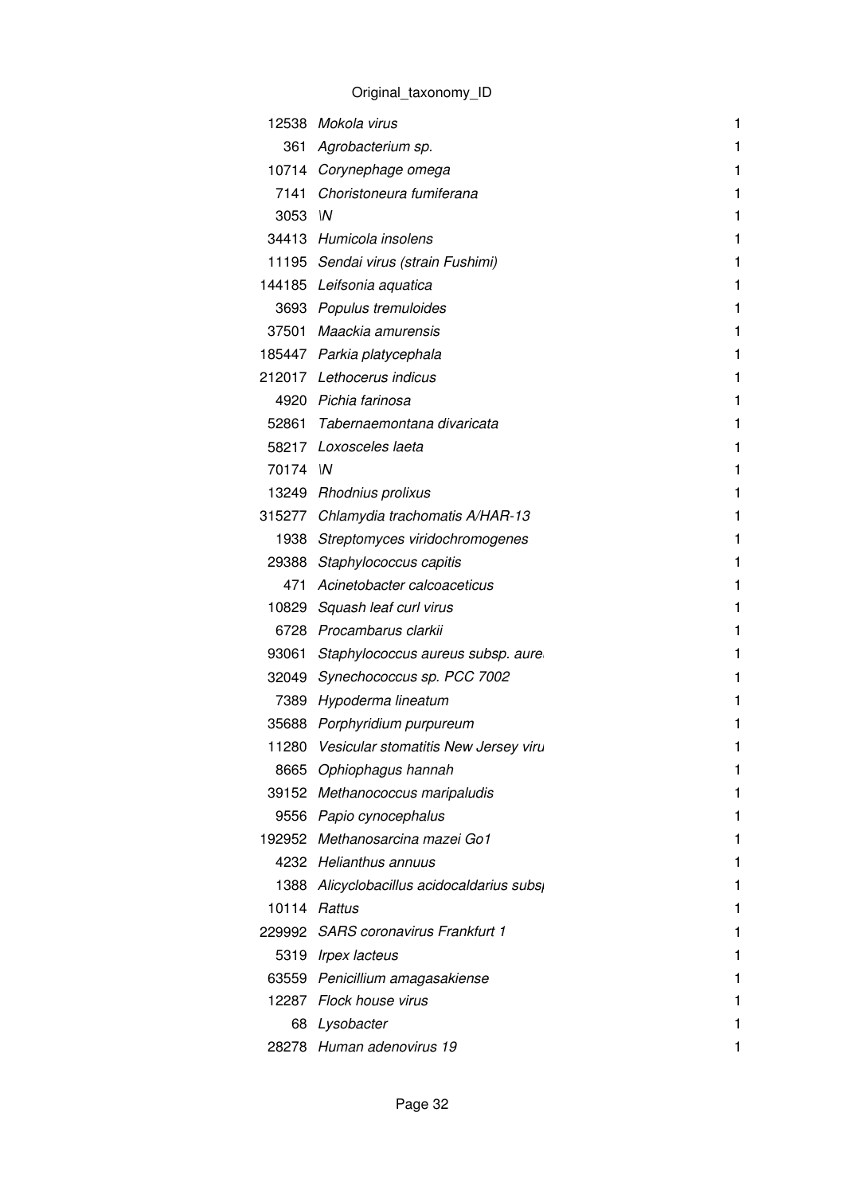Original_taxonomy_ID

| | | |
|---|---|---|
| 12538 | *Mokola virus* | 1 |
| 361 | *Agrobacterium sp.* | 1 |
| 10714 | *Corynephage omega* | 1 |
| 7141 | *Choristoneura fumiferana* | 1 |
| 3053 | \N | 1 |
| 34413 | *Humicola insolens* | 1 |
| 11195 | *Sendai virus (strain Fushimi)* | 1 |
| 144185 | *Leifsonia aquatica* | 1 |
| 3693 | *Populus tremuloides* | 1 |
| 37501 | *Maackia amurensis* | 1 |
| 185447 | *Parkia platycephala* | 1 |
| 212017 | *Lethocerus indicus* | 1 |
| 4920 | *Pichia farinosa* | 1 |
| 52861 | *Tabernaemontana divaricata* | 1 |
| 58217 | *Loxosceles laeta* | 1 |
| 70174 | \N | 1 |
| 13249 | *Rhodnius prolixus* | 1 |
| 315277 | *Chlamydia trachomatis A/HAR-13* | 1 |
| 1938 | *Streptomyces viridochromogenes* | 1 |
| 29388 | *Staphylococcus capitis* | 1 |
| 471 | *Acinetobacter calcoaceticus* | 1 |
| 10829 | *Squash leaf curl virus* | 1 |
| 6728 | *Procambarus clarkii* | 1 |
| 93061 | *Staphylococcus aureus subsp. aure* | 1 |
| 32049 | *Synechococcus sp. PCC 7002* | 1 |
| 7389 | *Hypoderma lineatum* | 1 |
| 35688 | *Porphyridium purpureum* | 1 |
| 11280 | *Vesicular stomatitis New Jersey viru* | 1 |
| 8665 | *Ophiophagus hannah* | 1 |
| 39152 | *Methanococcus maripaludis* | 1 |
| 9556 | *Papio cynocephalus* | 1 |
| 192952 | *Methanosarcina mazei Go1* | 1 |
| 4232 | *Helianthus annuus* | 1 |
| 1388 | *Alicyclobacillus acidocaldarius subs* | 1 |
| 10114 | *Rattus* | 1 |
| 229992 | *SARS coronavirus Frankfurt 1* | 1 |
| 5319 | *Irpex lacteus* | 1 |
| 63559 | *Penicillium amagasakiense* | 1 |
| 12287 | *Flock house virus* | 1 |
| 68 | *Lysobacter* | 1 |
| 28278 | *Human adenovirus 19* | 1 |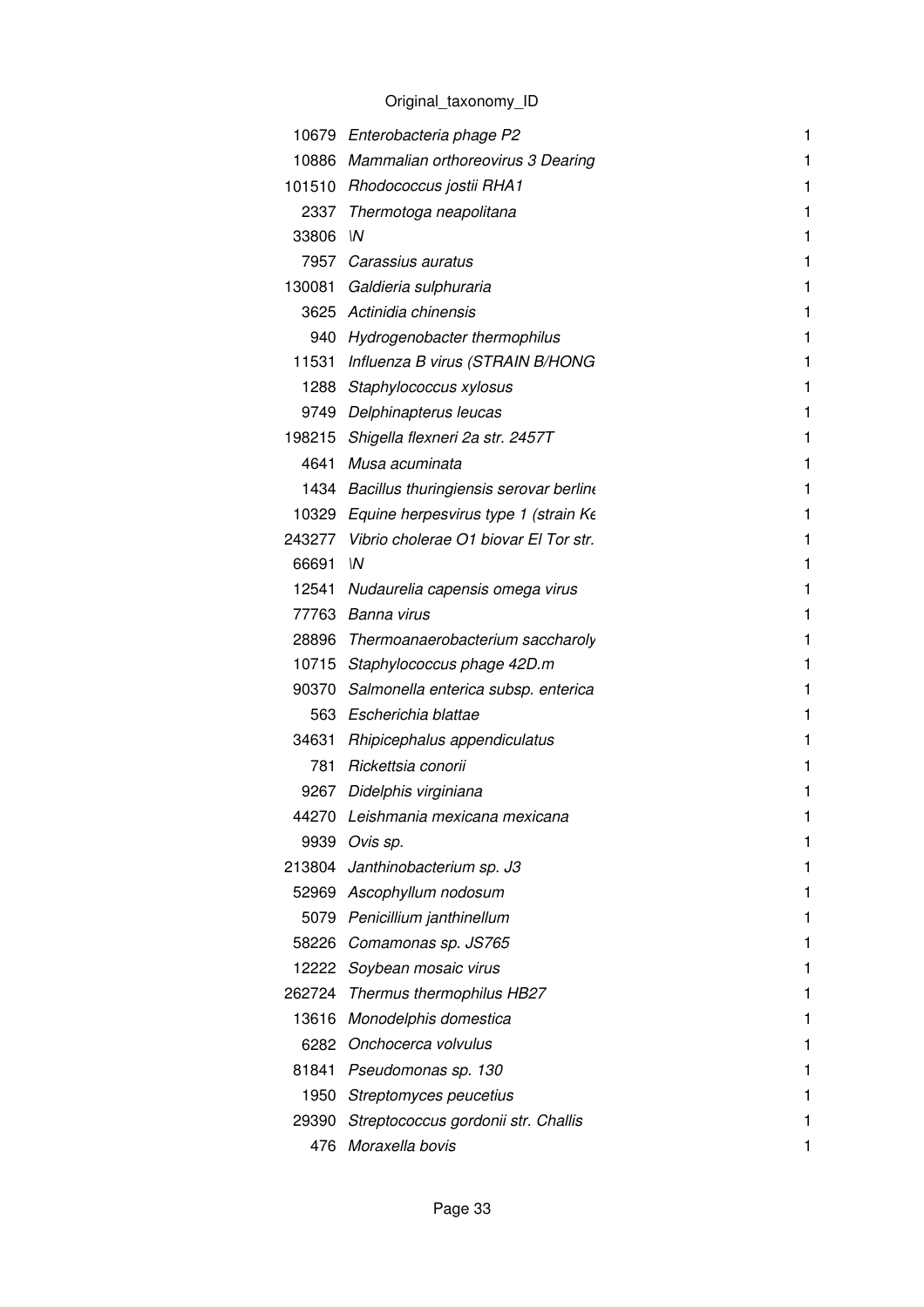Original_taxonomy_ID

| | | |
|---|---|---|
| 10679 | *Enterobacteria phage P2* | 1 |
| 10886 | *Mammalian orthoreovirus 3 Dearing* | 1 |
| 101510 | *Rhodococcus jostii RHA1* | 1 |
| 2337 | *Thermotoga neapolitana* | 1 |
| 33806 | *\N* | 1 |
| 7957 | *Carassius auratus* | 1 |
| 130081 | *Galdieria sulphuraria* | 1 |
| 3625 | *Actinidia chinensis* | 1 |
| 940 | *Hydrogenobacter thermophilus* | 1 |
| 11531 | *Influenza B virus (STRAIN B/HONG* | 1 |
| 1288 | *Staphylococcus xylosus* | 1 |
| 9749 | *Delphinapterus leucas* | 1 |
| 198215 | *Shigella flexneri 2a str. 2457T* | 1 |
| 4641 | *Musa acuminata* | 1 |
| 1434 | *Bacillus thuringiensis serovar berline* | 1 |
| 10329 | *Equine herpesvirus type 1 (strain Ke* | 1 |
| 243277 | *Vibrio cholerae O1 biovar El Tor str.* | 1 |
| 66691 | *\N* | 1 |
| 12541 | *Nudaurelia capensis omega virus* | 1 |
| 77763 | *Banna virus* | 1 |
| 28896 | *Thermoanaerobacterium saccharoly* | 1 |
| 10715 | *Staphylococcus phage 42D.m* | 1 |
| 90370 | *Salmonella enterica subsp. enterica* | 1 |
| 563 | *Escherichia blattae* | 1 |
| 34631 | *Rhipicephalus appendiculatus* | 1 |
| 781 | *Rickettsia conorii* | 1 |
| 9267 | *Didelphis virginiana* | 1 |
| 44270 | *Leishmania mexicana mexicana* | 1 |
| 9939 | *Ovis sp.* | 1 |
| 213804 | *Janthinobacterium sp. J3* | 1 |
| 52969 | *Ascophyllum nodosum* | 1 |
| 5079 | *Penicillium janthinellum* | 1 |
| 58226 | *Comamonas sp. JS765* | 1 |
| 12222 | *Soybean mosaic virus* | 1 |
| 262724 | *Thermus thermophilus HB27* | 1 |
| 13616 | *Monodelphis domestica* | 1 |
| 6282 | *Onchocerca volvulus* | 1 |
| 81841 | *Pseudomonas sp. 130* | 1 |
| 1950 | *Streptomyces peucetius* | 1 |
| 29390 | *Streptococcus gordonii str. Challis* | 1 |
| 476 | *Moraxella bovis* | 1 |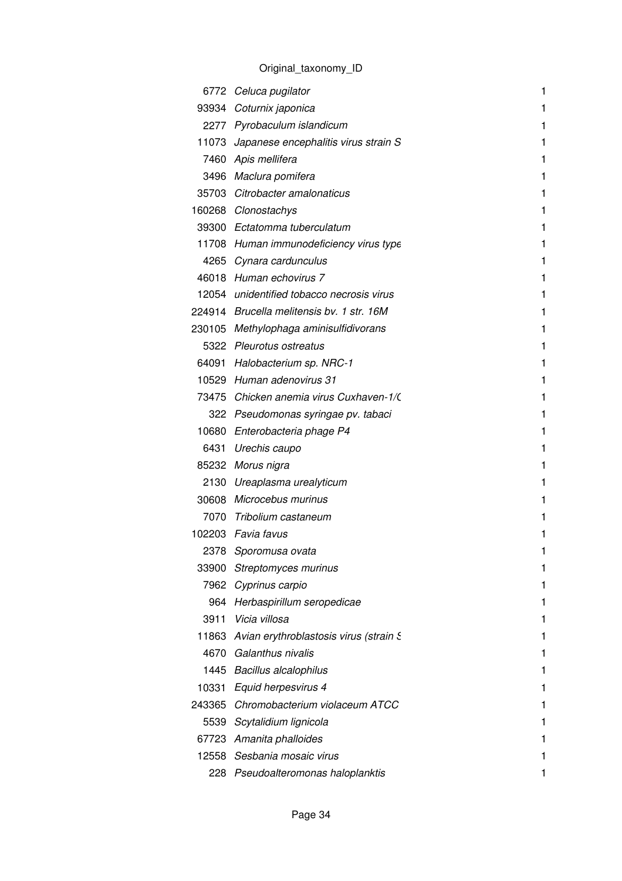Original_taxonomy_ID

| | | |
|---|---|---|
| 6772 | *Celuca pugilator* | 1 |
| 93934 | *Coturnix japonica* | 1 |
| 2277 | *Pyrobaculum islandicum* | 1 |
| 11073 | *Japanese encephalitis virus strain S* | 1 |
| 7460 | *Apis mellifera* | 1 |
| 3496 | *Maclura pomifera* | 1 |
| 35703 | *Citrobacter amalonaticus* | 1 |
| 160268 | *Clonostachys* | 1 |
| 39300 | *Ectatomma tuberculatum* | 1 |
| 11708 | *Human immunodeficiency virus type* | 1 |
| 4265 | *Cynara cardunculus* | 1 |
| 46018 | *Human echovirus 7* | 1 |
| 12054 | *unidentified tobacco necrosis virus* | 1 |
| 224914 | *Brucella melitensis bv. 1 str. 16M* | 1 |
| 230105 | *Methylophaga aminisulfidivorans* | 1 |
| 5322 | *Pleurotus ostreatus* | 1 |
| 64091 | *Halobacterium sp. NRC-1* | 1 |
| 10529 | *Human adenovirus 31* | 1 |
| 73475 | *Chicken anemia virus Cuxhaven-1/C* | 1 |
| 322 | *Pseudomonas syringae pv. tabaci* | 1 |
| 10680 | *Enterobacteria phage P4* | 1 |
| 6431 | *Urechis caupo* | 1 |
| 85232 | *Morus nigra* | 1 |
| 2130 | *Ureaplasma urealyticum* | 1 |
| 30608 | *Microcebus murinus* | 1 |
| 7070 | *Tribolium castaneum* | 1 |
| 102203 | *Favia favus* | 1 |
| 2378 | *Sporomusa ovata* | 1 |
| 33900 | *Streptomyces murinus* | 1 |
| 7962 | *Cyprinus carpio* | 1 |
| 964 | *Herbaspirillum seropedicae* | 1 |
| 3911 | *Vicia villosa* | 1 |
| 11863 | *Avian erythroblastosis virus (strain S* | 1 |
| 4670 | *Galanthus nivalis* | 1 |
| 1445 | *Bacillus alcalophilus* | 1 |
| 10331 | *Equid herpesvirus 4* | 1 |
| 243365 | *Chromobacterium violaceum ATCC* | 1 |
| 5539 | *Scytalidium lignicola* | 1 |
| 67723 | *Amanita phalloides* | 1 |
| 12558 | *Sesbania mosaic virus* | 1 |
| 228 | *Pseudoalteromonas haloplanktis* | 1 |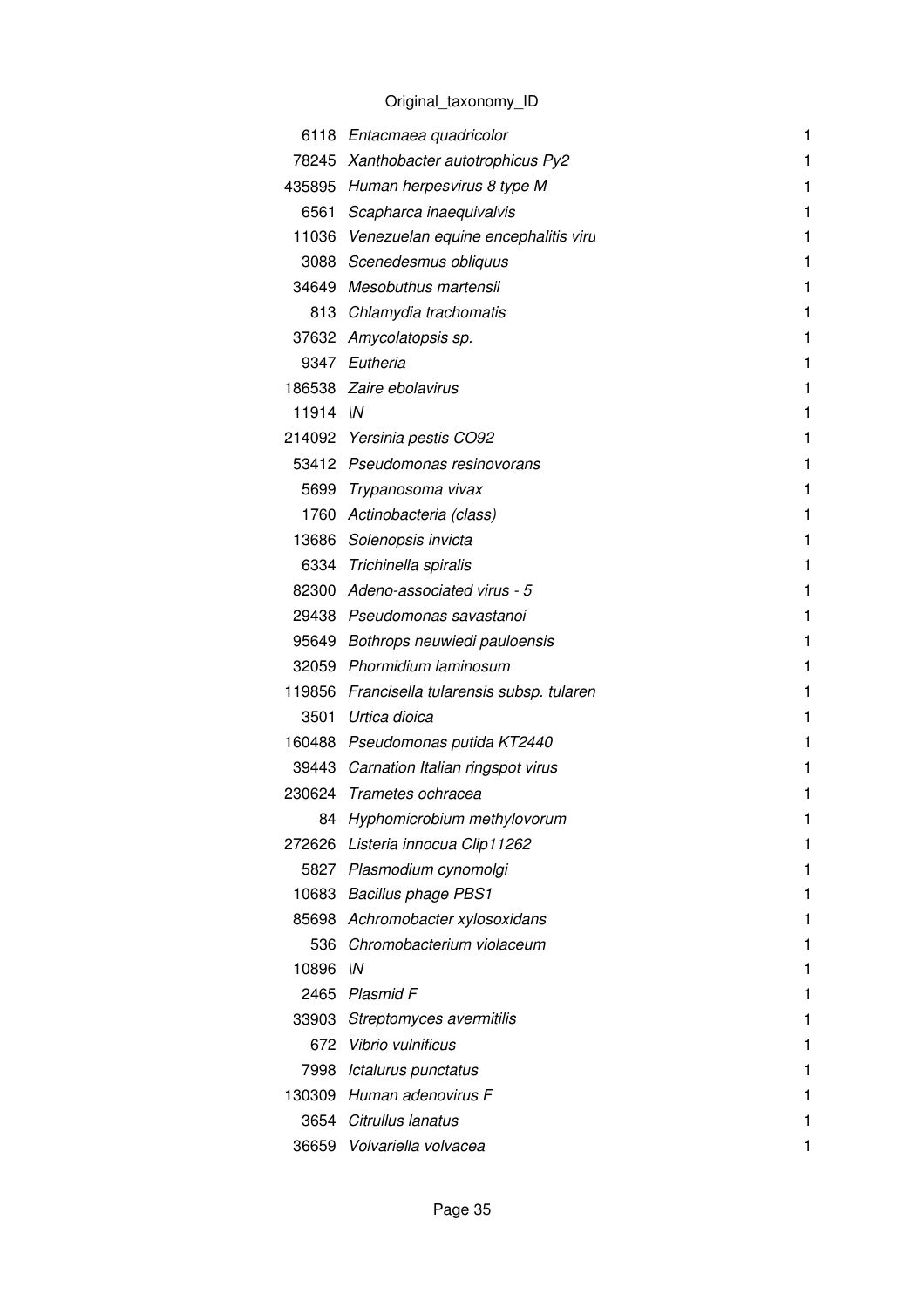Original_taxonomy_ID

| | | |
|---|---|---|
| 6118 | *Entacmaea quadricolor* | 1 |
| 78245 | *Xanthobacter autotrophicus Py2* | 1 |
| 435895 | *Human herpesvirus 8 type M* | 1 |
| 6561 | *Scapharca inaequivalvis* | 1 |
| 11036 | *Venezuelan equine encephalitis viru* | 1 |
| 3088 | *Scenedesmus obliquus* | 1 |
| 34649 | *Mesobuthus martensii* | 1 |
| 813 | *Chlamydia trachomatis* | 1 |
| 37632 | *Amycolatopsis sp.* | 1 |
| 9347 | *Eutheria* | 1 |
| 186538 | *Zaire ebolavirus* | 1 |
| 11914 | *\N* | 1 |
| 214092 | *Yersinia pestis CO92* | 1 |
| 53412 | *Pseudomonas resinovorans* | 1 |
| 5699 | *Trypanosoma vivax* | 1 |
| 1760 | *Actinobacteria (class)* | 1 |
| 13686 | *Solenopsis invicta* | 1 |
| 6334 | *Trichinella spiralis* | 1 |
| 82300 | *Adeno-associated virus - 5* | 1 |
| 29438 | *Pseudomonas savastanoi* | 1 |
| 95649 | *Bothrops neuwiedi pauloensis* | 1 |
| 32059 | *Phormidium laminosum* | 1 |
| 119856 | *Francisella tularensis subsp. tularen* | 1 |
| 3501 | *Urtica dioica* | 1 |
| 160488 | *Pseudomonas putida KT2440* | 1 |
| 39443 | *Carnation Italian ringspot virus* | 1 |
| 230624 | *Trametes ochracea* | 1 |
| 84 | *Hyphomicrobium methylovorum* | 1 |
| 272626 | *Listeria innocua Clip11262* | 1 |
| 5827 | *Plasmodium cynomolgi* | 1 |
| 10683 | *Bacillus phage PBS1* | 1 |
| 85698 | *Achromobacter xylosoxidans* | 1 |
| 536 | *Chromobacterium violaceum* | 1 |
| 10896 | *\N* | 1 |
| 2465 | *Plasmid F* | 1 |
| 33903 | *Streptomyces avermitilis* | 1 |
| 672 | *Vibrio vulnificus* | 1 |
| 7998 | *Ictalurus punctatus* | 1 |
| 130309 | *Human adenovirus F* | 1 |
| 3654 | *Citrullus lanatus* | 1 |
| 36659 | *Volvariella volvacea* | 1 |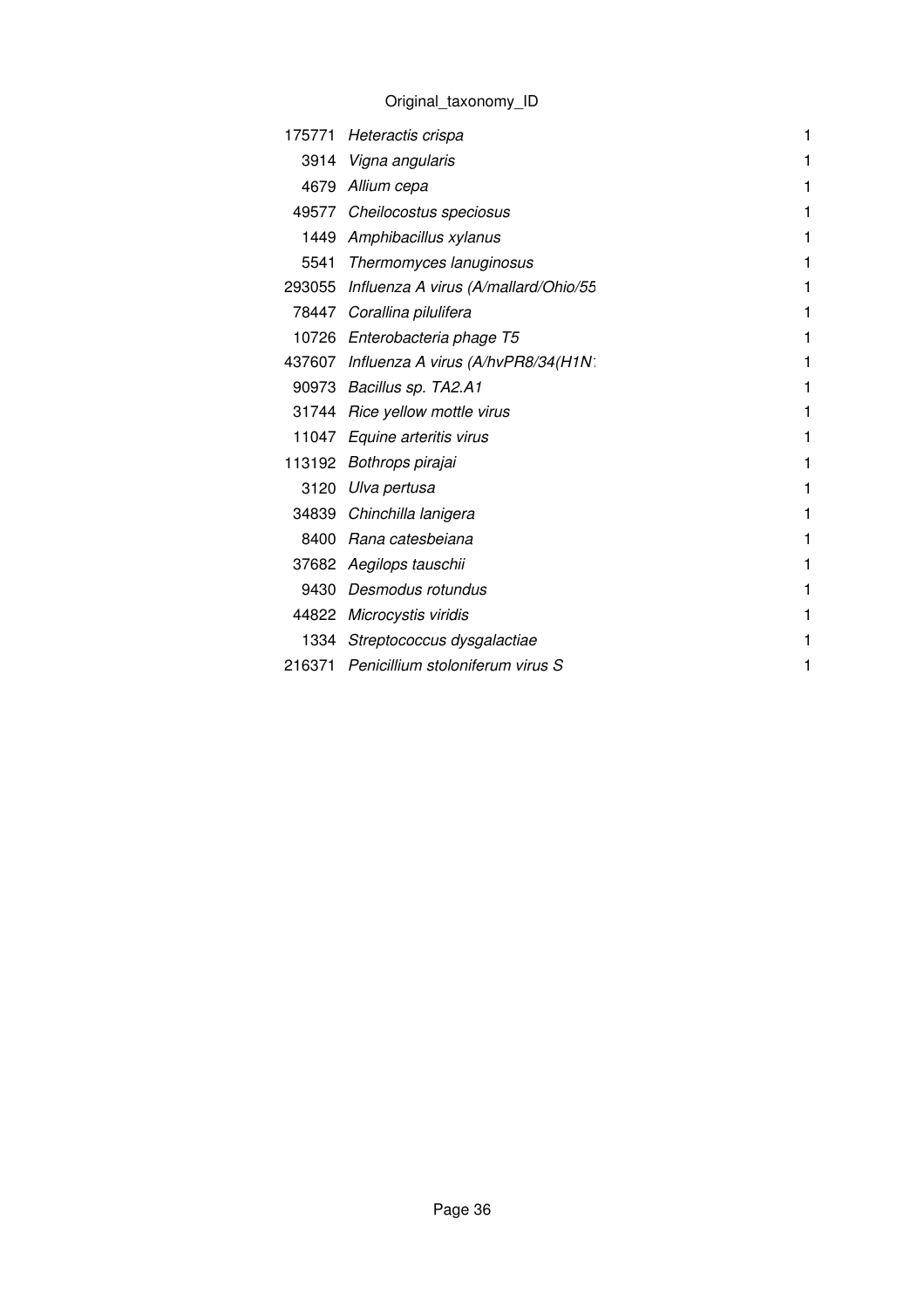Original_taxonomy_ID

| | | |
|---|---|---|
| 175771 | *Heteractis crispa* | 1 |
| 3914 | *Vigna angularis* | 1 |
| 4679 | *Allium cepa* | 1 |
| 49577 | *Cheilocostus speciosus* | 1 |
| 1449 | *Amphibacillus xylanus* | 1 |
| 5541 | *Thermomyces lanuginosus* | 1 |
| 293055 | *Influenza A virus (A/mallard/Ohio/55* | 1 |
| 78447 | *Corallina pilulifera* | 1 |
| 10726 | *Enterobacteria phage T5* | 1 |
| 437607 | *Influenza A virus (A/hvPR8/34(H1N* | 1 |
| 90973 | *Bacillus sp. TA2.A1* | 1 |
| 31744 | *Rice yellow mottle virus* | 1 |
| 11047 | *Equine arteritis virus* | 1 |
| 113192 | *Bothrops pirajai* | 1 |
| 3120 | *Ulva pertusa* | 1 |
| 34839 | *Chinchilla lanigera* | 1 |
| 8400 | *Rana catesbeiana* | 1 |
| 37682 | *Aegilops tauschii* | 1 |
| 9430 | *Desmodus rotundus* | 1 |
| 44822 | *Microcystis viridis* | 1 |
| 1334 | *Streptococcus dysgalactiae* | 1 |
| 216371 | *Penicillium stoloniferum virus S* | 1 |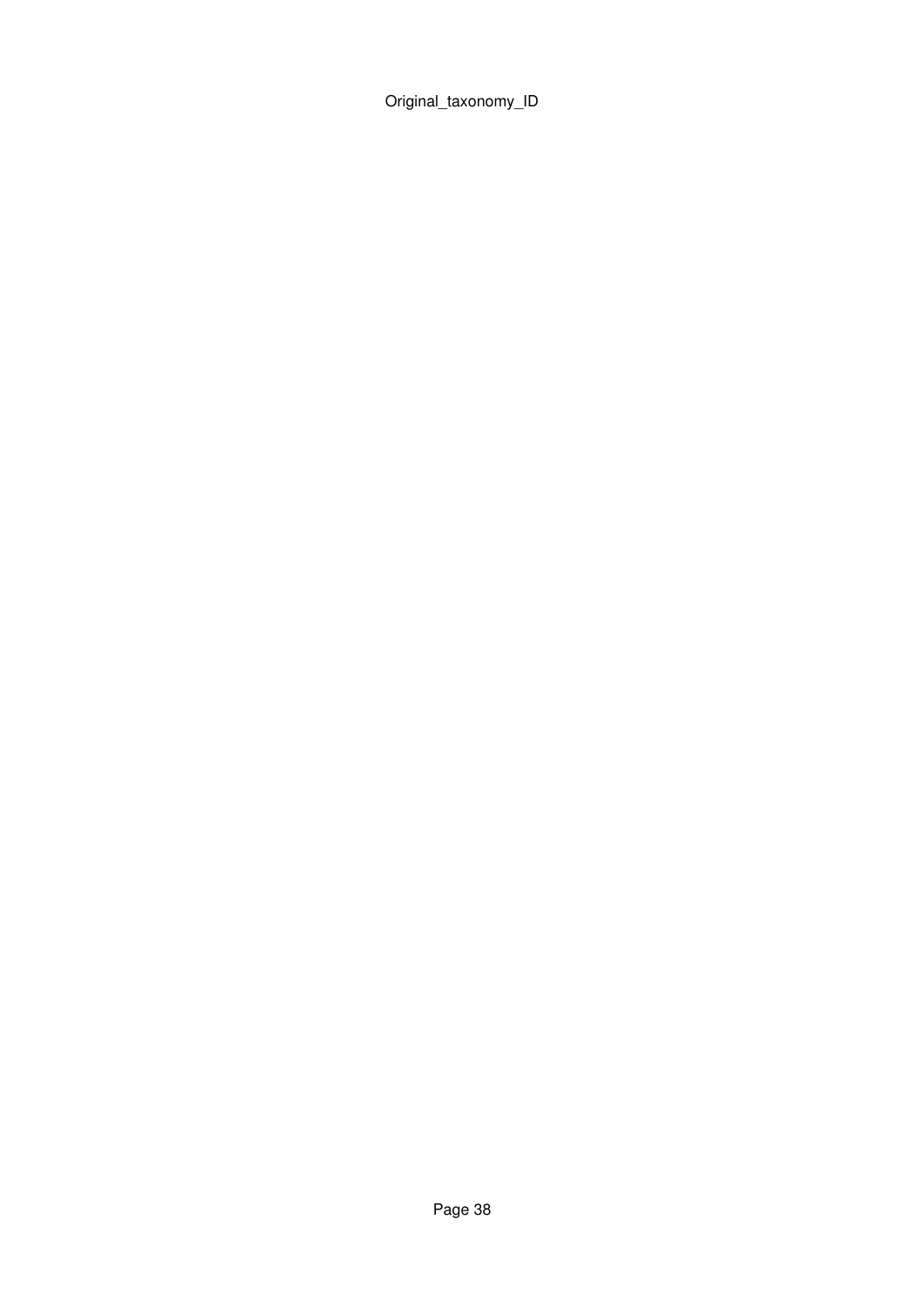Original_taxonomy_ID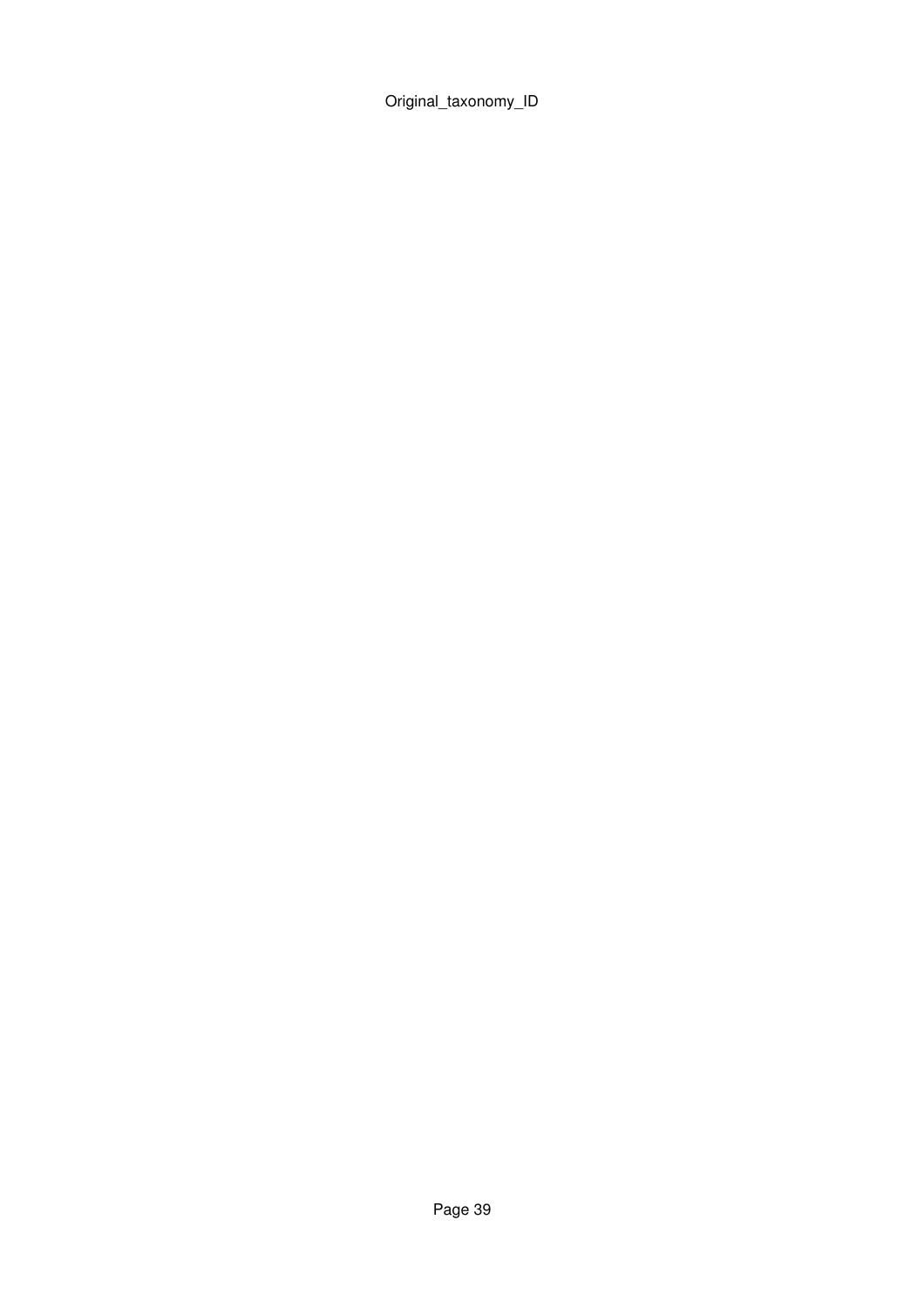Original_taxonomy_ID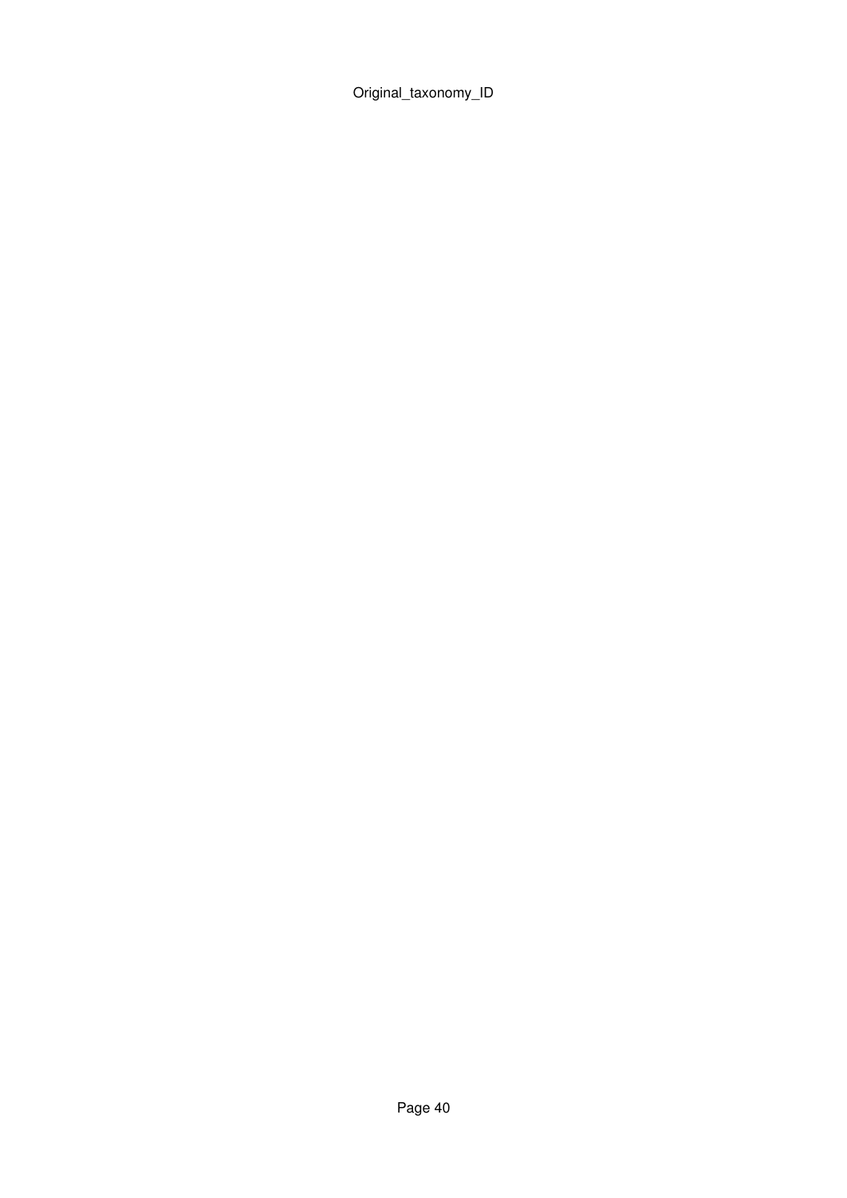Original_taxonomy_ID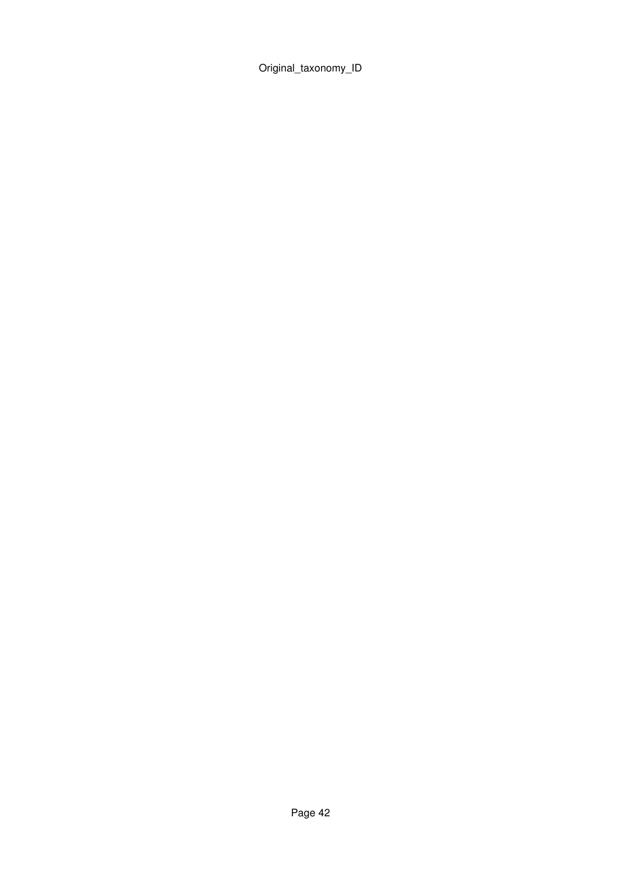Original_taxonomy_ID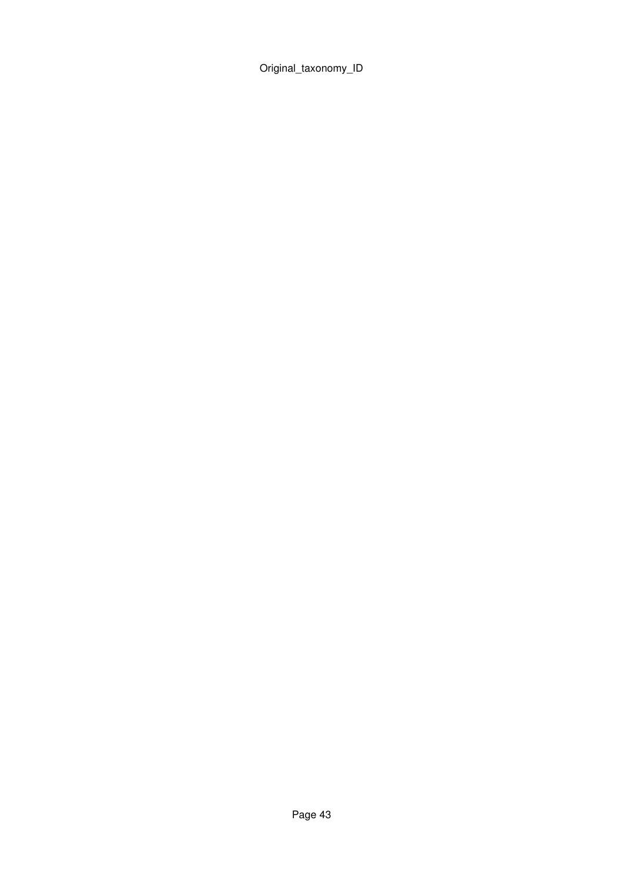Original_taxonomy_ID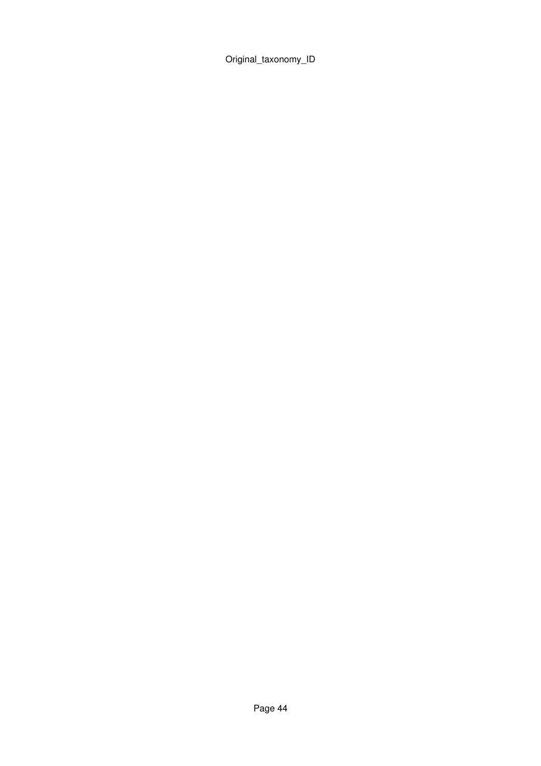Original_taxonomy_ID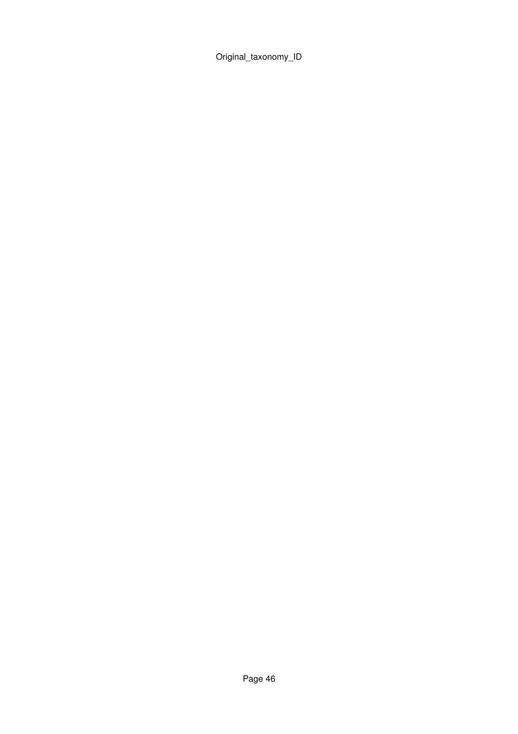Original_taxonomy_ID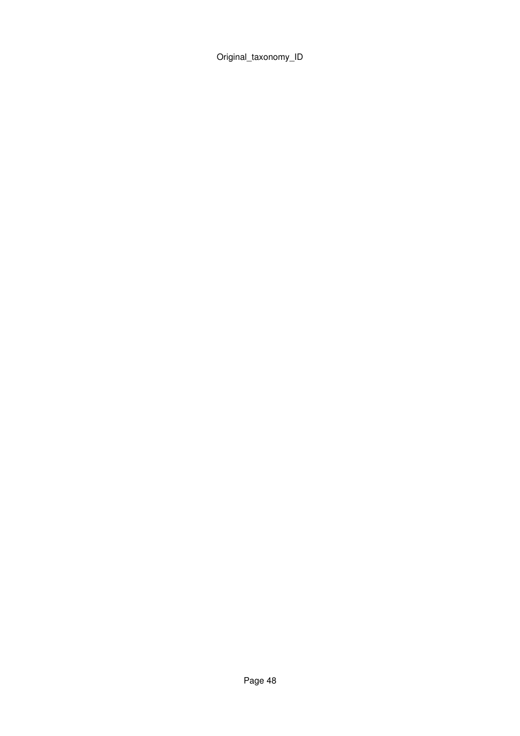Original_taxonomy_ID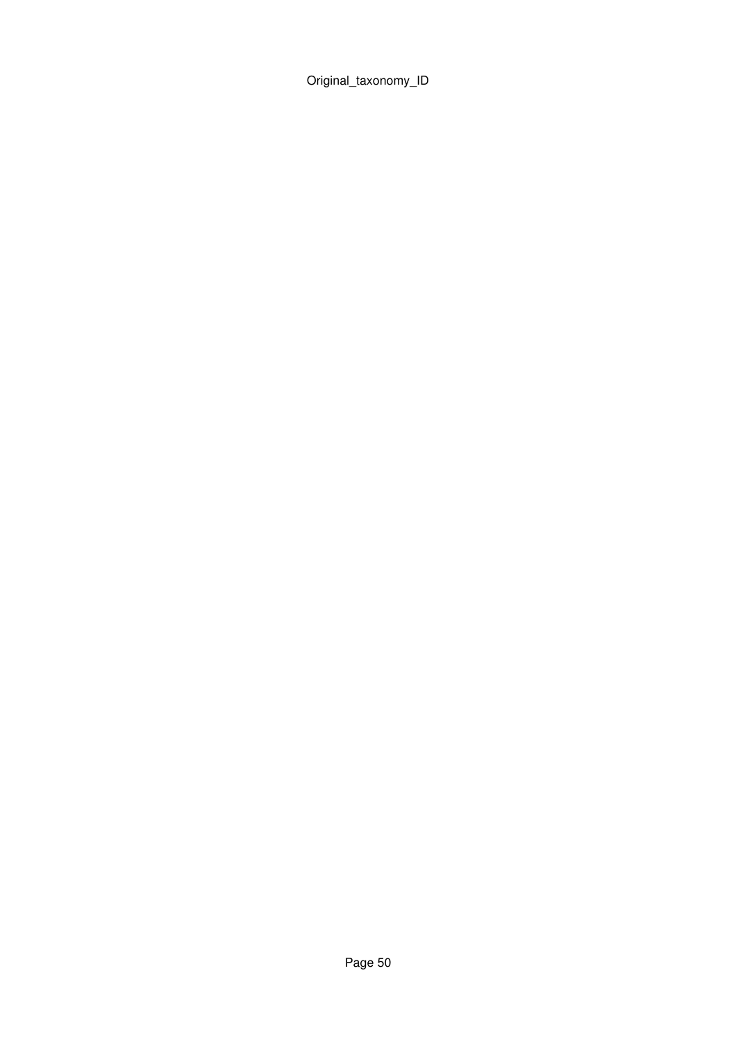Original_taxonomy_ID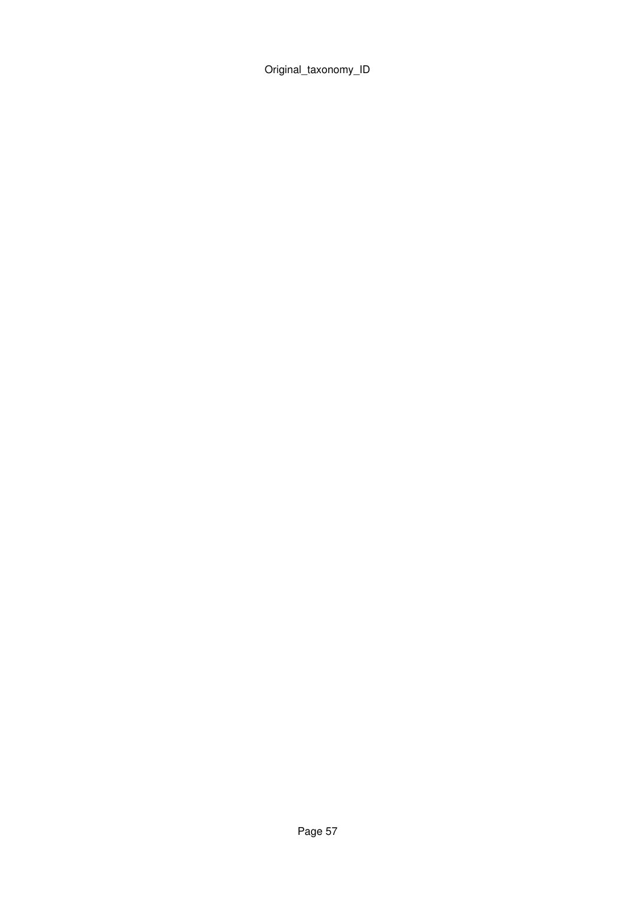Original_taxonomy_ID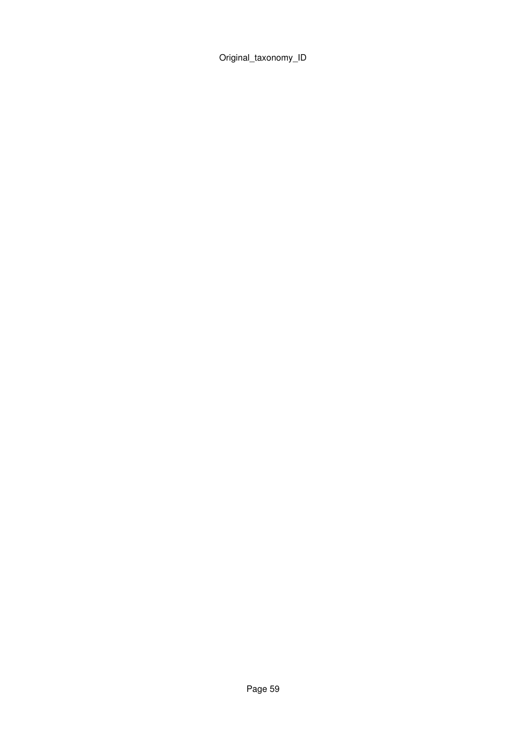Original_taxonomy_ID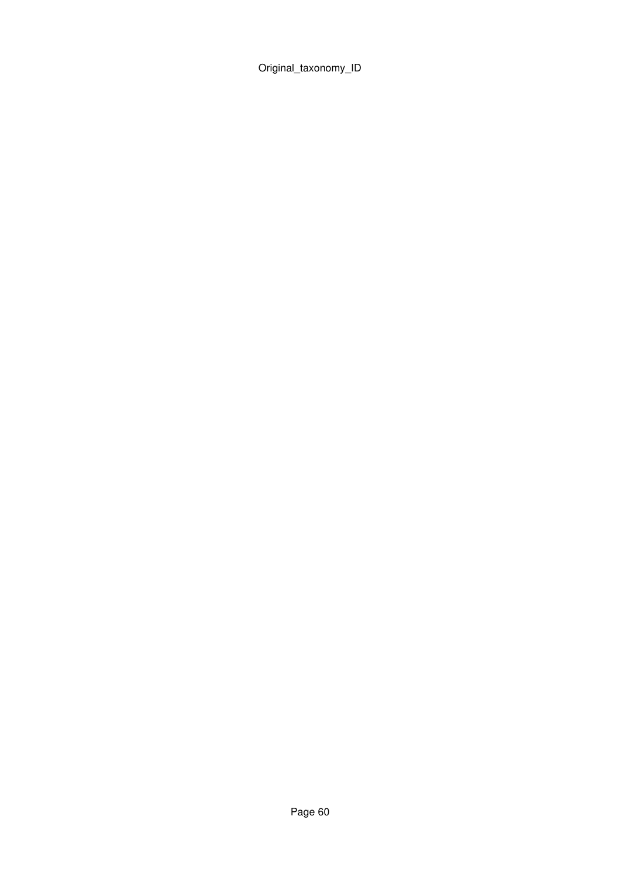Original_taxonomy_ID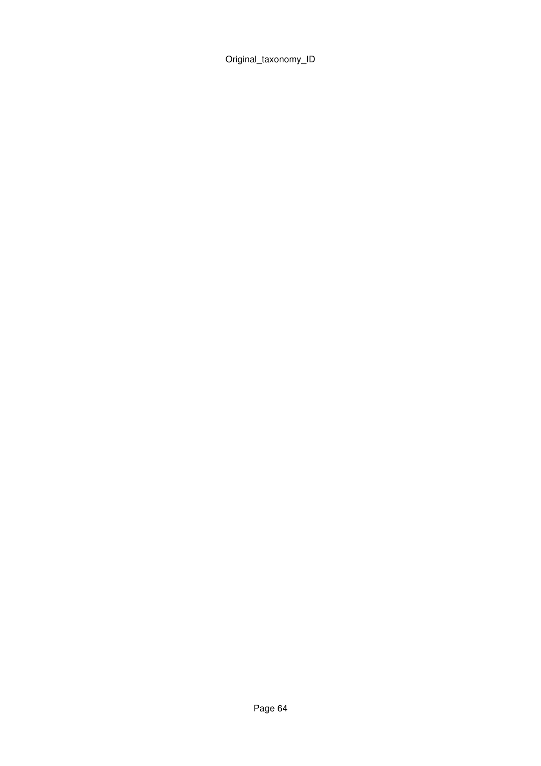Original_taxonomy_ID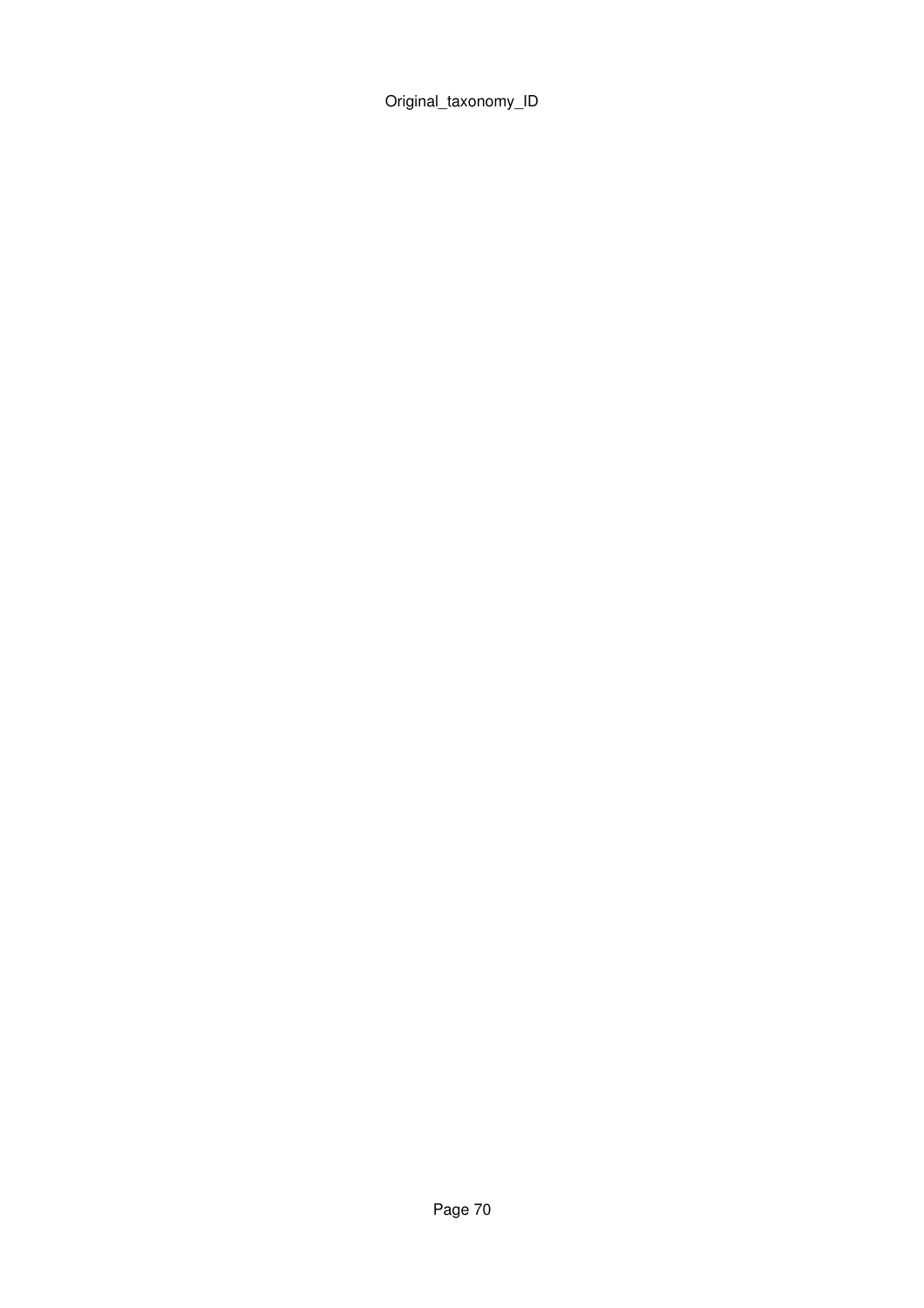Original_taxonomy_ID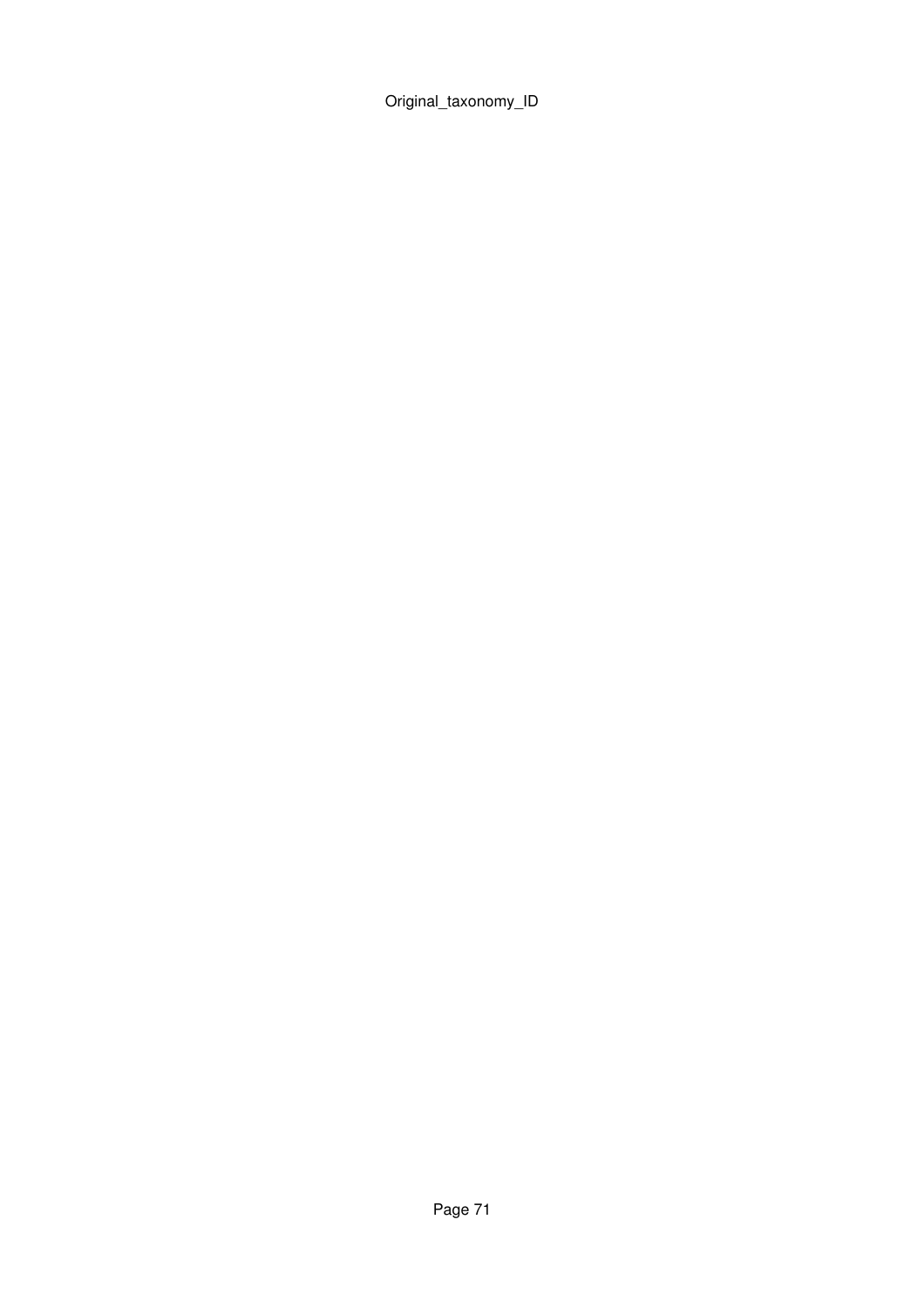Original_taxonomy_ID